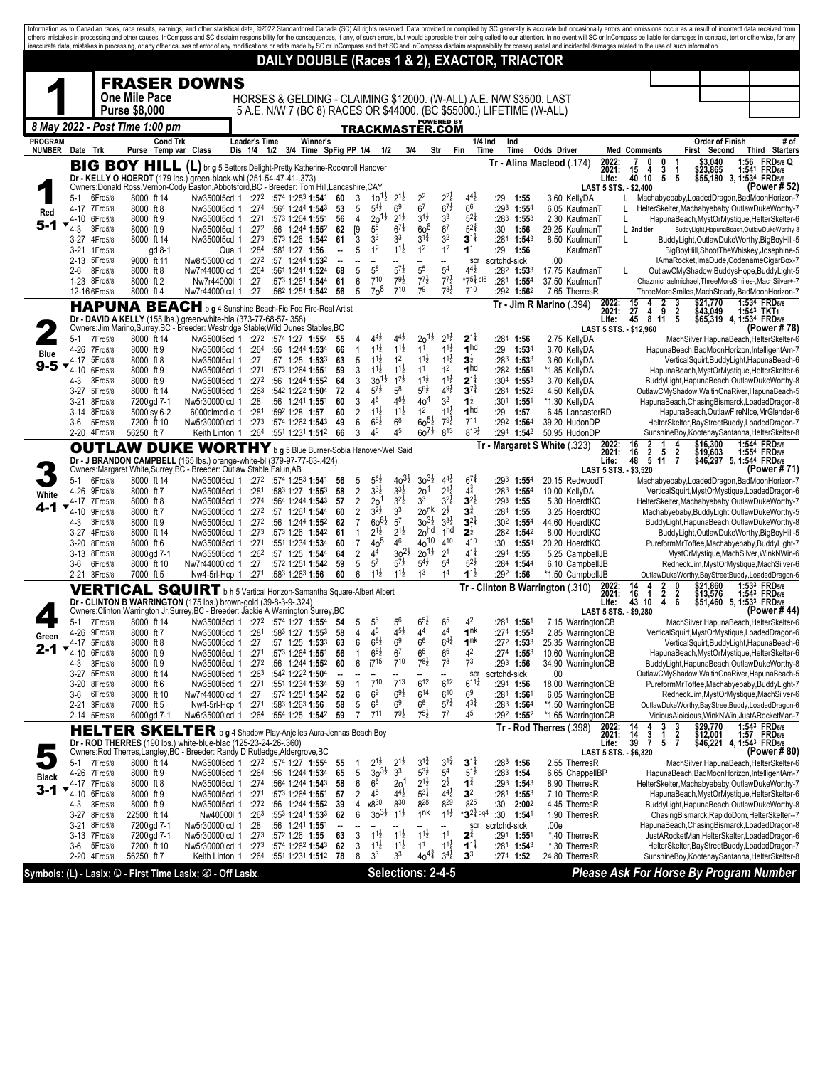Information as to Canadian races, race results, earnings, and other statistical data, ©2022 Standardbred Canada (SC).All rights reserved. Data provided or compiled by SC generally is accurate but occasionally errors and omissions occur as a result of incorrect data received from others, mistakes in processing and other causes. InCompass and SC disclaim responsibility for the consequences, if any, of such errors, but would appreciate their being called to our attention. In no event will SC or InCompass be liable for damages in contract, tort or otherwise, for any inaccurate data, mistakes in processing, or any other causes of error of any modifications or edits made by SC or InCompass and that SC and InCompass disclaim responsibility for consequential and incidental damages related to the use of such information.

# DAILY DOUBLE (Races 1 & 2), EXACTOR, TRIACTOR

## 1 — FRASER DOWNS

**One Mile Pace — Purse $8,000**

HORSES & GELDING - CLAIMING $12000. (W-ALL) A.E. N/W $3500. LAST 5 A.E. N/W 7 (BC 8) RACES OR $44000. (BC $55000.) LIFETIME (W-ALL)

**8 May 2022 - Post Time 1:00 pm** — TRACKMASTER.COM

---

### 1 Red 5-1 — BIG BOY HILL (L) br g 5 Bettors Delight-Pretty Katherine-Rocknroll Hanover

Dr - KELLY O HOERDT (179 lbs.) green-black-whi (251-54-47-41-.373)
Owners:Donald Ross,Vernon-Cody Easton,Abbotsford,BC - Breeder: Tom Hill,Lancashire,CAY
Tr - Alina Macleod (.174)

2022: 7 0 0 1 $3,040 1:56 FRD5/8 Q
2021: 15 4 3 1 $23,865 1:541 FRD5/8
Life: 40 10 5 5 $55,180 3, 1:534 FRD5/8
LAST 5 STS. - $2,400 (Power # 52)

| Date Trk | Purse | Cond Trk | Class | Leader's Time | SpFig | PP | 1/4 | 1/2 | 3/4 | Str | Fin | 1/4 Ind | Ind | Odds Driver | Med Comments / Order of Finish |
|---|---|---|---|---|---|---|---|---|---|---|---|---|---|---|---|
| 5-1 6Frd5/8 | 8000 | ft 14 | Nw3500l5cd 1 | :272 :574 1:253 1:541 | 60 | 3 | 10 1½ | 2 1½ | 2² | 2 2½ | 4 4½ | :29 | 1:55 | 3.60 KellyDA | L Machabyebaby,LoadedDragon,BadMoonHorizon-7 |
| 4-17 7Frd5/8 | 8000 | ft 8 | Nw3500l5cd 1 | :274 :564 1:244 1:543 | 53 | 5 | 5 4½ | 6⁹ | 6⁷ | 6 7½ | 6⁶ | :293 | 1:554 | 6.05 KaufmanT | L HelterSkelter,Machabyebaby,OutlawDukeWorthy-7 |
| 4-10 6Frd5/8 | 8000 | ft 9 | Nw3500l5cd 1 | :271 :573 1:264 1:551 | 56 | 4 | 2o 1½ | 2 1½ | 3 1½ | 3³ | 5 2¼ | :283 | 1:553 | 2.30 KaufmanT | L HapunaBeach,MystOrMystique,HelterSkelter-6 |
| 4-3 3Frd5/8 | 8000 | ft 9 | Nw3500l5cd 1 | :272 :56 1:244 1:552 | 62 | [9 | 5⁵ | 6 7¼ | 6o⁶ | 6⁷ | 5 2¾ | :30 | 1:56 | 29.25 KaufmanT | L 2nd tier BuddyLight,HapunaBeach,OutlawDukeWorthy-8 |
| 3-27 4Frd5/8 | 8000 | ft 14 | Nw3500l5cd 1 | :273 :573 1:26 1:542 | 61 | 3 | 3³ | 3³ | 3 1¾ | 3² | 3 1¼ | :281 | 1:543 | 8.50 KaufmanT | L BuddyLight,OutlawDukeWorthy,BigBoyHill-5 |
| 3-21 1Frd5/8 | | gd 8-1 | Qua 1 | :284 :581 1:27 1:56 | -- | 5 | 1² | 1 1½ | 1² | 1² | 1¹ | :29 | 1:56 | KaufmanT | BigBoyHill,ShootTheWhiskey,Josephine-5 |
| 2-13 5Frd5/8 | 9000 | ft 11 | Nw8r55000lcd 1 | :272 :57 1:244 1:532 | -- | | -- | -- | -- | -- | scr | scrtchd-sick | | .00 | IAmaRocket,ImaDude,CodenameCigarBox-7 |
| 2-6 8Frd5/8 | 8000 | ft 8 | Nw7r44000lcd 1 | :264 :561 1:241 1:524 | 68 | 5 | 5⁸ | 5 7½ | 5⁵ | 5⁴ | 4 4½ | :282 | 1:533 | 17.75 KaufmanT | L OutlawCMyShadow,BuddysHope,BuddyLight-5 |
| 1-23 8Frd5/8 | 8000 | ft 2 | Nw7r44000l 1 | :27 :573 1:261 1:544 | 61 | 6 | 7¹⁰ | 7 9½ | 7 7½ | 7 7½ | *7 5¼ pl6 | :281 | 1:554 | 37.50 KaufmanT | Chazmichaelmichael,ThreeMoreSmiles-,MachSilver+-7 |
| 12-16 6Frd5/8 | 8000 | ft 4 | Nw7r44000lcd 1 | :27 :562 1:251 1:542 | 56 | 5 | 7o⁸ | 7¹⁰ | 7⁹ | 7 8½ | 7¹⁰ | :292 | 1:562 | 7.65 TherresR | ThreeMoreSmiles,MachSteady,BadMoonHorizon-7 |

---

### 2 Blue 9-5 — HAPUNA BEACH b g 4 Sunshine Beach-Fie Foe Fire-Real Artist

Dr - DAVID A KELLY (155 lbs.) green-white-bla (373-77-68-57-.358)
Owners:Jim Marino,Surrey,BC - Breeder: Westridge Stable;Wild Dunes Stables,BC
Tr - Jim R Marino (.394)

2022: 15 4 2 3 $21,770 1:534 FRD5/8
2021: 27 4 9 2 $43,049 1:543 TKT1
Life: 45 8 11 5 $65,319 4, 1:534 FRD5/8
LAST 5 STS. - $12,960 (Power # 78)

| Date Trk | Purse | Cond Trk | Class | Leader's Time | SpFig | PP | 1/4 | 1/2 | 3/4 | Str | Fin | 1/4 Ind | Ind | Odds Driver | Med Comments / Order of Finish |
|---|---|---|---|---|---|---|---|---|---|---|---|---|---|---|---|
| 5-1 7Frd5/8 | 8000 | ft 14 | Nw3500l5cd 1 | :272 :574 1:27 1:554 | 55 | 4 | 4 4½ | 4 4½ | 2o 1½ | 2 1½ | 2 1¼ | :284 | 1:56 | 2.75 KellyDA | MachSilver,HapunaBeach,HelterSkelter-6 |
| 4-26 7Frd5/8 | 8000 | ft 9 | Nw3500l5cd 1 | :264 :56 1:244 1:534 | 66 | 1 | 1 1½ | 1 1½ | 1¹ | 1 1½ | 1hd | :29 | 1:534 | 3.70 KellyDA | HapunaBeach,BadMoonHorizon,IntelligentAm-7 |
| 4-17 5Frd5/8 | 8000 | ft 8 | Nw3500l5cd 1 | :27 :57 1:25 1:533 | 63 | 5 | 1 1½ | 1² | 1 1½ | 1 1½ | 3½ | :283 | 1:533 | 3.60 KellyDA | VerticalSquirt,BuddyLight,HapunaBeach-6 |
| 4-10 6Frd5/8 | 8000 | ft 9 | Nw3500l5cd 1 | :271 :573 1:264 1:551 | 59 | 3 | 1 1½ | 1 1½ | 1¹ | 1² | 1hd | :282 | 1:551 | *1.85 KellyDA | HapunaBeach,MystOrMystique,HelterSkelter-6 |
| 4-3 3Frd5/8 | 8000 | ft 9 | Nw3500l5cd 1 | :272 :56 1:244 1:552 | 64 | 3 | 3o 1½ | 1 2½ | 1 1½ | 1 1½ | 2 1¼ | :304 | 1:553 | 3.70 KellyDA | BuddyLight,HapunaBeach,OutlawDukeWorthy-8 |
| 3-27 5Frd5/8 | 8000 | ft 14 | Nw3500l5cd 1 | :263 :542 1:222 1:504 | 72 | 4 | 5 7½ | 5⁸ | 5 6½ | 4 9½ | 3 7¾ | :284 | 1:522 | 4.50 KellyDA | OutlawCMyShadow,WaitinOnaRiver,HapunaBeach-5 |
| 3-21 8Frd5/8 | 7200 | gd 7-1 | Nw5r30000lcd 1 | :28 :56 1:241 1:551 | 60 | 3 | 4⁶ | 4 5½ | 4o⁴ | 3² | 1½ | :301 | 1:551 | *1.30 KellyDA | HapunaBeach,ChasingBismarck,LoadedDragon-8 |
| 3-14 8Frd5/8 | 5000 | sy 6-2 | 6000clmcd-c 1 | :281 :592 1:28 1:57 | 60 | 2 | 1 1½ | 1 1½ | 1² | 1 1½ | 1hd | :29 | 1:57 | 6.45 LancasterRD | HapunaBeach,OutlawFireNIce,MrGlender-6 |
| 3-6 5Frd5/8 | 7200 | ft 10 | Nw5r30000lcd 1 | :273 :574 1:262 1:543 | 49 | 6 | 6 8½ | 6⁸ | 6o 5½ | 7 9½ | 7¹¹ | :292 | 1:564 | 39.20 HudonDP | HelterSkelter,BayStreetBuddy,LoadedDragon-7 |
| 2-20 4Frd5/8 | 56250 | ft 7 | Keith Linton 1 | :264 :551 1:231 1:512 | 66 | 3 | 4⁵ | 4⁵ | 6o 7½ | 8¹³ | 8 15½ | :294 | 1:542 | 50.95 HudonDP | SunshineBoy,KootenaySantanna,HelterSkelter-8 |

---

### 3 White 4-1 — OUTLAW DUKE WORTHY b g 5 Blue Burner-Sobia Hanover-Well Said

Dr - J BRANDON CAMPBELL (165 lbs.) orange-white-bl (379-97-77-63-.424)
Owners:Margaret White,Surrey,BC - Breeder: Outlaw Stable,Falun,AB
Tr - Margaret S White (.323)

2022: 16 2 1 4 $16,300 1:544 FRD5/8
2021: 16 2 5 2 $19,603 1:554 FRD5/8
Life: 48 5 11 7 $46,297 5, 1:544 FRD5/8
LAST 5 STS. - $3,520 (Power # 71)

| Date Trk | Purse | Cond Trk | Class | Leader's Time | SpFig | PP | 1/4 | 1/2 | 3/4 | Str | Fin | 1/4 Ind | Ind | Odds Driver | Med Comments / Order of Finish |
|---|---|---|---|---|---|---|---|---|---|---|---|---|---|---|---|
| 5-1 6Frd5/8 | 8000 | ft 14 | Nw3500l5cd 1 | :272 :574 1:253 1:541 | 56 | 5 | 5 6½ | 4o 3½ | 3o 3½ | 4 4½ | 6 7¾ | :293 | 1:554 | 20.15 RedwoodT | Machabyebaby,LoadedDragon,BadMoonHorizon-7 |
| 4-26 9Frd5/8 | 8000 | ft 7 | Nw3500l5cd 1 | :281 :583 1:27 1:553 | 58 | 2 | 3 3½ | 3 3½ | 2o¹ | 2 1½ | 4¾ | :283 | 1:554 | 10.00 KellyDA | VerticalSquirt,MystOrMystique,LoadedDragon-6 |
| 4-17 7Frd5/8 | 8000 | ft 8 | Nw3500l5cd 1 | :274 :564 1:244 1:543 | 57 | 2 | 2o¹ | 3 2½ | 3³ | 3 2½ | 3 2½ | :293 | 1:55 | 5.30 HoerdtKO | HelterSkelter,Machabyebaby,OutlawDukeWorthy-7 |
| 4-10 9Frd5/8 | 8000 | ft 7 | Nw3500l5cd 1 | :272 :57 1:261 1:544 | 60 | 2 | 3 2½ | 3³ | 2onk | 2½ | 3¾ | :284 | 1:55 | 3.25 HoerdtKO | Machabyebaby,BuddyLight,OutlawDukeWorthy-5 |
| 4-3 3Frd5/8 | 8000 | ft 9 | Nw3500l5cd 1 | :272 :56 1:244 1:552 | 62 | 7 | 6o 6½ | 5⁷ | 3o 3½ | 3 3½ | 3 2½ | :302 | 1:554 | 44.60 HoerdtKO | BuddyLight,HapunaBeach,OutlawDukeWorthy-8 |
| 3-27 4Frd5/8 | 8000 | ft 14 | Nw3500l5cd 1 | :273 :573 1:26 1:542 | 61 | 1 | 2 1½ | 2 1½ | 2ohd | 1hd | 2½ | :282 | 1:542 | 8.00 HoerdtKO | BuddyLight,OutlawDukeWorthy,BigBoyHill-5 |
| 3-20 8Frd5/8 | 8000 | ft 6 | Nw3500l5cd 1 | :271 :551 1:234 1:534 | 60 | 7 | 4o⁵ | 4⁶ | i4o¹⁰ | 4¹⁰ | 4¹⁰ | :30 | 1:554 | 20.20 HoerdtKO | PureformMrToffee,Machabyebaby,BuddyLight-7 |
| 3-13 8Frd5/8 | 8000 | gd 7-1 | Nw3550l5cd 1 | :262 :57 1:25 1:544 | 64 | 2 | 4⁴ | 3o 2½ | 2o 1½ | 2¹ | 4 1¾ | :294 | 1:55 | 5.25 CampbellJB | MystOrMystique,MachSilver,WinkNWin-6 |
| 3-6 6Frd5/8 | 8000 | ft 10 | Nw7r44000lcd 1 | :27 :572 1:251 1:542 | 59 | 5 | 5⁷ | 5 7½ | 5 4½ | 5⁴ | 5 2½ | :284 | 1:544 | 6.10 CampbellJB | RedneckJim,MystOrMystique,MachSilver-6 |
| 2-21 3Frd5/8 | 7000 | ft 5 | Nw4-5rl-Hcp 1 | :271 :583 1:263 1:56 | 60 | 6 | 1 1½ | 1 1½ | 1³ | 1⁴ | 1 1½ | :292 | 1:56 | *1.50 CampbellJB | OutlawDukeWorthy,BayStreetBuddy,LoadedDragon-6 |

---

### 4 Green 2-1 — VERTICAL SQUIRT b h 5 Vertical Horizon-Samantha Square-Albert Albert

Dr - CLINTON B WARRINGTON (175 lbs.) brown-gold (39-8-3-9-.324)
Owners:Clinton Warrington Jr,Surrey,BC - Breeder: Jackie A Warrington,Surrey,BC
Tr - Clinton B Warrington (.310)

2022: 16 1 2 0 $21,860 1:533 FRD5/8
2021: 16 1 2 2 $13,576 1:543 FRD5/8
Life: 43 10 4 6 $51,460 5, 1:533 FRD5/8
LAST 5 STS. - $9,280 (Power # 44)

| Date Trk | Purse | Cond Trk | Class | Leader's Time | SpFig | PP | 1/4 | 1/2 | 3/4 | Str | Fin | 1/4 Ind | Ind | Odds Driver | Med Comments / Order of Finish |
|---|---|---|---|---|---|---|---|---|---|---|---|---|---|---|---|
| 5-1 7Frd5/8 | 8000 | ft 14 | Nw3500l5cd 1 | :272 :574 1:27 1:554 | 54 | 5 | 5⁶ | 5⁶ | 6 5½ | 6⁵ | 4² | :281 | 1:561 | 7.15 WarringtonCB | MachSilver,HapunaBeach,HelterSkelter-6 |
| 4-26 9Frd5/8 | 8000 | ft 7 | Nw3500l5cd 1 | :281 :583 1:27 1:553 | 58 | 4 | 4⁵ | 4 5½ | 4⁴ | 4⁴ | 1nk | :274 | 1:553 | 2.85 WarringtonCB | VerticalSquirt,MystOrMystique,LoadedDragon-6 |
| 4-17 5Frd5/8 | 8000 | ft 8 | Nw3500l5cd 1 | :27 :57 1:25 1:533 | 63 | 6 | 6 8½ | 6⁹ | 6⁶ | 6 4¾ | 1nk | :272 | 1:533 | 25.35 WarringtonCB | VerticalSquirt,BuddyLight,HapunaBeach-6 |
| 4-10 6Frd5/8 | 8000 | ft 9 | Nw3500l5cd 1 | :271 :573 1:264 1:551 | 56 | 1 | 6 8½ | 6⁷ | 6⁵ | 6⁶ | 4² | :274 | 1:553 | 10.60 WarringtonCB | HapunaBeach,MystOrMystique,HelterSkelter-6 |
| 4-3 3Frd5/8 | 8000 | ft 9 | Nw3500l5cd 1 | :272 :56 1:244 1:552 | 60 | 6 | i7¹⁵ | 7¹⁰ | 7 8½ | 7⁸ | 7³ | :293 | 1:56 | 34.90 WarringtonCB | BuddyLight,HapunaBeach,OutlawDukeWorthy-8 |
| 3-27 5Frd5/8 | 8000 | ft 14 | Nw3500l5cd 1 | :263 :542 1:222 1:504 | -- | | -- | -- | -- | -- | scr | scrtchd-sick | | .00 | OutlawCMyShadow,WaitinOnaRiver,HapunaBeach-5 |
| 3-20 8Frd5/8 | 8000 | ft 6 | Nw3500l5cd 1 | :271 :551 1:234 1:534 | 59 | 1 | 7¹⁰ | 7¹³ | i6¹² | 6¹² | 6 11¼ | :294 | 1:56 | 18.00 WarringtonCB | PureformMrToffee,Machabyebaby,BuddyLight-7 |
| 3-6 6Frd5/8 | 8000 | ft 10 | Nw7r44000lcd 1 | :27 :572 1:251 1:542 | 52 | 6 | 6⁹ | 6 9½ | 6¹⁴ | 6¹⁰ | 6⁹ | :281 | 1:561 | 6.05 WarringtonCB | RedneckJim,MystOrMystique,MachSilver-6 |
| 2-21 3Frd5/8 | 7000 | ft 5 | Nw4-5rl-Hcp 1 | :271 :583 1:263 1:56 | 58 | 5 | 6⁸ | 6⁹ | 6⁸ | 5 7¾ | 4 3¾ | :283 | 1:564 | *1.50 WarringtonCB | OutlawDukeWorthy,BayStreetBuddy,LoadedDragon-6 |
| 2-14 5Frd5/8 | 6000 | gd 7-1 | Nw6r35000lcd 1 | :264 :554 1:25 1:542 | 59 | 7 | 7¹¹ | 7 9½ | 7 5½ | 7⁷ | 4⁵ | :292 | 1:552 | *1.65 WarringtonCB | ViciousAloicious,WinkNWin,JustARocketMan-7 |

---

### 5 Black 3-1 — HELTER SKELTER b g 4 Shadow Play-Anjelles Aura-Jennas Beach Boy

Dr - ROD THERRES (190 lbs.) white-blue-blac (125-23-24-26-.360)
Owners:Rod Therres,Langley,BC - Breeder: Randy D Rutledge,Aldergrove,BC
Tr - Rod Therres (.398)

2022: 14 4 3 3 $29,770 1:543 FRD5/8
2021: 14 3 1 2 $12,001 1:57 FRD5/8
Life: 39 7 5 7 $46,221 4, 1:543 FRD5/8
LAST 5 STS. - $6,320 (Power # 80)

| Date Trk | Purse | Cond Trk | Class | Leader's Time | SpFig | PP | 1/4 | 1/2 | 3/4 | Str | Fin | 1/4 Ind | Ind | Odds Driver | Med Comments / Order of Finish |
|---|---|---|---|---|---|---|---|---|---|---|---|---|---|---|---|
| 5-1 7Frd5/8 | 8000 | ft 14 | Nw3500l5cd 1 | :272 :574 1:27 1:554 | 55 | 1 | 2 1½ | 2 1½ | 3 1¾ | 3 1¾ | 3 1¼ | :283 | 1:56 | 2.55 TherresR | MachSilver,HapunaBeach,HelterSkelter-6 |
| 4-26 7Frd5/8 | 8000 | ft 9 | Nw3500l5cd 1 | :264 :56 1:244 1:534 | 65 | 5 | 3o 3½ | 3³ | 5 3½ | 5⁴ | 5 1½ | :283 | 1:54 | 6.65 ChappellBP | HapunaBeach,BadMoonHorizon,IntelligentAm-7 |
| 4-17 7Frd5/8 | 8000 | ft 8 | Nw3500l5cd 1 | :274 :564 1:244 1:543 | 58 | 6 | 6⁶ | 2o¹ | 2 1½ | 2½ | 1¾ | :293 | 1:543 | 8.90 TherresR | HelterSkelter,Machabyebaby,OutlawDukeWorthy-7 |
| 4-10 6Frd5/8 | 8000 | ft 9 | Nw3500l5cd 1 | :271 :573 1:264 1:551 | 57 | 2 | 4⁵ | 4 4½ | 5 3¾ | 4 4½ | 3² | :281 | 1:553 | 7.10 TherresR | HapunaBeach,MystOrMystique,HelterSkelter-6 |
| 4-3 3Frd5/8 | 8000 | ft 9 | Nw3500l5cd 1 | :272 :56 1:244 1:552 | 39 | 4 | x8³⁰ | 8³⁰ | 8²⁸ | 8²⁹ | 8²⁵ | :30 | 2:002 | 4.45 TherresR | BuddyLight,HapunaBeach,OutlawDukeWorthy-8 |
| 3-27 8Frd5/8 | 22500 | ft 14 | Nw40000l 1 | :263 :553 1:241 1:533 | 62 | 6 | 3o 3½ | 1 1½ | 1nk | 1 1½ | *3 2¾ dq4 | :30 | 1:541 | 1.90 TherresR | ChasingBismarck,RapidoDom,HelterSkelter--7 |
| 3-21 8Frd5/8 | 7200 | gd 7-1 | Nw5r30000lcd 1 | :28 :56 1:241 1:551 | -- | | -- | -- | -- | -- | scr | scrtchd-sick | | .00e | HapunaBeach,ChasingBismarck,LoadedDragon-8 |
| 3-13 7Frd5/8 | 7200 | gd 7-1 | Nw5r30000lcd 1 | :273 :572 1:26 1:55 | 63 | 3 | 1 1½ | 1 1½ | 1 1½ | 1¹ | 2¾ | :291 | 1:551 | *.40 TherresR | JustARocketMan,HelterSkelter,LoadedDragon-6 |
| 3-6 5Frd5/8 | 7200 | ft 10 | Nw5r30000lcd 1 | :273 :574 1:262 1:543 | 62 | 3 | 1 1½ | 1 1½ | 1¹ | 1 1½ | 1 1¼ | :281 | 1:543 | *.30 TherresR | HelterSkelter,BayStreetBuddy,LoadedDragon-7 |
| 2-20 4Frd5/8 | 56250 | ft 7 | Keith Linton 1 | :264 :551 1:231 1:512 | 78 | 8 | 3³ | 3³ | 4o 4¾ | 3 4½ | 3³ | :274 | 1:52 | 24.80 TherresR | SunshineBoy,KootenaySantanna,HelterSkelter-8 |

---

Symbols: (L) - Lasix; Ⓛ - First Time Lasix; Ⓛ̸ - Off Lasix.

**Selections: 2-4-5**

*Please Ask For Horse By Program Number*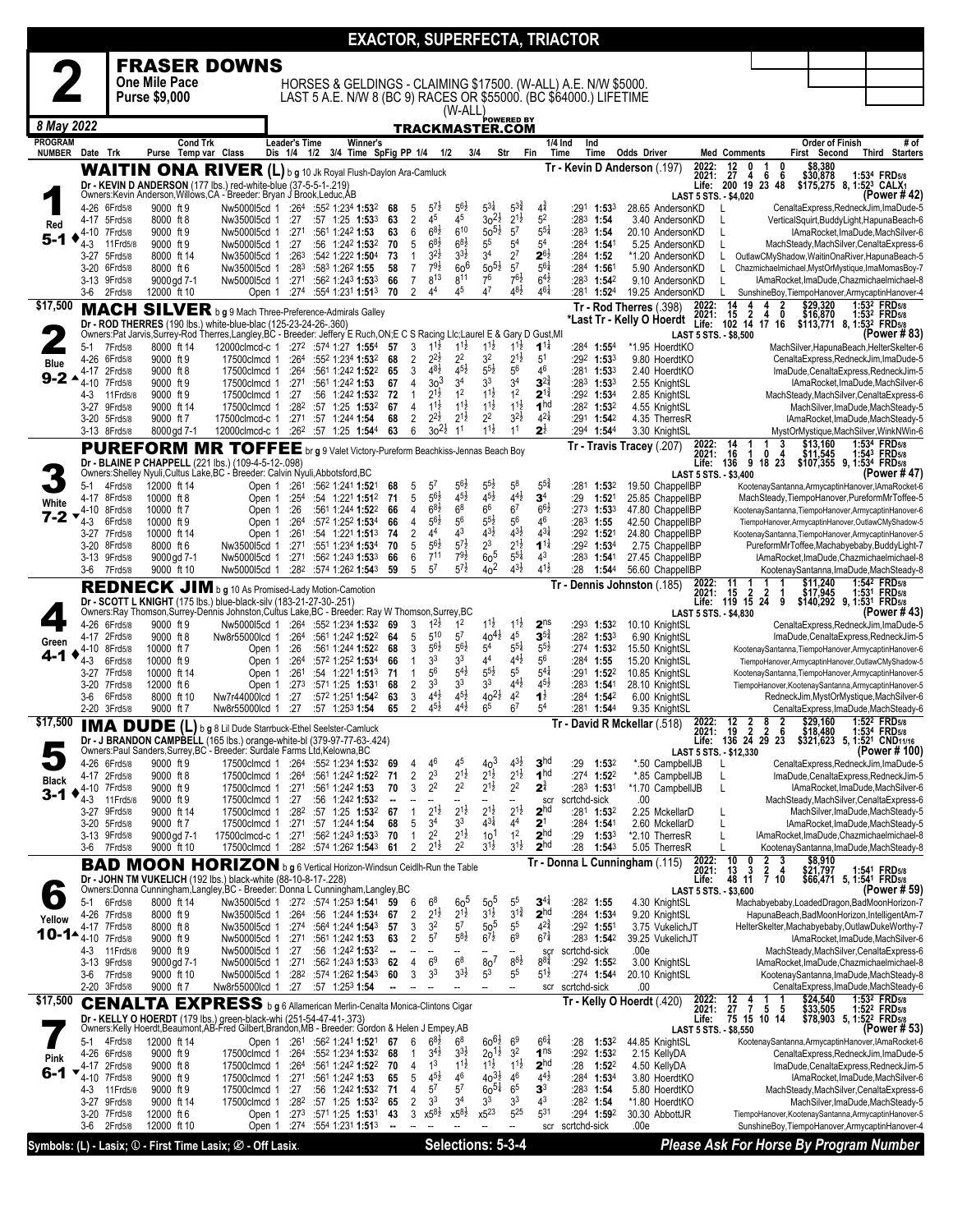# EXACTOR, SUPERFECTA, TRIACTOR

## 2 — FRASER DOWNS

**One Mile Pace** — **Purse $9,000**

HORSES & GELDINGS - CLAIMING $17500. (W-ALL) A.E. N/W $5000. LAST 5 A.E. N/W 8 (BC 9) RACES OR $55000. (BC $64000.) LIFETIME (W-ALL)

POWERED BY TRACKMASTER.COM

8 May 2022

---

### 1 — WAITIN ONA RIVER (L) — Red — 5-1 — $17,500

b g 10 Jk Royal Flush-Daylon Ara-Camluck

Dr - KEVIN D ANDERSON (177 lbs.) red-white-blue (37-5-5-1-.219)
Owners:Kevin Anderson,Willows,CA - Breeder: Bryan J Brook,Leduc,AB

Tr - Kevin D Anderson (.197)

2022: 12 0 1 0 $8,380 — 2021: 27 4 6 6 $30,878 1:534 FRD5/8 — Life: 200 19 23 48 $175,275 8, 1:523 CALX1 — LAST 5 STS. - $4,020 — (Power # 42)

| Date | Trk | Purse | Cond | Class | 1/4 | 1/2 | 3/4 | Time | SpFig | PP | 1/4 | 1/2 | 3/4 | Str | Fin | 1/4 Ind | Ind Time | Odds | Driver | Med | Order of Finish |
|---|---|---|---|---|---|---|---|---|---|---|---|---|---|---|---|---|---|---|---|---|---|
| 4-26 | 6Frd5/8 | 9000 | ft 9 | Nw5000l5cd 1 | :264 | :552 | 1:234 | 1:532 | 68 | 5 | 5 7½ | 5 6½ | 5 3¼ | 5 3¾ | 4¾ | :291 | 1:533 | 28.65 | AndersonKD | L | CenaltaExpress,RedneckJim,ImaDude-5 |
| 4-17 | 5Frd5/8 | 8000 | ft 8 | Nw3500l5cd 1 | :27 | :57 | 1:25 | 1:533 | 63 | 2 | 4 5 | 4 5 | 3o 2½ | 2 1½ | 5 2 | :283 | 1:54 | 3.40 | AndersonKD | L | VerticalSquirt,BuddyLight,HapunaBeach-6 |
| 4-10 | 7Frd5/8 | 9000 | ft 9 | Nw5000l5cd 1 | :271 | :561 | 1:242 | 1:53 | 63 | 6 | 6 8½ | 6 10 | 5o 5½ | 5 7 | 5 5¼ | :283 | 1:54 | 20.10 | AndersonKD | L | ImaRocket,ImaDude,MachSilver-6 |
| 4-3 | 11Frd5/8 | 9000 | ft 9 | Nw5000l5cd 1 | :27 | :56 | 1:242 | 1:532 | 70 | 5 | 6 8½ | 6 8½ | 5 5 | 5 4 | 5 4 | :284 | 1:541 | 5.25 | AndersonKD | L | MachSteady,MachSilver,CenaltaExpress-6 |
| 3-27 | 5Frd5/8 | 8000 | ft 14 | Nw3500l5cd 1 | :263 | :542 | 1:222 | 1:504 | 73 | 1 | 3 2½ | 3 3½ | 3 4 | 2 7 | 2 6½ | :284 | 1:52 | *1.20 | AndersonKD | L | OutlawCMyShadow,WaitinOnaRiver,HapunaBeach-5 |
| 3-20 | 6Frd5/8 | 8000 | ft 6 | Nw3500l5cd 1 | :283 | :583 | 1:262 | 1:55 | 58 | 7 | 7 9½ | 6o 6 | 5o 5½ | 5 7 | 5 6¼ | :284 | 1:561 | 5.90 | AndersonKD | L | Chazmichaelmichael,MystOrMystique,ImaMomasBoy-7 |
| 3-13 | 9Frd5/8 | 9000 | gd 7-1 | Nw5000l5cd 1 | :271 | :562 | 1:243 | 1:533 | 66 | 7 | 8 13 | 8 11 | 7 6 | 7 6½ | 6 4½ | :283 | 1:542 | 9.10 | AndersonKD | L | ImaRocket,ImaDude,Chazmichaelmichael-8 |
| 3-6 | 2Frd5/8 | 12000 | ft 10 | Open 1 | :274 | :554 | 1:231 | 1:513 | 70 | 2 | 4 4 | 4 5 | 4 7 | 4 8½ | 4 6¼ | :281 | 1:524 | 19.25 | AndersonKD | L | SunshineBoy,TiempoHanover,ArmycaptinHanover-4 |

---

### 2 — MACH SILVER — Blue — 9-2 — $17,500

b g 9 Mach Three-Preference-Admirals Galley

Dr - ROD THERRES (190 lbs.) white-blue-blue (125-23-24-26-.360)
Owners:Pat Jarvis,Surrey-Rod Therres,Langley,BC - Breeder: Jeffery E Ruch,ON;E C S Racing Llc;Laurel E & Gary D Gust,MI

Tr - Rod Therres (.398) — *Last Tr - Kelly O Hoerdt

2022: 14 4 4 2 $29,320 1:532 FRD5/8 — 2021: 15 2 4 0 $16,870 1:532 FRD5/8 — Life: 102 14 17 16 $113,771 8, 1:532 FRD5/8 — LAST 5 STS. - $8,500 — (Power # 83)

| Date | Trk | Purse | Cond | Class | 1/4 | 1/2 | 3/4 | Time | SpFig | PP | 1/4 | 1/2 | 3/4 | Str | Fin | 1/4 Ind | Ind Time | Odds | Driver | Med | Order of Finish |
|---|---|---|---|---|---|---|---|---|---|---|---|---|---|---|---|---|---|---|---|---|---|
| 5-1 | 7Frd5/8 | 8000 | ft 14 | 12000clmcd-c 1 | :272 | :574 | 1:27 | 1:554 | 57 | 3 | 1 1½ | 1 1½ | 1 1½ | 1 1½ | 1 1¼ | :284 | 1:554 | *1.95 | HoerdtKO | | MachSilver,HapunaBeach,HelterSkelter-6 |
| 4-26 | 6Frd5/8 | 9000 | ft 9 | 17500clmcd 1 | :264 | :552 | 1:234 | 1:532 | 68 | 2 | 2 2½ | 2 2 | 3 2 | 2 1½ | 5 1 | :292 | 1:533 | 9.80 | HoerdtKO | | CenaltaExpress,RedneckJim,ImaDude-5 |
| 4-17 | 2Frd5/8 | 9000 | ft 8 | 17500clmcd 1 | :264 | :561 | 1:242 | 1:522 | 65 | 3 | 4 8½ | 4 5½ | 5 5½ | 5 6 | 4 6 | :281 | 1:533 | 2.40 | HoerdtKO | | ImaDude,CenaltaExpress,RedneckJim-5 |
| 4-10 | 7Frd5/8 | 9000 | ft 9 | 17500clmcd 1 | :271 | :561 | 1:242 | 1:53 | 67 | 4 | 3o 3 | 3 4 | 3 3 | 3 4 | 3 2¾ | :283 | 1:533 | 2.55 | KnightSL | | ImaRocket,ImaDude,MachSilver-6 |
| 4-3 | 11Frd5/8 | 9000 | ft 9 | 17500clmcd 1 | :27 | :56 | 1:242 | 1:532 | 72 | 1 | 2 1½ | 1 2 | 1 1½ | 1 2 | 2 1¾ | :292 | 1:534 | 2.85 | KnightSL | | MachSteady,MachSilver,CenaltaExpress-6 |
| 3-27 | 9Frd5/8 | 9000 | ft 14 | 17500clmcd 1 | :282 | :57 | 1:25 | 1:532 | 67 | 4 | 1 1½ | 1 1½ | 1 1½ | 1 1½ | 1 hd | :282 | 1:532 | 4.55 | KnightSL | | MachSilver,ImaDude,MachSteady-5 |
| 3-20 | 5Frd5/8 | 9000 | ft 7 | 17500clmcd-c 1 | :271 | :57 | 1:244 | 1:54 | 68 | 2 | 2 2½ | 2 1½ | 2 2 | 3 2½ | 4 2¼ | :291 | 1:542 | 4.35 | TherresR | | ImaRocket,ImaDude,MachSteady-5 |
| 3-13 | 8Frd5/8 | 8000 | gd 7-1 | 12000clmcd-c 1 | :262 | :57 | 1:25 | 1:544 | 63 | 6 | 3o 2½ | 1 1 | 1 1½ | 1 1 | 2 ½ | :294 | 1:544 | 3.30 | KnightSL | | MystOrMystique,MachSilver,WinkNWin-6 |

---

### 3 — PUREFORM MR TOFFEE — White — 7-2

br g 9 Valet Victory-Pureform Beachkiss-Jennas Beach Boy

Dr - BLAINE P CHAPPELL (221 lbs.) (109-4-5-12-.098)
Owners:Shelley Nyuli,Cultus Lake,BC - Breeder: Calvin Nyuli,Abbotsford,BC

Tr - Travis Tracey (.207)

2022: 14 1 1 3 $13,160 1:534 FRD5/8 — 2021: 16 1 0 4 $11,545 1:543 FRD5/8 — Life: 136 9 18 23 $107,355 9, 1:534 FRD5/8 — LAST 5 STS. - $3,400 — (Power # 47)

| Date | Trk | Purse | Cond | Class | 1/4 | 1/2 | 3/4 | Time | SpFig | PP | 1/4 | 1/2 | 3/4 | Str | Fin | 1/4 Ind | Ind Time | Odds | Driver | Med | Order of Finish |
|---|---|---|---|---|---|---|---|---|---|---|---|---|---|---|---|---|---|---|---|---|---|
| 5-1 | 4Frd5/8 | 12000 | ft 14 | Open 1 | :261 | :562 | 1:241 | 1:521 | 68 | 5 | 5 7 | 5 6½ | 5 5½ | 5 8 | 5 5¾ | :281 | 1:532 | 19.50 | ChappellBP | | KootenaySantanna,ArmycaptinHanover,IAmaRocket-6 |
| 4-17 | 8Frd5/8 | 10000 | ft 8 | Open 1 | :254 | :54 | 1:221 | 1:512 | 71 | 5 | 5 6½ | 4 5½ | 4 5½ | 4 4½ | 3 4 | :29 | 1:521 | 25.85 | ChappellBP | | MachSteady,TiempoHanover,PureformMrToffee-5 |
| 4-10 | 8Frd5/8 | 10000 | ft 7 | Open 1 | :26 | :561 | 1:244 | 1:522 | 66 | 4 | 6 8½ | 6 8 | 6 6 | 6 7 | 6 6½ | :273 | 1:533 | 47.80 | ChappellBP | | KootenaySantanna,TiempoHanover,ArmycaptinHanover-6 |
| 4-3 | 6Frd5/8 | 10000 | ft 9 | Open 1 | :264 | :572 | 1:252 | 1:534 | 66 | 4 | 5 6½ | 5 6 | 5 5½ | 5 6 | 4 6 | :283 | 1:55 | 42.50 | ChappellBP | | TiempoHanover,ArmycaptinHanover,OutlawCMyShadow-5 |
| 3-27 | 7Frd5/8 | 10000 | ft 14 | Open 1 | :261 | :54 | 1:221 | 1:513 | 74 | 2 | 4 4 | 4 3 | 4 3½ | 4 3½ | 4 3¼ | :292 | 1:521 | 24.80 | ChappellBP | | KootenaySantanna,TiempoHanover,ArmycaptinHanover-5 |
| 3-20 | 8Frd5/8 | 8000 | ft 6 | Nw3500l5cd 1 | :271 | :551 | 1:234 | 1:534 | 70 | 5 | 5 6½ | 5 7½ | 2 3 | 2 1½ | 1 1¼ | :292 | 1:534 | 2.75 | ChappellBP | | PureformMrToffee,Machabyebaby,BuddyLight-7 |
| 3-13 | 9Frd5/8 | 9000 | gd 7-1 | Nw5000l5cd 1 | :271 | :562 | 1:243 | 1:533 | 66 | 6 | 7 11 | 7 9½ | 6o 5 | 5 4½ | 4 3 | :283 | 1:541 | 27.45 | ChappellBP | | IAmaRocket,ImaDude,Chazmichaelmichael-8 |
| 3-6 | 7Frd5/8 | 9000 | ft 10 | Nw5000l5cd 1 | :282 | :574 | 1:262 | 1:543 | 59 | 5 | 5 7 | 5 7½ | 4o 2 | 4 3½ | 4 1½ | :28 | 1:544 | 56.60 | ChappellBP | | KootenaySantanna,ImaDude,MachSteady-8 |

---

### 4 — REDNECK JIM — Green — 4-1

b g 10 As Promised-Lady Motion-Camotion

Dr - SCOTT L KNIGHT (175 lbs.) blue-black-silv (183-21-27-30-.251)
Owners:Ray Thomson,Surrey-Dennis Johnston,Cultus Lake,BC - Breeder: Ray W Thomson,Surrey,BC

Tr - Dennis Johnston (.185)

2022: 11 1 1 1 $11,240 1:542 FRD5/8 — 2021: 15 2 2 1 $17,945 1:531 FRD5/8 — Life: 119 15 24 9 $140,292 9, 1:531 FRD5/8 — LAST 5 STS. - $4,830 — (Power # 43)

| Date | Trk | Purse | Cond | Class | 1/4 | 1/2 | 3/4 | Time | SpFig | PP | 1/4 | 1/2 | 3/4 | Str | Fin | 1/4 Ind | Ind Time | Odds | Driver | Med | Order of Finish |
|---|---|---|---|---|---|---|---|---|---|---|---|---|---|---|---|---|---|---|---|---|---|
| 4-26 | 6Frd5/8 | 9000 | ft 9 | Nw5000l5cd 1 | :264 | :552 | 1:234 | 1:532 | 69 | 3 | 1 2½ | 1 2 | 1 1½ | 1 1½ | 2 ns | :293 | 1:532 | 10.10 | KnightSL | | CenaltaExpress,RedneckJim,ImaDude-5 |
| 4-17 | 2Frd5/8 | 9000 | ft 8 | Nw8r55000lcd 1 | :264 | :561 | 1:242 | 1:522 | 64 | 5 | 5 10 | 5 7 | 4o 4½ | 4 5 | 3 5¾ | :282 | 1:533 | 6.90 | KnightSL | | ImaDude,CenaltaExpress,RedneckJim-5 |
| 4-10 | 8Frd5/8 | 10000 | ft 7 | Open 1 | :26 | :561 | 1:244 | 1:522 | 68 | 3 | 5 6½ | 5 6½ | 5 4 | 5 5¼ | 5 5¾ | :274 | 1:532 | 15.50 | KnightSL | | KootenaySantanna,TiempoHanover,ArmycaptinHanover-6 |
| 4-3 | 6Frd5/8 | 10000 | ft 9 | Open 1 | :264 | :572 | 1:252 | 1:534 | 66 | 1 | 3 3 | 3 3 | 4 4 | 4 4½ | 5 6 | :284 | 1:55 | 15.20 | KnightSL | | TiempoHanover,ArmycaptinHanover,OutlawCMyShadow-5 |
| 3-27 | 7Frd5/8 | 10000 | ft 14 | Open 1 | :261 | :54 | 1:221 | 1:513 | 71 | 1 | 5 6 | 5 4½ | 5 5½ | 5 5 | 5 4¼ | :291 | 1:522 | 10.85 | KnightSL | | KootenaySantanna,TiempoHanover,ArmycaptinHanover-5 |
| 3-20 | 7Frd5/8 | 12000 | ft 6 | Open 1 | :273 | :571 | 1:25 | 1:531 | 68 | 2 | 3 3 | 3 3 | 3 3 | 4 4½ | 4 5½ | :283 | 1:541 | 28.10 | KnightSL | | TiempoHanover,KootenaySantanna,ArmycaptinHanover-5 |
| 3-6 | 6Frd5/8 | 8000 | ft 10 | Nw7r44000lcd 1 | :27 | :572 | 1:251 | 1:542 | 63 | 3 | 4 4½ | 4 5½ | 4o 2½ | 4 2 | 1 ½ | :284 | 1:542 | 6.00 | KnightSL | | RedneckJim,MystOrMystique,MachSilver-6 |
| 2-20 | 3Frd5/8 | 9000 | ft 7 | Nw8r55000lcd 1 | :27 | :57 | 1:253 | 1:54 | 65 | 2 | 4 5½ | 4 4½ | 6 5 | 6 7 | 5 4 | :281 | 1:544 | 9.35 | KnightSL | | CenaltaExpress,ImaDude,MachSteady-6 |

---

### 5 — IMA DUDE (L) — Black — 3-1 — $17,500

b g 8 Lil Dude Starrbuck-Ethel Seelster-Camluck

Dr - J BRANDON CAMPBELL (165 lbs.) orange-white-bl (379-97-77-63-.424)
Owners:Paul Sanders,Surrey,BC - Breeder: Surdale Farms Ltd,Kelowna,BC

Tr - David R Mckellar (.518)

2022: 12 2 8 2 $29,160 1:522 FRD5/8 — 2021: 19 2 2 6 $18,480 1:534 FRD5/8 — Life: 136 24 29 23 $321,623 5, 1:521 CND11/16 — LAST 5 STS. - $12,330 — (Power # 100)

| Date | Trk | Purse | Cond | Class | 1/4 | 1/2 | 3/4 | Time | SpFig | PP | 1/4 | 1/2 | 3/4 | Str | Fin | 1/4 Ind | Ind Time | Odds | Driver | Med | Order of Finish |
|---|---|---|---|---|---|---|---|---|---|---|---|---|---|---|---|---|---|---|---|---|---|
| 4-26 | 6Frd5/8 | 9000 | ft 9 | 17500clmcd 1 | :264 | :552 | 1:234 | 1:532 | 69 | 4 | 4 6 | 4 5 | 4o 3 | 4 3½ | 3 hd | :29 | 1:532 | *.50 | CampbellJB | L | CenaltaExpress,RedneckJim,ImaDude-5 |
| 4-17 | 2Frd5/8 | 9000 | ft 8 | 17500clmcd 1 | :264 | :561 | 1:242 | 1:522 | 71 | 2 | 2 3 | 2 1½ | 2 1½ | 2 1½ | 1 hd | :274 | 1:522 | *.85 | CampbellJB | L | ImaDude,CenaltaExpress,RedneckJim-5 |
| 4-10 | 7Frd5/8 | 9000 | ft 9 | 17500clmcd 1 | :271 | :561 | 1:242 | 1:53 | 70 | 3 | 2 2 | 2 2 | 2 1½ | 2 2 | 2 ¾ | :283 | 1:531 | *1.70 | CampbellJB | L | IAmaRocket,ImaDude,MachSilver-6 |
| 4-3 | 11Frd5/8 | 9000 | ft 9 | 17500clmcd 1 | :27 | :56 | 1:242 | 1:532 | -- | -- | -- | -- | -- | -- | scr | scrtchd-sick | | .00 | | | MachSteady,MachSilver,CenaltaExpress-6 |
| 3-27 | 9Frd5/8 | 9000 | ft 14 | 17500clmcd 1 | :282 | :57 | 1:25 | 1:532 | 67 | 1 | 2 1½ | 2 1½ | 2 1½ | 2 1½ | 2 hd | :281 | 1:532 | 2.25 | MckellarD | L | MachSilver,ImaDude,MachSteady-5 |
| 3-20 | 5Frd5/8 | 9000 | ft 7 | 17500clmcd 1 | :271 | :57 | 1:244 | 1:54 | 68 | 5 | 3 4 | 3 3 | 4 3¼ | 4 4 | 2 1 | :284 | 1:541 | 2.60 | MckellarD | L | IAmaRocket,ImaDude,MachSteady-5 |
| 3-13 | 9Frd5/8 | 9000 | gd 7-1 | 17500clmcd-c 1 | :271 | :562 | 1:243 | 1:533 | 70 | 1 | 2 2 | 2 1½ | 1o 1 | 1 2 | 2 hd | :29 | 1:533 | *2.10 | TherresR | L | IAmaRocket,ImaDude,Chazmichaelmichael-8 |
| 3-6 | 7Frd5/8 | 9000 | ft 10 | 17500clmcd 1 | :282 | :574 | 1:262 | 1:543 | 61 | 2 | 2 1½ | 2 2 | 3 1½ | 3 1½ | 2 hd | :28 | 1:543 | 5.05 | TherresR | L | KootenaySantanna,ImaDude,MachSteady-8 |

---

### 6 — BAD MOON HORIZON — Yellow — 10-1

b g 6 Vertical Horizon-Windsun Ceidlh-Run the Table

Dr - JOHN TM VUKELICH (192 lbs.) black-white (88-10-8-17-.228)
Owners:Donna Cunningham,Langley,BC - Breeder: Donna L Cunningham,Langley,BC

Tr - Donna L Cunningham (.115)

2022: 10 0 2 3 $8,910 — 2021: 13 3 2 4 $21,797 1:541 FRD5/8 — Life: 48 11 7 10 $66,471 5, 1:541 FRD5/8 — LAST 5 STS. - $3,600 — (Power # 59)

| Date | Trk | Purse | Cond | Class | 1/4 | 1/2 | 3/4 | Time | SpFig | PP | 1/4 | 1/2 | 3/4 | Str | Fin | 1/4 Ind | Ind Time | Odds | Driver | Med | Order of Finish |
|---|---|---|---|---|---|---|---|---|---|---|---|---|---|---|---|---|---|---|---|---|---|
| 5-1 | 6Frd5/8 | 8000 | ft 14 | Nw3500l5cd 1 | :272 | :574 | 1:253 | 1:541 | 59 | 6 | 6 8 | 6o 5 | 5o 5 | 5 5 | 3 4¼ | :282 | 1:55 | 4.30 | KnightSL | | Machabyebaby,LoadedDragon,BadMoonHorizon-7 |
| 4-26 | 7Frd5/8 | 8000 | ft 9 | Nw3500l5cd 1 | :264 | :56 | 1:244 | 1:534 | 67 | 2 | 2 1½ | 2 1½ | 3 1½ | 3 1¾ | 2 hd | :284 | 1:534 | 9.20 | KnightSL | | HapunaBeach,BadMoonHorizon,IntelligentAm-7 |
| 4-17 | 5Frd5/8 | 8000 | ft 8 | Nw3500l5cd 1 | :274 | :564 | 1:244 | 1:543 | 57 | 3 | 3 2 | 5 7 | 5o 5 | 5 5 | 4 2¾ | :292 | 1:551 | 3.75 | VukelichJT | | HelterSkelter,Machabyebaby,OutlawDukeWorthy-7 |
| 4-10 | 7Frd5/8 | 9000 | ft 9 | Nw5000l5cd 1 | :271 | :561 | 1:242 | 1:53 | 63 | 2 | 5 7 | 5 8½ | 6 7½ | 6 9 | 6 7¼ | :283 | 1:542 | 39.25 | VukelichJT | | IAmaRocket,ImaDude,MachSilver-6 |
| 4-3 | 11Frd5/8 | 9000 | ft 9 | Nw5000l5cd 1 | :27 | :56 | 1:242 | 1:532 | -- | -- | -- | -- | -- | -- | scr | scrtchd-sick | | .00e | | | MachSteady,MachSilver,CenaltaExpress-6 |
| 3-13 | 9Frd5/8 | 9000 | gd 7-1 | Nw5000l5cd 1 | :271 | :562 | 1:243 | 1:533 | 62 | 4 | 6 9 | 6 8 | 8o 7 | 8 8½ | 8 8¾ | :292 | 1:552 | 3.00 | KnightSL | | IAmaRocket,ImaDude,Chazmichaelmichael-8 |
| 3-6 | 7Frd5/8 | 9000 | ft 10 | Nw5000l5cd 1 | :282 | :574 | 1:262 | 1:543 | 60 | 3 | 3 3 | 3 3½ | 5 3 | 5 5 | 5 1½ | :274 | 1:544 | 20.10 | KnightSL | | KootenaySantanna,ImaDude,MachSteady-8 |
| 2-20 | 3Frd5/8 | 9000 | ft 7 | Nw8r55000lcd 1 | :27 | :57 | 1:253 | 1:54 | -- | -- | -- | -- | -- | -- | scr | scrtchd-sick | | .00 | | | CenaltaExpress,ImaDude,MachSteady-6 |

---

### 7 — CENALTA EXPRESS — Pink — 6-1 — $17,500

b g 6 Allamerican Merlin-Cenalta Monica-Clintons Cigar

Dr - KELLY O HOERDT (179 lbs.) green-black-whi (251-54-47-41-.373)
Owners:Kelly Hoerdt,Beaumont,AB-Fred Gilbert,Brandon,MB - Breeder: Gordon & Helen J Empey,AB

Tr - Kelly O Hoerdt (.420)

2022: 12 4 1 1 $24,540 1:532 FRD5/8 — 2021: 27 7 5 5 $33,505 1:522 FRD5/8 — Life: 75 15 10 14 $78,903 5, 1:522 FRD5/8 — LAST 5 STS. - $8,550 — (Power # 53)

| Date | Trk | Purse | Cond | Class | 1/4 | 1/2 | 3/4 | Time | SpFig | PP | 1/4 | 1/2 | 3/4 | Str | Fin | 1/4 Ind | Ind Time | Odds | Driver | Med | Order of Finish |
|---|---|---|---|---|---|---|---|---|---|---|---|---|---|---|---|---|---|---|---|---|---|
| 5-1 | 4Frd5/8 | 12000 | ft 14 | Open 1 | :261 | :562 | 1:241 | 1:521 | 67 | 6 | 6 8½ | 6 8 | 6o 6½ | 6 9 | 6 6¼ | :28 | 1:532 | 44.85 | KnightSL | | KootenaySantanna,ArmycaptinHanover,IAmaRocket-6 |
| 4-26 | 6Frd5/8 | 9000 | ft 9 | 17500clmcd 1 | :264 | :552 | 1:234 | 1:532 | 68 | 1 | 3 4½ | 3 3½ | 2o 1½ | 3 2 | 1 ns | :292 | 1:532 | 2.15 | KellyDA | | CenaltaExpress,RedneckJim,ImaDude-5 |
| 4-17 | 2Frd5/8 | 9000 | ft 8 | 17500clmcd 1 | :264 | :561 | 1:242 | 1:522 | 70 | 4 | 1 3 | 1 1½ | 1 1½ | 1 1½ | 2 hd | :28 | 1:522 | 4.50 | KellyDA | | ImaDude,CenaltaExpress,RedneckJim-5 |
| 4-10 | 7Frd5/8 | 9000 | ft 9 | 17500clmcd 1 | :271 | :561 | 1:242 | 1:53 | 65 | 5 | 4 5½ | 4 6 | 4o 3½ | 4 6 | 4 4½ | :284 | 1:534 | 3.80 | HoerdtKO | | IAmaRocket,ImaDude,MachSilver-6 |
| 4-3 | 11Frd5/8 | 9000 | ft 9 | 17500clmcd 1 | :27 | :56 | 1:242 | 1:532 | 71 | 4 | 5 7 | 5 7 | 6o 5¼ | 6 5 | 3 3 | :283 | 1:54 | 5.80 | HoerdtKO | | MachSteady,MachSilver,CenaltaExpress-6 |
| 3-27 | 9Frd5/8 | 9000 | ft 14 | 17500clmcd 1 | :282 | :57 | 1:25 | 1:532 | 65 | 2 | 3 3 | 3 4 | 3 3 | 3 3 | 4 3 | :282 | 1:54 | *1.80 | HoerdtKO | | MachSilver,ImaDude,MachSteady-5 |
| 3-20 | 7Frd5/8 | 12000 | ft 6 | Open 1 | :273 | :571 | 1:25 | 1:531 | 43 | 3 | x5 8½ | x5 8½ | x5 23 | 5 25 | 5 31 | :294 | 1:592 | 30.30 | AbbottJR | | TiempoHanover,KootenaySantanna,ArmycaptinHanover-5 |
| 3-6 | 2Frd5/8 | 12000 | ft 10 | Open 1 | :274 | :554 | 1:231 | 1:513 | -- | -- | -- | -- | -- | -- | scr | scrtchd-sick | | .00e | | | SunshineBoy,TiempoHanover,ArmycaptinHanover-4 |

---

Symbols: (L) - Lasix; Ⓛ - First Time Lasix; Ⓧ - Off Lasix.

**Selections: 5-3-4**

*Please Ask For Horse By Program Number*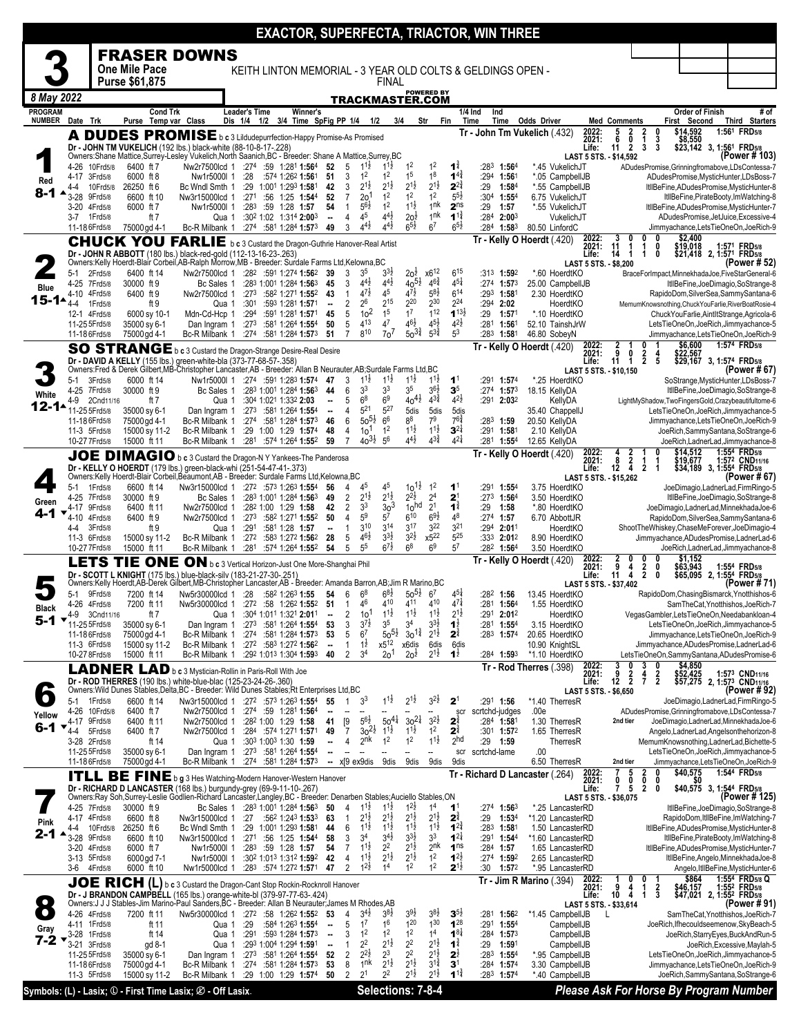# EXACTOR, SUPERFECTA, TRIACTOR, WIN THREE

## 3 — FRASER DOWNS

**One Mile Pace** — **Purse $61,875**

KEITH LINTON MEMORIAL - 3 YEAR OLD COLTS & GELDINGS OPEN - FINAL

*8 May 2022* — TRACKMASTER.COM (POWERED BY)

---

### 1 — Red — 8-1 — A DUDES PROMISE

b c 3 Lildudepurrfection-Happy Promise-As Promised

Dr - JOHN TM VUKELICH (192 lbs.) black-white (88-10-8-17-.228)

Owners: Shane Mattice, Surrey-Lesley Vukelich, North Saanich, BC - Breeder: Shane A Mattice, Surrey, BC

Tr - John Tm Vukelich (.432)

2022: 5 2 2 0 $14,592 1:56¹ FRD5/8 — 2021: 6 0 1 3 $8,550 — Life: 11 2 3 3 $23,142 3, 1:56¹ FRD5/8 — LAST 5 STS. - $14,592 — (Power # 103)

| Date Trk | Purse | Cond Trk Temp var | Class | Leader's Time 1/4 1/2 3/4 | Winner's Time | SpFig | PP | 1/4 | 1/2 | 3/4 | Str | Fin | 1/4 Ind Time | Ind Time | Odds Driver | Order of Finish | # of Starters |
|---|---|---|---|---|---|---|---|---|---|---|---|---|---|---|---|---|---|
| 4-26 10Frd5/8 | 6400 | ft 7 | Nw2r7500lcd 1 | :27⁴ :59 1:28¹ | 1:56⁴ | 52 | 5 | 1 1½ | 1 1½ | 1² | 1² | 1¾ | :28³ | 1:56⁴ | *.45 VukelichJT | ADudesPromise,Grinningfromabove,LDsContessa | 7 |
| 4-17 3Frd5/8 | 6000 | ft 8 | Nw1r5000l 1 | :28 :57⁴ 1:26² | 1:56¹ | 51 | 3 | 1² | 1² | 1⁵ | 1⁸ | 1⁴¾ | :29⁴ | 1:56¹ | *.05 CampbellJB | ADudesPromise,MysticHunter,LDsBoss | 7 |
| 4-4 10Frd5/8 | 26250 | ft 6 | Bc Wndl Smth 1 | :29 1:00¹ 1:29³ | 1:58¹ | 42 | 3 | 2 1½ | 2 1½ | 2 1½ | 2 1½ | 2²¾ | :29 | 1:58⁴ | *.55 CampbellJB | ItllBeFine,ADudesPromise,MysticHunter | 8 |
| 3-28 9Frd5/8 | 6600 | ft 10 | Nw3r15000lcd 1 | :27¹ :56 1:25 | 1:54⁴ | 52 | 7 | 2o¹ | 1² | 1² | 1² | 5⁵½ | :30⁴ | 1:55⁴ | 6.75 VukelichJT | ItllBeFine,PirateBooty,ImWatching | 8 |
| 3-20 4Frd5/8 | 6000 | ft 7 | Nw1r5000l 1 | :28³ :59 1:28 | 1:57 | 54 | 1 | 5 6½ | 1² | 1 1½ | 1nk | 2ns | :29 | 1:57 | *.55 VukelichJT | ItllBeFine,ADudesPromise,MysticHunter | 7 |
| 3-7 1Frd5/8 | | ft 7 | Qua 1 | :30² 1:02 1:31⁴ | 2:00³ | -- | 4 | 4⁵ | 4 4½ | 2o½ | 1nk | 1 1¾ | :28⁴ | 2:00³ | VukelichJT | ADudesPromise,JetJuice,Excessive | 4 |
| 11-18 6Frd5/8 | 75000 | gd 4-1 | Bc-R Milbank 1 | :27⁴ :58¹ 1:28⁴ | 1:57³ | 49 | 3 | 4 4½ | 4 4½ | 6 5½ | 6⁷ | 6 5½ | :28⁴ | 1:58³ | 80.50 LinfordC | Jimmyachance,LetsTieOneOn,JoeRich | 9 |

---

### 2 — Blue — 15-1 — CHUCK YOU FARLIE

b c 3 Custard the Dragon-Guthrie Hanover-Real Artist

Dr - JOHN R ABBOTT (180 lbs.) black-red-gold (112-13-16-23-.263)

Owners: Kelly Hoerdt-Blair Corbeil, AB-Ralph Morrow, MB - Breeder: Surdale Farms Ltd, Kelowna, BC

Tr - Kelly O Hoerdt (.420)

2022: 3 0 0 0 $2,400 — 2021: 11 1 1 0 $19,018 1:57¹ FRD5/8 — Life: 14 1 1 0 $21,418 2, 1:57¹ FRD5/8 — LAST 5 STS. - $8,200 — (Power # 52)

| Date Trk | Purse | Cond Trk Temp var | Class | Leader's Time 1/4 1/2 3/4 | Winner's Time | SpFig | PP | 1/4 | 1/2 | 3/4 | Str | Fin | 1/4 Ind Time | Ind Time | Odds Driver | Order of Finish | # of Starters |
|---|---|---|---|---|---|---|---|---|---|---|---|---|---|---|---|---|---|
| 5-1 2Frd5/8 | 6400 | ft 14 | Nw2r7500lcd 1 | :28² :59¹ 1:27⁴ | 1:56² | 39 | 3 | 3⁵ | 3 3½ | 2o½ | x6¹² | 6¹⁵ | :31³ | 1:59² | *.60 HoerdtKO | BraceForImpact,MinnekhadaJoe,FiveStarGeneral | 6 |
| 4-25 7Frd5/8 | 30000 | ft 9 | Bc Sales 1 | :28³ 1:00¹ 1:28⁴ | 1:56³ | 45 | 3 | 4 4½ | 4 4½ | 4o 5½ | 4 6¾ | 4 5¼ | :27⁴ | 1:57³ | 25.00 CampbellJB | ItllBeFine,JoeDimagio,SoStrange | 8 |
| 4-10 4Frd5/8 | 6400 | ft 9 | Nw2r7500lcd 1 | :27³ :58² 1:27¹ | 1:55² | 43 | 1 | 4 7½ | 4⁵ | 4 7½ | 5 8½ | 6¹⁴ | :29³ | 1:58¹ | 2.30 HoerdtKO | RapidoDom,SilverSea,SammySantana | 6 |
| 4-4 1Frd5/8 | | ft 9 | Qua 1 | :30¹ :59³ 1:28¹ | 1:57¹ | -- | 2 | 2⁶ | 2¹⁵ | 2²⁰ | 2³⁰ | 2²⁴ | :29⁴ | 2:02 | HoerdtKO | MemumKnowsnothing,ChuckYouFarlie,RiverBoatRosie | 4 |
| 12-1 4Frd5/8 | 6000 | sy 10-1 | Mdn-Cd-Hcp 1 | :29⁴ :59¹ 1:28¹ | 1:57¹ | 45 | 5 | 1o² | 1⁵ | 1⁷ | 1¹² | 1¹³½ | :29 | 1:57¹ | *.10 HoerdtKO | ChuckYouFarlie,AintItStrange,Agricola | 6 |
| 11-25 5Frd5/8 | 35000 | sy 6-1 | Dan Ingram 1 | :27³ :58¹ 1:26⁴ | 1:55⁴ | 50 | 5 | 4¹³ | 4⁷ | 4 6½ | 4 5½ | 4 2½ | :28¹ | 1:56¹ | 52.10 TainshJrW | LetsTieOneOn,JoeRich,Jimmyachance | 5 |
| 11-18 6Frd5/8 | 75000 | gd 4-1 | Bc-R Milbank 1 | :27⁴ :58¹ 1:28⁴ | 1:57³ | 51 | 7 | 8¹⁰ | 7o⁷ | 5o 3¾ | 5 3¾ | 5³ | :28³ | 1:58¹ | 46.80 SobeyN | Jimmyachance,LetsTieOneOn,JoeRich | 9 |

---

### 3 — White — 12-1 — SO STRANGE

b c 3 Custard the Dragon-Strange Desire-Real Desire

Dr - DAVID A KELLY (155 lbs.) green-white-bla (373-77-68-57-.358)

Owners: Fred & Derek Gilbert, MB-Christopher Lancaster, AB - Breeder: Allan B Neurauter, AB; Surdale Farms Ltd, BC

Tr - Kelly O Hoerdt (.420)

2022: 2 1 0 1 $6,600 1:57⁴ FRD5/8 — 2021: 9 0 2 4 $22,567 — Life: 11 1 2 5 $29,167 3, 1:57⁴ FRD5/8 — LAST 5 STS. - $10,150 — (Power # 67)

| Date Trk | Purse | Cond Trk Temp var | Class | Leader's Time 1/4 1/2 3/4 | Winner's Time | SpFig | PP | 1/4 | 1/2 | 3/4 | Str | Fin | 1/4 Ind Time | Ind Time | Odds Driver | Order of Finish | # of Starters |
|---|---|---|---|---|---|---|---|---|---|---|---|---|---|---|---|---|---|
| 5-1 3Frd5/8 | 6000 | ft 14 | Nw1r5000l 1 | :27⁴ :59¹ 1:28³ | 1:57⁴ | 47 | 3 | 1 1½ | 1 1½ | 1 1½ | 1 1½ | 1¹ | :29¹ | 1:57⁴ | *.25 HoerdtKO | SoStrange,MysticHunter,LDsBoss | 7 |
| 4-25 7Frd5/8 | 30000 | ft 9 | Bc Sales 1 | :28³ 1:00¹ 1:28⁴ | 1:56³ | 44 | 6 | 3³ | 3³ | 3⁵ | 3 6½ | 3⁵ | :27⁴ | 1:57³ | 18.15 KellyDA | ItllBeFine,JoeDimagio,SoStrange | 8 |
| 4-9 2Cnd11/16 | | ft 7 | Qua 1 | :30⁴ 1:02¹ 1:33² | 2:03 | -- | 5 | 6⁸ | 6⁹ | 4o 4½ | 4 3¾ | 4 2½ | :29¹ | 2:03² | KellyDA | LightMyShadow,TwoFingersGold,Crazybeautifultome | 6 |
| 11-25 5Frd5/8 | 35000 | sy 6-1 | Dan Ingram 1 | :27³ :58¹ 1:26⁴ | 1:55⁴ | -- | 4 | 5²¹ | 5²⁷ | 5dis | 5dis | 5dis | | | 35.40 ChappellJ | LetsTieOneOn,JoeRich,Jimmyachance | 5 |
| 11-18 6Frd5/8 | 75000 | gd 4-1 | Bc-R Milbank 1 | :27⁴ :58¹ 1:28⁴ | 1:57³ | 46 | 6 | 5o 5½ | 6⁶ | 8⁸ | 7⁹ | 7 6¾ | :28³ | 1:59 | 20.50 KellyDA | Jimmyachance,LetsTieOneOn,JoeRich | 9 |
| 11-3 5Frd5/8 | 15000 | sy 11-2 | Bc-R Milbank 1 | :29 1:00 1:29 | 1:57⁴ | 48 | 4 | 1o¹ | 1² | 1 1½ | 1 1½ | 3 2¼ | :29¹ | 1:58¹ | 2.10 KellyDA | JoeRich,SammySantana,SoStrange | 6 |
| 10-27 7Frd5/8 | 15000 | ft 11 | Bc-R Milbank 1 | :28¹ :57⁴ 1:26⁴ | 1:55² | 59 | 7 | 4o 3½ | 5⁶ | 4 4½ | 4 3¾ | 4 2¼ | :28¹ | 1:55⁴ | 12.65 KellyDA | JoeRich,LadnerLad,Jimmyachance | 8 |

---

### 4 — Green — 4-1 — JOE DIMAGIO

b c 3 Custard the Dragon-N Y Yankees-The Panderosa

Dr - KELLY O HOERDT (179 lbs.) green-black-whi (251-54-47-41-.373)

Owners: Kelly Hoerdt-Blair Corbeil, Beaumont, AB - Breeder: Surdale Farms Ltd, Kelowna, BC

Tr - Kelly O Hoerdt (.420)

2022: 4 2 1 0 $14,512 1:55⁴ FRD5/8 — 2021: 8 2 1 1 $19,677 1:57² CND11/16 — Life: 12 4 2 1 $34,189 3, 1:55⁴ FRD5/8 — LAST 5 STS. - $15,262 — (Power # 67)

| Date Trk | Purse | Cond Trk Temp var | Class | Leader's Time 1/4 1/2 3/4 | Winner's Time | SpFig | PP | 1/4 | 1/2 | 3/4 | Str | Fin | 1/4 Ind Time | Ind Time | Odds Driver | Order of Finish | # of Starters |
|---|---|---|---|---|---|---|---|---|---|---|---|---|---|---|---|---|---|
| 5-1 1Frd5/8 | 6600 | ft 14 | Nw3r15000lcd 1 | :27² :57³ 1:26³ | 1:55⁴ | 56 | 4 | 4⁵ | 4⁵ | 1o 1½ | 1² | 1¹ | :29¹ | 1:55⁴ | 3.75 HoerdtKO | JoeDimagio,LadnerLad,FirmRingo | 5 |
| 4-25 7Frd5/8 | 30000 | ft 9 | Bc Sales 1 | :28³ 1:00¹ 1:28⁴ | 1:56³ | 49 | 2 | 2 1½ | 2 1½ | 2 2½ | 2⁴ | 2¹ | :27³ | 1:56⁴ | 3.50 HoerdtKO | ItllBeFine,JoeDimagio,SoStrange | 8 |
| 4-17 9Frd5/8 | 6400 | ft 11 | Nw2r7500lcd 1 | :28² 1:00 1:29 | 1:58 | 42 | 2 | 3³ | 3o³ | 1ohd | 2¹ | 1¾ | :29 | 1:58 | *.80 HoerdtKO | JoeDimagio,LadnerLad,MinnekhadaJoe | 6 |
| 4-10 4Frd5/8 | 6400 | ft 9 | Nw2r7500lcd 1 | :27³ :58² 1:27¹ | 1:55² | 50 | 4 | 5⁹ | 5⁷ | 6¹⁰ | 6 9½ | 4⁸ | :27⁴ | 1:57 | 6.70 AbbottJR | RapidoDom,SilverSea,SammySantana | 6 |
| 4-4 3Frd5/8 | | ft 9 | Qua 1 | :29¹ :58¹ 1:28 | 1:57 | -- | 1 | 3¹⁰ | 3¹⁴ | 3¹⁷ | 3²² | 3²¹ | :29⁴ | 2:01¹ | HoerdtKO | ShootTheWhiskey,ChaseMeForever,JoeDimagio | 4 |
| 11-3 6Frd5/8 | 15000 | sy 11-2 | Bc-R Milbank 1 | :27² :58³ 1:27² | 1:56² | 28 | 5 | 4 6½ | 3 3½ | 3 2½ | x5²² | 5²⁵ | :33³ | 2:01² | 8.90 HoerdtKO | Jimmyachance,ADudesPromise,LadnerLad | 6 |
| 10-27 7Frd5/8 | 15000 | ft 11 | Bc-R Milbank 1 | :28¹ :57⁴ 1:26⁴ | 1:55² | 54 | 5 | 5⁵ | 6 7½ | 6⁸ | 6⁹ | 5⁷ | :28² | 1:56⁴ | 3.50 HoerdtKO | JoeRich,LadnerLad,Jimmyachance | 8 |

---

### 5 — Black — 5-1 — LETS TIE ONE ON

b c 3 Vertical Horizon-Just One More-Shanghai Phil

Dr - SCOTT L KNIGHT (175 lbs.) blue-black-silv (183-21-27-30-.251)

Owners: Kelly Hoerdt, AB-Derek Gilbert, MB-Christopher Lancaster, AB - Breeder: Amanda Barron, AB; Jim R Marino, BC

Tr - Kelly O Hoerdt (.420)

2022: 2 0 0 0 $1,152 — 2021: 9 4 2 0 $63,943 1:55⁴ FRD5/8 — Life: 11 4 2 0 $65,095 2, 1:55⁴ FRD5/8 — LAST 5 STS. - $37,402 — (Power # 71)

| Date Trk | Purse | Cond Trk Temp var | Class | Leader's Time 1/4 1/2 3/4 | Winner's Time | SpFig | PP | 1/4 | 1/2 | 3/4 | Str | Fin | 1/4 Ind Time | Ind Time | Odds Driver | Order of Finish | # of Starters |
|---|---|---|---|---|---|---|---|---|---|---|---|---|---|---|---|---|---|
| 5-1 9Frd5/8 | 7200 | ft 14 | Nw5r30000lcd 1 | :28 :58² 1:26³ | 1:55 | 54 | 6 | 6⁸ | 6 8½ | 5o 5½ | 6⁷ | 4 5¾ | :28² | 1:56 | 13.45 HoerdtKO | RapidoDom,ChasingBismarck,Ynotthishos | 6 |
| 4-26 4Frd5/8 | 7200 | ft 11 | Nw5r30000lcd 1 | :27² :58 1:26² | 1:55² | 51 | 1 | 4⁶ | 4¹⁰ | 4¹¹ | 4¹⁰ | 4 7¾ | :28¹ | 1:56⁴ | 1.55 HoerdtKO | SamTheCat,Ynotthishos,JoeRich | 7 |
| 4-9 3Cnd11/16 | | ft 7 | Qua 1 | :30⁴ 1:01¹ 1:32¹ | 2:01¹ | -- | 2 | 1o¹ | 1 1½ | 1 1½ | 1 1½ | 2 1½ | :29¹ | 2:01² | HoerdtKO | VegasGambler,LetsTieOneOn,Needabankloan | 4 |
| 11-25 5Frd5/8 | 35000 | sy 6-1 | Dan Ingram 1 | :27³ :58¹ 1:26⁴ | 1:55⁴ | 53 | 3 | 3 7½ | 3⁵ | 3⁴ | 3 3½ | 1¾ | :28¹ | 1:55⁴ | 3.15 HoerdtKO | LetsTieOneOn,JoeRich,Jimmyachance | 5 |
| 11-18 6Frd5/8 | 75000 | gd 4-1 | Bc-R Milbank 1 | :27⁴ :58¹ 1:28⁴ | 1:57³ | 53 | 5 | 6⁷ | 5o 5½ | 3o 1¾ | 2 1½ | 2¾ | :28³ | 1:57⁴ | 20.65 HoerdtKO | Jimmyachance,LetsTieOneOn,JoeRich | 9 |
| 11-3 6Frd5/8 | 15000 | sy 11-2 | Bc-R Milbank 1 | :27² :58³ 1:27² | 1:56² | -- | 1 | 1½ | x5¹² | x6dis | 6dis | 6dis | | | 10.90 KnightSL | Jimmyachance,ADudesPromise,LadnerLad | 6 |
| 10-27 8Frd5/8 | 15000 | ft 11 | Bc-R Milbank 1 | :29² 1:01³ 1:30⁴ | 1:59³ | 40 | 2 | 3⁴ | 2o¹ | 2o½ | 2 1½ | 1½ | :28⁴ | 1:59³ | *1.10 HoerdtKO | LetsTieOneOn,SammySantana,ADudesPromise | 6 |

---

### 6 — Yellow — 6-1 — LADNER LAD

b c 3 Mystician-Rollin in Paris-Roll With Joe

Dr - ROD THERRES (190 lbs.) white-blue-blac (125-23-24-26-.360)

Owners: Wild Dunes Stables, Delta, BC - Breeder: Wild Dunes Stables; Rt Enterprises Ltd, BC

Tr - Rod Therres (.398)

2022: 3 0 3 0 $4,850 — 2021: 9 2 4 2 $52,425 1:57³ CND11/16 — Life: 12 2 7 2 $57,275 2, 1:57³ CND11/16 — LAST 5 STS. - $6,650 — (Power # 92)

| Date Trk | Purse | Cond Trk Temp var | Class | Leader's Time 1/4 1/2 3/4 | Winner's Time | SpFig | PP | 1/4 | 1/2 | 3/4 | Str | Fin | 1/4 Ind Time | Ind Time | Odds Driver | Order of Finish | # of Starters |
|---|---|---|---|---|---|---|---|---|---|---|---|---|---|---|---|---|---|
| 5-1 1Frd5/8 | 6600 | ft 14 | Nw3r15000lcd 1 | :27² :57³ 1:26³ | 1:55⁴ | 55 | 1 | 3³ | 1 1½ | 2 1½ | 3 2½ | 2¹ | :29¹ | 1:56 | *1.40 TherresR | JoeDimagio,LadnerLad,FirmRingo | 5 |
| 4-26 10Frd5/8 | 6400 | ft 7 | Nw2r7500lcd 1 | :27⁴ :59 1:28¹ | 1:56⁴ | -- | -- | -- | -- | -- | -- | scr | scrtchd-judges | | .00e | ADudesPromise,Grinningfromabove,LDsContessa | 7 |
| 4-17 9Frd5/8 | 6400 | ft 11 | Nw2r7500lcd 1 | :28² 1:00 1:29 | 1:58 | 41 | [9 | 5 6½ | 5o 4¼ | 3o 2¼ | 3 2½ | 2¾ | :28⁴ | 1:58¹ | 1.30 TherresR 2nd tier | JoeDimagio,LadnerLad,MinnekhadaJoe | 6 |
| 4-4 5Frd5/8 | 6400 | ft 7 | Nw2r7500lcd 1 | :28⁴ :57⁴ 1:27¹ | 1:57¹ | 49 | 7 | 3o 2½ | 1 1½ | 1 1½ | 1² | 2¾ | :30¹ | 1:57² | 1.65 TherresR | Angelo,LadnerLad,Angelsonthehorizon | 8 |
| 3-28 2Frd5/8 | | ft 14 | Qua 1 | :30³ 1:00³ 1:30 | 1:59 | -- | 4 | 2nk | 1² | 1² | 1 1½ | 2hd | :29 | 1:59 | TherresR | MemumKnowsnothing,LadnerLad,Bichette | 5 |
| 11-25 5Frd5/8 | 35000 | sy 6-1 | Dan Ingram 1 | :27³ :58¹ 1:26⁴ | 1:55⁴ | -- | -- | -- | -- | -- | -- | scr | scrtchd-lame | | .00 | LetsTieOneOn,JoeRich,Jimmyachance | 5 |
| 11-18 6Frd5/8 | 75000 | gd 4-1 | Bc-R Milbank 1 | :27⁴ :58¹ 1:28⁴ | 1:57³ | -- | x[9 | ex9dis | 9dis | 9dis | 9dis | 9dis | | | 6.50 TherresR 2nd tier | Jimmyachance,LetsTieOneOn,JoeRich | 9 |

---

### 7 — Pink — 2-1 — ITLL BE FINE

b g 3 Hes Watching-Modern Hanover-Western Hanover

Dr - RICHARD D LANCASTER (168 lbs.) burgundy-grey (69-9-11-10-.267)

Owners: Ray Soh, Surrey-Leslie Godlien-Richard Lancaster, Langley, BC - Breeder: Denarben Stables; Auciello Stables, ON

Tr - Richard D Lancaster (.264)

2022: 7 5 2 0 $40,575 1:54⁴ FRD5/8 — 2021: 0 0 0 0 $0 — Life: 7 5 2 0 $40,575 3, 1:54⁴ FRD5/8 — LAST 5 STS. - $36,075 — (Power # 125)

| Date Trk | Purse | Cond Trk Temp var | Class | Leader's Time 1/4 1/2 3/4 | Winner's Time | SpFig | PP | 1/4 | 1/2 | 3/4 | Str | Fin | 1/4 Ind Time | Ind Time | Odds Driver | Order of Finish | # of Starters |
|---|---|---|---|---|---|---|---|---|---|---|---|---|---|---|---|---|---|
| 4-25 7Frd5/8 | 30000 | ft 9 | Bc Sales 1 | :28³ 1:00¹ 1:28⁴ | 1:56³ | 50 | 4 | 1 1½ | 1 1½ | 1 2½ | 1⁴ | 1¹ | :27⁴ | 1:56³ | *.25 LancasterRD | ItllBeFine,JoeDimagio,SoStrange | 8 |
| 4-17 4Frd5/8 | 6600 | ft 8 | Nw3r15000lcd 1 | :27 :56² 1:24³ | 1:53³ | 63 | 1 | 2 1½ | 2 1½ | 2 1½ | 2 1½ | 2¾ | :29 | 1:53⁴ | *1.20 LancasterRD | RapidoDom,ItllBeFine,ImWatching | 7 |
| 4-4 10Frd5/8 | 26250 | ft 6 | Bc Wndl Smth 1 | :29 1:00¹ 1:29³ | 1:58¹ | 44 | 6 | 1 1½ | 1 1½ | 1 1½ | 1 1½ | 1²¾ | :28³ | 1:58¹ | 1.50 LancasterRD | ItllBeFine,ADudesPromise,MysticHunter | 8 |
| 3-28 9Frd5/8 | 6600 | ft 10 | Nw3r15000lcd 1 | :27¹ :56 1:25 | 1:54⁴ | 58 | 3 | 3⁴ | 3 4½ | 3 3½ | 3³ | 1²¼ | :29¹ | 1:54⁴ | *1.60 LancasterRD | ItllBeFine,PirateBooty,ImWatching | 8 |
| 3-20 4Frd5/8 | 6000 | ft 7 | Nw1r5000l 1 | :28³ :59 1:28 | 1:57 | 54 | 7 | 1 1½ | 2² | 2 1½ | 2nk | 1ns | :28⁴ | 1:57 | 1.65 LancasterRD | ItllBeFine,ADudesPromise,MysticHunter | 7 |
| 3-13 5Frd5/8 | 6000 | gd 7-1 | Nw1r5000l 1 | :30² 1:01³ 1:31² | 1:59² | 42 | 4 | 1 1½ | 2 1½ | 2 1½ | 1² | 1²½ | :27⁴ | 1:59² | 2.65 LancasterRD | ItllBeFine,Angelo,MinnekhadaJoe | 8 |
| 3-6 4Frd5/8 | 6000 | ft 10 | Nw1r5000lcd 1 | :28³ :57⁴ 1:27² | 1:57¹ | 47 | 2 | 1 2½ | 1⁴ | 1² | 1² | 2 1½ | :30 | 1:57² | *.95 LancasterRD | Angelo,ItllBeFine,MysticHunter | 6 |

---

### 8 — Gray — 7-2 — JOE RICH (L)

b c 3 Custard the Dragon-Cant Stop Rockin-Rocknroll Hanover

Dr - J BRANDON CAMPBELL (165 lbs.) orange-white-bl (379-97-77-63-.424)

Owners: J J J Stables-Jim Marino-Paul Sanders, BC - Breeder: Allan B Neurauter; James M Rhodes, AB

Tr - Jim R Marino (.394)

2022: 1 0 0 1 $864 1:55⁴ FRD5/8 Q — 2021: 9 4 1 2 $46,157 1:55² FRD5/8 — Life: 10 4 1 3 $47,021 2, 1:55² FRD5/8 — LAST 5 STS. - $33,674 — (Power # 91)

| Date Trk | Purse | Cond Trk Temp var | Class | Leader's Time 1/4 1/2 3/4 | Winner's Time | SpFig | PP | 1/4 | 1/2 | 3/4 | Str | Fin | 1/4 Ind Time | Ind Time | Odds Driver | Order of Finish | # of Starters |
|---|---|---|---|---|---|---|---|---|---|---|---|---|---|---|---|---|---|
| 4-26 4Frd5/8 | 7200 | ft 11 | Nw5r30000lcd 1 | :27² :58 1:26² | 1:55² | 53 | 4 | 3 4½ | 3⁸ | 3 9½ | 3 8½ | 3 5½ | :28¹ | 1:56² | *1.45 CampbellJB L | SamTheCat,Ynotthishos,JoeRich | 7 |
| 4-11 1Frd5/8 | | ft 11 | Qua 1 | :29 :58⁴ 1:26³ | 1:55⁴ | -- | 5 | 1⁷ | 1⁶ | 1²⁰ | 1³⁰ | 1²⁸ | :29¹ | 1:55⁴ | CampbellJB | JoeRich,Ifhecouldseemenow,SkyBeach | 5 |
| 3-28 1Frd5/8 | | ft 14 | Qua 1 | :29¹ :59³ 1:28⁴ | 1:57³ | -- | 3 | 1² | 1² | 1² | 1⁴ | 1 8¼ | :28⁴ | 1:57³ | CampbellJB | JoeRich,StarryEyes,BuckAndRun | 5 |
| 3-21 3Frd5/8 | | gd 8-1 | Qua 1 | :29³ 1:00⁴ 1:29⁴ | 1:59¹ | -- | 1 | 2² | 2 1½ | 2² | 2 1½ | 1¾ | :29 | 1:59¹ | CampbellJB | JoeRich,Excessive,Maylah | 5 |
| 11-25 5Frd5/8 | 35000 | sy 6-1 | Dan Ingram 1 | :27³ :58¹ 1:26⁴ | 1:55⁴ | 52 | 2 | 2 2½ | 2³ | 2² | 2 1½ | 2½ | :28³ | 1:55⁴ | *.95 CampbellJB | LetsTieOneOn,JoeRich,Jimmyachance | 5 |
| 11-18 6Frd5/8 | 75000 | gd 4-1 | Bc-R Milbank 1 | :27⁴ :58¹ 1:28⁴ | 1:57³ | 53 | 8 | 1nk | 2 1½ | 2 1½ | 3 1¾ | 3¹ | :28⁴ | 1:57⁴ | 3.30 CampbellJB | Jimmyachance,LetsTieOneOn,JoeRich | 9 |
| 11-3 5Frd5/8 | 15000 | sy 11-2 | Bc-R Milbank 1 | :29 1:00 1:29 | 1:57⁴ | 50 | 2 | 2¹ | 2² | 2 1½ | 2 1½ | 1 1¼ | :28³ | 1:57⁴ | *.40 CampbellJB | JoeRich,SammySantana,SoStrange | 6 |

---

Symbols: (L) - Lasix; Ⓛ - First Time Lasix; Ⓛ̸ - Off Lasix.

**Selections: 7-8-4**

*Please Ask For Horse By Program Number*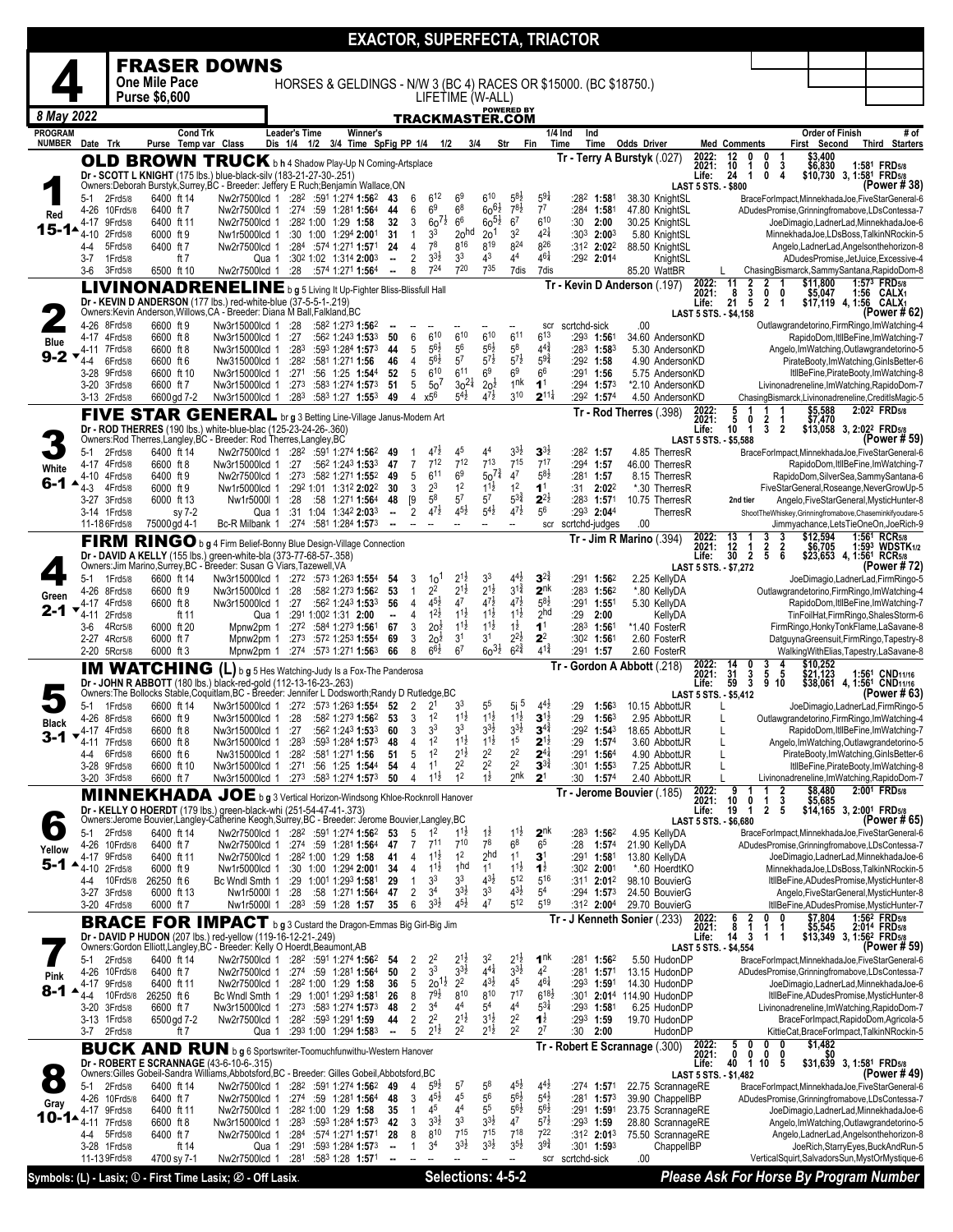# EXACTOR, SUPERFECTA, TRIACTOR

## 4 — FRASER DOWNS

**One Mile Pace — Purse $6,600**

HORSES & GELDINGS - N/W 3 (BC 4) RACES OR $15000. (BC $18750.) LIFETIME (W-ALL)

8 May 2022 — TRACKMASTER.COM

---

### 1 — OLD BROWN TRUCK (Red, 15-1)
b h 4 Shadow Play-Up N Coming-Artsplace

Dr - SCOTT L KNIGHT (175 lbs.) blue-black-silv (183-21-27-30-.251)

Owners: Deborah Burstyk,Surrey,BC - Breeder: Jeffery E Ruch;Benjamin Wallace,ON

Tr - Terry A Burstyk (.027)

2022: 12 0 0 1 $3,400 — 2021: 10 1 0 3 $6,830 1:58¹ FRD5/8 — Life: 24 1 0 4 $10,730 3, 1:58¹ FRD5/8 — LAST 5 STS. - $800 (Power # 38)

| Date | Trk | Purse | Cond | Class | Leader's Time | Winner's Time | SpFig | PP | 1/4 | 1/2 | 3/4 | Str | Fin | 1/4 Ind | Ind Time | Odds | Driver | Order of Finish |
|---|---|---|---|---|---|---|---|---|---|---|---|---|---|---|---|---|---|---|
| 5-1 | 2Frd5/8 | 6400 | ft 14 | Nw2r7500lcd 1 | :28² :59¹ 1:27⁴ | 1:56² | 43 | 6 | 6^12 | 6^9 | 6^10 | 5^8½ | 5^9¾ | :28² | 1:58¹ | 38.30 | KnightSL | BraceForImpact,MinnekhadaJoe,FiveStarGeneral-6 |
| 4-26 | 10Frd5/8 | 6400 | ft 7 | Nw2r7500lcd 1 | :27⁴ :59 1:28¹ | 1:56⁴ | 44 | 6 | 6^9 | 6^8 | 6o^6½ | 7^8½ | 7^7 | :28⁴ | 1:58¹ | 47.80 | KnightSL | ADudesPromise,Grinningfromabove,LDsContessa-7 |
| 4-17 | 9Frd5/8 | 6400 | ft 11 | Nw2r7500lcd 1 | :28² 1:00 1:29 | 1:58 | 32 | 3 | 6o^7½ | 6^6 | 6o^5½ | 6^7 | 6^10 | :30 | 2:00 | 30.25 | KnightSL | JoeDimagio,LadnerLad,MinnekhadaJoe-6 |
| 4-10 | 2Frd5/8 | 6000 | ft 9 | Nw1r5000lcd 1 | :30 1:00 1:29⁴ | 2:00¹ | 31 | 1 | 3^3 | 2o^hd | 2o^1 | 3^2 | 4^2¾ | :30³ | 2:00³ | 5.80 | KnightSL | MinnekhadaJoe,LDsBoss,TalkinNRockin-5 |
| 4-4 | 5Frd5/8 | 6400 | ft 7 | Nw2r7500lcd 1 | :28⁴ :57⁴ 1:27¹ | 1:57¹ | 24 | 4 | 7^8 | 8^16 | 8^19 | 8^24 | 8^26 | :31² | 2:02² | 88.50 | KnightSL | Angelo,LadnerLad,Angelsonthehorizon-8 |
| 3-7 | 1Frd5/8 | | ft 7 | Qua 1 | :30² 1:02 1:31⁴ | 2:00³ | -- | 2 | 3^3½ | 3^3 | 4^3 | 4^4 | 4^6¾ | :29² | 2:01⁴ | | KnightSL | ADudesPromise,JetJuice,Excessive-4 |
| 3-6 | 3Frd5/8 | 6500 | ft 10 | Nw2r7500lcd 1 | :28 :57⁴ 1:27¹ | 1:56⁴ | -- | 8 | 7^24 | 7^20 | 7^35 | 7dis | 7dis | | | 85.20 | WattBR | ChasingBismarck,SammySantana,RapidoDom-8 |

---

### 2 — LIVINONADRENELINE (Blue, 9-2)
b g 5 Living It Up-Fighter Bliss-Blissfull Hall

Dr - KEVIN D ANDERSON (177 lbs.) red-white-blue (37-5-5-1-.219)

Owners: Kevin Anderson,Willows,CA - Breeder: Diana M Ball,Falkland,BC

Tr - Kevin D Anderson (.197)

2022: 11 2 2 1 $11,800 1:57³ FRD5/8 — 2021: 8 3 0 0 $5,047 1:56 CALX1 — Life: 21 5 2 1 $17,119 4, 1:56 CALX1 — LAST 5 STS. - $4,158 (Power # 62)

| Date | Trk | Purse | Cond | Class | Leader's Time | Winner's Time | SpFig | PP | 1/4 | 1/2 | 3/4 | Str | Fin | 1/4 Ind | Ind Time | Odds | Driver | Order of Finish |
|---|---|---|---|---|---|---|---|---|---|---|---|---|---|---|---|---|---|---|
| 4-26 | 8Frd5/8 | 6600 | ft 9 | Nw3r15000lcd 1 | :28 :58² 1:27³ | 1:56² | -- | -- | -- | -- | -- | -- | scr | scrtchd-sick | | .00 | | Outlawgrandetorino,FirmRingo,ImWatching-4 |
| 4-17 | 4Frd5/8 | 6600 | ft 8 | Nw3r15000lcd 1 | :27 :56² 1:24³ | 1:53³ | 50 | 6 | 6^10 | 6^10 | 6^10 | 6^11 | 6^13 | :29³ | 1:56¹ | 34.60 | AndersonKD | RapidoDom,ItllBeFine,ImWatching-7 |
| 4-11 | 7Frd5/8 | 6600 | ft 8 | Nw3r15000lcd 1 | :28³ :59³ 1:28⁴ | 1:57³ | 44 | 5 | 5^6½ | 5^6 | 5^6½ | 5^8 | 4^4¾ | :28³ | 1:58³ | 5.30 | AndersonKD | Angelo,ImWatching,Outlawgrandetorino-5 |
| 4-4 | 6Frd5/8 | 6600 | ft 6 | Nw315000lcd 1 | :28² :58¹ 1:27¹ | 1:56 | 46 | 4 | 5^6½ | 5^7 | 5^7½ | 5^7½ | 5^9¾ | :29² | 1:58 | 4.90 | AndersonKD | PirateBooty,ImWatching,GinlsBetter-6 |
| 3-28 | 9Frd5/8 | 6600 | ft 10 | Nw3r15000lcd 1 | :27¹ :56 1:25 | 1:54⁴ | 52 | 5 | 6^10 | 6^11 | 6^9 | 6^9 | 6^6 | :29¹ | 1:56 | 5.75 | AndersonKD | ItllBeFine,PirateBooty,ImWatching-8 |
| 3-20 | 3Frd5/8 | 6600 | ft 7 | Nw3r15000lcd 1 | :27³ :58³ 1:27⁴ | 1:57³ | 51 | 5 | 5o^7 | 3o^2¼ | 2o^½ | 1^nk | 1^1 | :29⁴ | 1:57³ | *2.10 | AndersonKD | Livinonadreneline,ImWatching,RapidoDom-7 |
| 3-13 | 2Frd5/8 | 6600 | gd 7-2 | Nw3r15000lcd 1 | :28³ :58³ 1:27 | 1:55³ | 49 | 4 | x5^6 | 5^4½ | 4^7½ | 3^10 | 2^11¼ | :29² | 1:57⁴ | 4.50 | AndersonKD | ChasingBismarck,Livinonadreneline,CreditIsMagic-5 |

---

### 3 — FIVE STAR GENERAL (White, 6-1)
br g 3 Betting Line-Village Janus-Modern Art

Dr - ROD THERRES (190 lbs.) white-blue-blac (125-23-24-26-.360)

Owners: Rod Therres,Langley,BC - Breeder: Rod Therres,Langley,BC

Tr - Rod Therres (.398)

2022: 5 1 1 1 $5,588 2:02² FRD5/8 — 2021: 5 0 2 1 $7,470 — Life: 10 1 3 2 $13,058 3, 2:02² FRD5/8 — LAST 5 STS. - $5,588 (Power # 59)

| Date | Trk | Purse | Cond | Class | Leader's Time | Winner's Time | SpFig | PP | 1/4 | 1/2 | 3/4 | Str | Fin | 1/4 Ind | Ind Time | Odds | Driver | Order of Finish |
|---|---|---|---|---|---|---|---|---|---|---|---|---|---|---|---|---|---|---|
| 5-1 | 2Frd5/8 | 6400 | ft 14 | Nw2r7500lcd 1 | :28² :59¹ 1:27⁴ | 1:56² | 49 | 1 | 4^7½ | 4^5 | 4^4 | 3^3½ | 3^3½ | :28² | 1:57 | 4.85 | TherresR | BraceForImpact,MinnekhadaJoe,FiveStarGeneral-6 |
| 4-17 | 4Frd5/8 | 6600 | ft 8 | Nw3r15000lcd 1 | :27 :56² 1:24³ | 1:53³ | 47 | 7 | 7^12 | 7^12 | 7^13 | 7^15 | 7^17 | :29⁴ | 1:57 | 46.00 | TherresR | RapidoDom,ItllBeFine,ImWatching-7 |
| 4-10 | 4Frd5/8 | 6400 | ft 9 | Nw2r7500lcd 1 | :27³ :58² 1:27¹ | 1:55² | 49 | 5 | 6^11 | 6^9 | 5o^7¾ | 4^7 | 5^8½ | :28¹ | 1:57 | 8.15 | TherresR | RapidoDom,SilverSea,SammySantana-6 |
| 4-3 | 4Frd5/8 | 6000 | ft 9 | Nw1r5000lcd 1 | :29² 1:01 1:31² | 2:02² | 30 | 3 | 2^3 | 1^2 | 1^1½ | 1^2 | 1^1 | :31 | 2:02² | *.30 | TherresR | FiveStarGeneral,Roseange,NeverGrowUp-5 |
| 3-27 | 3Frd5/8 | 6000 | ft 13 | Nw1r5000l 1 | :28 :58 1:27¹ | 1:56⁴ | 48 | [9 | 5^8 | 5^7 | 5^7 | 5^3¾ | 2^2½ | :28³ | 1:57¹ | 10.75 | TherresR | 2nd tier — Angelo,FiveStarGeneral,MysticHunter-8 |
| 3-14 | 1Frd5/8 | | sy 7-2 | Qua 1 | :31 1:04 1:34² | 2:03³ | -- | 2 | 4^7½ | 4^5½ | 5^4½ | 4^7½ | 5^6 | :29³ | 2:04⁴ | | TherresR | ShootTheWhiskey,Grinningfromabove,Chaseminkifyoudare-5 |
| 11-18 | 6Frd5/8 | 75000 | gd 4-1 | Bc-R Milbank 1 | :27⁴ :58¹ 1:28⁴ | 1:57³ | -- | -- | -- | -- | -- | -- | scr | scrtchd-judges | | .00 | | Jimmyachance,LetsTieOneOn,JoeRich-9 |

---

### 4 — FIRM RINGO (Green, 2-1)
b g 4 Firm Belief-Bonny Blue Design-Village Connection

Dr - DAVID A KELLY (155 lbs.) green-white-bla (373-77-68-57-.358)

Owners: Jim Marino,Surrey,BC - Breeder: Susan G Viars,Tazewell,VA

Tr - Jim R Marino (.394)

2022: 13 1 3 3 $12,594 1:56¹ RCR5/8 — 2021: 12 1 2 2 $6,705 1:59³ WDSTK1/2 — Life: 30 2 5 6 $23,653 4, 1:56¹ RCR5/8 — LAST 5 STS. - $7,272 (Power # 72)

| Date | Trk | Purse | Cond | Class | Leader's Time | Winner's Time | SpFig | PP | 1/4 | 1/2 | 3/4 | Str | Fin | 1/4 Ind | Ind Time | Odds | Driver | Order of Finish |
|---|---|---|---|---|---|---|---|---|---|---|---|---|---|---|---|---|---|---|
| 5-1 | 1Frd5/8 | 6600 | ft 14 | Nw3r15000lcd 1 | :27² :57³ 1:26³ | 1:55⁴ | 54 | 3 | 1o^1 | 2^1½ | 3^3 | 4^4½ | 3^2¾ | :29¹ | 1:56² | 2.25 | KellyDA | JoeDimagio,LadnerLad,FirmRingo-5 |
| 4-26 | 8Frd5/8 | 6600 | ft 9 | Nw3r15000lcd 1 | :28 :58² 1:27³ | 1:56² | 53 | 1 | 2^2 | 2^1½ | 2^1½ | 3^1¾ | 2^nk | :28³ | 1:56² | *.80 | KellyDA | Outlawgrandetorino,FirmRingo,ImWatching-4 |
| 4-17 | 4Frd5/8 | 6600 | ft 8 | Nw3r15000lcd 1 | :27 :56² 1:24³ | 1:53³ | 56 | 4 | 4^5½ | 4^7 | 4^7½ | 4^7½ | 5^8½ | :29¹ | 1:55¹ | 5.30 | KellyDA | RapidoDom,ItllBeFine,ImWatching-7 |
| 4-11 | 2Frd5/8 | | ft 11 | Qua 1 | :29¹ 1:00² 1:31 | 2:00 | -- | 4 | 1^2½ | 1^1½ | 1^1½ | 1^1½ | 2^hd | :29 | 2:00 | | KellyDA | TinFoilHat,FirmRingo,ShalesStorm-6 |
| 3-6 | 4Rcr5/8 | 6000 | ft 20 | Mpnw2pm 1 | :27² :58⁴ 1:27³ | 1:56¹ | 67 | 3 | 2o^1 | 1^1½ | 1^1½ | 1^½ | 1^1 | :28³ | 1:56¹ | *1.40 | FosterR | FirmRingo,HonkyTonkFlame,LaSavane-8 |
| 2-27 | 4Rcr5/8 | 6000 | ft 7 | Mpnw2pm 1 | :27³ :57² 1:25³ | 1:55⁴ | 69 | 3 | 2o^1 | 3^1 | 3^1 | 2^2½ | 2^2 | :30² | 1:56¹ | 2.60 | FosterR | DatguynaGreensuit,FirmRingo,Tapestry-8 |
| 2-20 | 5Rcr5/8 | 6000 | ft 3 | Mpnw2pm 1 | :27⁴ :57³ 1:27¹ | 1:56³ | 66 | 8 | 6^6½ | 6^7 | 6o^3½ | 6^2¾ | 4^1¾ | :29¹ | 1:57 | 2.60 | FosterR | WalkingWithElias,Tapestry,LaSavane-8 |

---

### 5 — IM WATCHING (L) (Black, 3-1)
b g 5 Hes Watching-Judy Is a Fox-The Panderosa

Dr - JOHN R ABBOTT (180 lbs.) black-red-gold (112-13-16-23-.263)

Owners: The Bollocks Stable,Coquitlam,BC - Breeder: Jennifer L Dodsworth;Randy D Rutledge,BC

Tr - Gordon A Abbott (.218)

2022: 14 0 3 4 $10,252 — 2021: 31 3 5 5 $21,123 1:56¹ CND11/16 — Life: 59 3 9 10 $38,061 4, 1:56¹ CND11/16 — LAST 5 STS. - $5,412 (Power # 63)

| Date | Trk | Purse | Cond | Class | Leader's Time | Winner's Time | SpFig | PP | 1/4 | 1/2 | 3/4 | Str | Fin | 1/4 Ind | Ind Time | Odds | Driver | Med | Order of Finish |
|---|---|---|---|---|---|---|---|---|---|---|---|---|---|---|---|---|---|---|---|
| 5-1 | 1Frd5/8 | 6600 | ft 14 | Nw3r15000lcd 1 | :27² :57³ 1:26³ | 1:55⁴ | 52 | 2 | 2^1 | 3^3 | 5^5 | 5i^5 | 4^4½ | :29 | 1:56³ | 10.15 | AbbottJR | L | JoeDimagio,LadnerLad,FirmRingo-5 |
| 4-26 | 8Frd5/8 | 6600 | ft 9 | Nw3r15000lcd 1 | :28 :58² 1:27³ | 1:56² | 53 | 3 | 1^2 | 1^1½ | 1^1½ | 1^1½ | 3^1½ | :29 | 1:56³ | 2.95 | AbbottJR | L | Outlawgrandetorino,FirmRingo,ImWatching-4 |
| 4-17 | 4Frd5/8 | 6600 | ft 8 | Nw3r15000lcd 1 | :27 :56² 1:24³ | 1:53³ | 60 | 3 | 3^3 | 3^3 | 3^3½ | 3^3½ | 3^4¾ | :29² | 1:54³ | 18.65 | AbbottJR | L | RapidoDom,ItllBeFine,ImWatching-7 |
| 4-11 | 7Frd5/8 | 6600 | ft 8 | Nw3r15000lcd 1 | :28³ :59³ 1:28⁴ | 1:57³ | 49 | 4 | 1^2 | 1^1½ | 1^1½ | 1^5 | 2^1½ | :29 | 1:57⁴ | 3.60 | AbbottJR | L | Angelo,ImWatching,Outlawgrandetorino-5 |
| 4-4 | 6Frd5/8 | 6600 | ft 6 | Nw315000lcd 1 | :28² :58¹ 1:27¹ | 1:56 | 51 | 5 | 1^2 | 2^1½ | 2^2 | 2^2 | 2^4¼ | :29¹ | 1:56⁴ | 4.90 | AbbottJR | L | PirateBooty,ImWatching,GinlsBetter-6 |
| 3-28 | 9Frd5/8 | 6600 | ft 10 | Nw3r15000lcd 1 | :27¹ :56 1:25 | 1:54⁴ | 54 | 4 | 1^1 | 2^2 | 2^2 | 2^2 | 3^3¾ | :30¹ | 1:55³ | 7.25 | AbbottJR | L | ItllBeFine,PirateBooty,ImWatching-8 |
| 3-20 | 3Frd5/8 | 6600 | ft 7 | Nw3r15000lcd 1 | :27³ :58³ 1:27⁴ | 1:57³ | 50 | 4 | 1^1½ | 1^2 | 1^½ | 2^nk | 2^1 | :30 | 1:57⁴ | 2.40 | AbbottJR | L | Livinonadreneline,ImWatching,RapidoDom-7 |

---

### 6 — MINNEKHADA JOE (Yellow, 5-1)
b g 3 Vertical Horizon-Windsong Khloe-Rocknroll Hanover

Dr - KELLY O HOERDT (179 lbs.) green-black-whi (251-54-47-41-.373)

Owners: Jerome Bouvier,Langley-Catherine Keogh,Surrey,BC - Breeder: Jerome Bouvier,Langley,BC

Tr - Jerome Bouvier (.185)

2022: 9 1 1 2 $8,480 2:00¹ FRD5/8 — 2021: 10 0 1 3 $5,685 — Life: 19 1 2 5 $14,165 3, 2:00¹ FRD5/8 — LAST 5 STS. - $6,680 (Power # 65)

| Date | Trk | Purse | Cond | Class | Leader's Time | Winner's Time | SpFig | PP | 1/4 | 1/2 | 3/4 | Str | Fin | 1/4 Ind | Ind Time | Odds | Driver | Order of Finish |
|---|---|---|---|---|---|---|---|---|---|---|---|---|---|---|---|---|---|---|
| 5-1 | 2Frd5/8 | 6400 | ft 14 | Nw2r7500lcd 1 | :28² :59¹ 1:27⁴ | 1:56² | 53 | 5 | 1^2 | 1^1½ | 1^½ | 1^1½ | 2^nk | :28³ | 1:56² | 4.95 | KellyDA | BraceForImpact,MinnekhadaJoe,FiveStarGeneral-6 |
| 4-26 | 10Frd5/8 | 6400 | ft 7 | Nw2r7500lcd 1 | :27⁴ :59 1:28¹ | 1:56⁴ | 47 | 7 | 7^11 | 7^10 | 7^8 | 6^8 | 6^5 | :28 | 1:57⁴ | 21.90 | KellyDA | ADudesPromise,Grinningfromabove,LDsContessa-7 |
| 4-17 | 9Frd5/8 | 6400 | ft 11 | Nw2r7500lcd 1 | :28² 1:00 1:29 | 1:58 | 41 | 4 | 1^1½ | 1^2 | 2^hd | 1^1 | 3^1 | :29¹ | 1:58¹ | 13.80 | KellyDA | JoeDimagio,LadnerLad,MinnekhadaJoe-6 |
| 4-10 | 2Frd5/8 | 6000 | ft 9 | Nw1r5000lcd 1 | :30 1:00 1:29⁴ | 2:00¹ | 34 | 4 | 1^1½ | 1^hd | 1^1 | 1^1½ | 1^½ | :30² | 2:00¹ | *.60 | HoerdtKO | MinnekhadaJoe,LDsBoss,TalkinNRockin-5 |
| 4-4 | 10Frd5/8 | 26250 | ft 6 | Bc Wndl Smth 1 | :29 1:00¹ 1:29³ | 1:58¹ | 29 | 1 | 3^3 | 3^3 | 4^3½ | 5^12 | 5^16 | :31¹ | 2:01² | 98.10 | BouvierG | ItllBeFine,ADudesPromise,MysticHunter-8 |
| 3-27 | 3Frd5/8 | 6000 | ft 13 | Nw1r5000l 1 | :28 :58 1:27¹ | 1:56⁴ | 47 | 2 | 3^4 | 3^3½ | 3^3 | 4^3½ | 5^4 | :29⁴ | 1:57³ | 24.50 | BouvierG | Angelo,FiveStarGeneral,MysticHunter-8 |
| 3-20 | 4Frd5/8 | 6000 | ft 7 | Nw1r5000l 1 | :28³ :59 1:28 | 1:57 | 35 | 6 | 3^3½ | 4^5½ | 4^7 | 5^12 | 5^19 | :31² | 2:00⁴ | 29.70 | BouvierG | ItllBeFine,ADudesPromise,MysticHunter-7 |

---

### 7 — BRACE FOR IMPACT (Pink, 8-1)
b g 3 Custard the Dragon-Emmas Big Girl-Big Jim

Dr - DAVID P HUDON (207 lbs.) red-yellow (119-16-12-21-.249)

Owners: Gordon Elliott,Langley,BC - Breeder: Kelly O Hoerdt,Beaumont,AB

Tr - J Kenneth Sonier (.233)

2022: 6 2 0 0 $7,804 1:56² FRD5/8 — 2021: 8 1 1 1 $5,545 2:01⁴ FRD5/8 — Life: 14 3 1 1 $13,349 3, 1:56² FRD5/8 — LAST 5 STS. - $4,554 (Power # 59)

| Date | Trk | Purse | Cond | Class | Leader's Time | Winner's Time | SpFig | PP | 1/4 | 1/2 | 3/4 | Str | Fin | 1/4 Ind | Ind Time | Odds | Driver | Order of Finish |
|---|---|---|---|---|---|---|---|---|---|---|---|---|---|---|---|---|---|---|
| 5-1 | 2Frd5/8 | 6400 | ft 14 | Nw2r7500lcd 1 | :28² :59¹ 1:27⁴ | 1:56² | 54 | 2 | 2^2 | 2^1½ | 3^2 | 2^1½ | 1^nk | :28¹ | 1:56² | 5.50 | HudonDP | BraceForImpact,MinnekhadaJoe,FiveStarGeneral-6 |
| 4-26 | 10Frd5/8 | 6400 | ft 7 | Nw2r7500lcd 1 | :27⁴ :59 1:28¹ | 1:56⁴ | 50 | 2 | 3^3 | 3^3½ | 4^4¼ | 3^3½ | 4^2 | :28¹ | 1:57¹ | 13.15 | HudonDP | ADudesPromise,Grinningfromabove,LDsContessa-7 |
| 4-17 | 9Frd5/8 | 6400 | ft 11 | Nw2r7500lcd 1 | :28² 1:00 1:29 | 1:58 | 36 | 5 | 2o^1½ | 2^2 | 4^3½ | 4^5 | 4^6¼ | :29³ | 1:59¹ | 14.30 | HudonDP | JoeDimagio,LadnerLad,MinnekhadaJoe-6 |
| 4-4 | 10Frd5/8 | 26250 | ft 6 | Bc Wndl Smth 1 | :29 1:00¹ 1:29³ | 1:58¹ | 26 | 8 | 7^9½ | 8^10 | 8^10 | 7^17 | 6^18½ | :30¹ | 2:01⁴ | 114.90 | HudonDP | ItllBeFine,ADudesPromise,MysticHunter-8 |
| 3-20 | 3Frd5/8 | 6600 | ft 7 | Nw3r15000lcd 1 | :27³ :58³ 1:27⁴ | 1:57³ | 48 | 2 | 3^4 | 4^4 | 5^4 | 4^4 | 5^3¾ | :29³ | 1:58¹ | 6.25 | HudonDP | Livinonadreneline,ImWatching,RapidoDom-7 |
| 3-13 | 1Frd5/8 | 6500 | gd 7-2 | Nw2r7500lcd 1 | :28² :59³ 1:29¹ | 1:59 | 44 | 2 | 2^2 | 2^1½ | 3^1½ | 2^2 | 1^½ | :29³ | 1:59 | 19.70 | HudonDP | BraceForImpact,RapidoDom,Agricola-5 |
| 3-7 | 2Frd5/8 | | ft 7 | Qua 1 | :29³ 1:00 1:29⁴ | 1:58³ | -- | 5 | 2^1½ | 2^2 | 2^1½ | 2^2 | 2^7 | :30 | 2:00 | | HudonDP | KittieCat,BraceForImpact,TalkinNRockin-5 |

---

### 8 — BUCK AND RUN (Gray, 10-1)
b g 6 Sportswriter-Toomuchfunwithu-Western Hanover

Dr - ROBERT E SCRANNAGE (43-6-10-6-.315)

Owners: Gilles Gobeil-Sandra Williams,Abbotsford,BC - Breeder: Gilles Gobeil,Abbotsford,BC

Tr - Robert E Scrannage (.300)

2022: 5 0 0 0 $1,482 — 2021: 0 0 0 0 $0 — Life: 40 1 10 5 $31,639 3, 1:58¹ FRD5/8 — LAST 5 STS. - $1,482 (Power # 49)

| Date | Trk | Purse | Cond | Class | Leader's Time | Winner's Time | SpFig | PP | 1/4 | 1/2 | 3/4 | Str | Fin | 1/4 Ind | Ind Time | Odds | Driver | Order of Finish |
|---|---|---|---|---|---|---|---|---|---|---|---|---|---|---|---|---|---|---|
| 5-1 | 2Frd5/8 | 6400 | ft 14 | Nw2r7500lcd 1 | :28² :59¹ 1:27⁴ | 1:56² | 49 | 4 | 5^9½ | 5^7 | 5^8 | 4^5½ | 4^4½ | :27⁴ | 1:57¹ | 22.75 | ScrannageRE | BraceForImpact,MinnekhadaJoe,FiveStarGeneral-6 |
| 4-26 | 10Frd5/8 | 6400 | ft 7 | Nw2r7500lcd 1 | :27⁴ :59 1:28¹ | 1:56⁴ | 48 | 3 | 4^5½ | 4^5 | 5^6 | 5^6½ | 5^4½ | :28¹ | 1:57³ | 39.90 | ChappellBP | ADudesPromise,Grinningfromabove,LDsContessa-7 |
| 4-17 | 9Frd5/8 | 6400 | ft 11 | Nw2r7500lcd 1 | :28² 1:00 1:29 | 1:58 | 35 | 1 | 4^6 | 4^4 | 5^5 | 5^6½ | 5^6½ | :29¹ | 1:59¹ | 23.75 | ScrannageRE | JoeDimagio,LadnerLad,MinnekhadaJoe-6 |
| 4-11 | 7Frd5/8 | 6600 | ft 8 | Nw3r15000lcd 1 | :28³ :59³ 1:28⁴ | 1:57³ | 42 | 3 | 3^3½ | 3^3 | 3^3½ | 4^7 | 5^7½ | :29³ | 1:59 | 28.80 | ScrannageRE | Angelo,ImWatching,Outlawgrandetorino-5 |
| 4-4 | 5Frd5/8 | 6400 | ft 7 | Nw2r7500lcd 1 | :28⁴ :57⁴ 1:27¹ | 1:57¹ | 28 | 8 | 8^10 | 7^15 | 7^18 | 7^22 | | :31² | 2:01³ | 75.50 | ScrannageRE | Angelo,LadnerLad,Angelsonthehorizon-8 |
| 3-28 | 1Frd5/8 | | ft 14 | Qua 1 | :29¹ :59³ 1:28⁴ | 1:57³ | -- | 3 | 3^3½ | 3^3½ | 3^5½ | 3^5½ | 3^9¾ | :30¹ | 1:59³ | | ChappellBP | JoeRich,StarryEyes,BuckAndRun-5 |
| 11-13 | 9Frd5/8 | 4700 | sy 7-1 | Nw2r7500lcd 1 | :28¹ :58³ 1:28 | 1:57¹ | -- | -- | -- | -- | -- | -- | scr | scrtchd-sick | | .00 | | VerticalSquirt,SalvadorsSun,MystOrMystique-6 |

---

Symbols: (L) - Lasix; ① - First Time Lasix; ② - Off Lasix.

**Selections: 4-5-2**

*Please Ask For Horse By Program Number*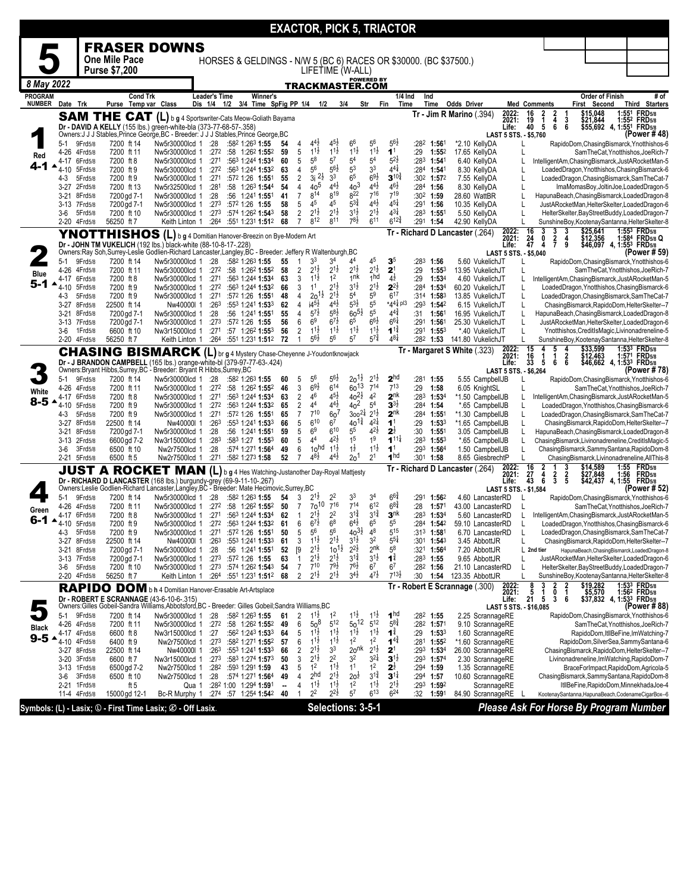# EXACTOR, PICK 5, TRIACTOR

## 5 — FRASER DOWNS

**One Mile Pace** — **Purse $7,200**

HORSES & GELDINGS - N/W 5 (BC 6) RACES OR $30000. (BC $37500.) LIFETIME (W-ALL)

**8 May 2022** — TRACKMASTER.COM

---

### 1 — SAM THE CAT (L) b g 4 Sportswriter-Cats Meow-Goliath Bayama
Red 4-1

Dr - DAVID A KELLY (155 lbs.) green-white-bla (373-77-68-57-.358)
Owners:J J J Stables,Prince George,BC - Breeder: J J J Stables,Prince George,BC
Tr - Jim R Marino (.394)

| | Starts | 1st | 2nd | 3rd | Earnings | Best |
|---|---|---|---|---|---|---|
| 2022: | 16 | 2 | 2 | 1 | $15,048 | 1:55¹ FRD5/8 |
| 2021: | 19 | 1 | 4 | 3 | $21,844 | 1:55² FRD5/8 |
| Life: | 40 | 5 | 6 | 6 | $55,692 | 4, 1:55¹ FRD5/8 |

LAST 5 STS. - $5,760 — (Power # 48)

| Date | Trk | Purse | Cond | Class | Leader's Time | Winner's Time | SpFig | PP | 1/4 | 1/2 | 3/4 | Str | Fin | Ind Time | Odds Driver | Med | Order of Finish |
|---|---|---|---|---|---|---|---|---|---|---|---|---|---|---|---|---|---|
| 5-1 | 9Frd5/8 | 7200 | ft 14 | Nw5r30000lcd 1 | :28 :58² 1:26³ | 1:55 | 54 | 4 | 4⁴½ | 4⁵½ | 6⁶ | 5⁶ | 5⁶½ | :28² 1:56¹ | *2.10 KellyDA | L | RapidoDom,ChasingBismarck,Ynotthishos-6 |
| 4-26 | 4Frd5/8 | 7200 | ft 11 | Nw5r30000lcd 1 | :27² :58 1:26² | 1:55² | 59 | 5 | 1½ | 1½ | 1½ | 1½ | 1¹ | :29 1:55² | 17.65 KellyDA | L | SamTheCat,Ynotthishos,JoeRich-7 |
| 4-17 | 6Frd5/8 | 7200 | ft 8 | Nw5r30000lcd 1 | :27¹ :56³ 1:24⁴ | 1:53⁴ | 60 | 5 | 5⁸ | 5⁷ | 5⁴ | 5⁴ | 5²¾ | :28³ 1:54¹ | 6.40 KellyDA | L | IntelligentAm,ChasingBismarck,JustARocketMan-5 |
| 4-10 | 5Frd5/8 | 7200 | ft 9 | Nw5r30000lcd 1 | :27² :56³ 1:24⁴ | 1:53² | 63 | 4 | 5⁶ | 5⁶½ | 5³ | 3³ | 4⁴¾ | :28⁴ 1:54¹ | 8.30 KellyDA | L | LoadedDragon,Ynotthishos,ChasingBismarck-6 |
| 4-3 | 5Frd5/8 | 7200 | ft 9 | Nw5r30000lcd 1 | :27¹ :57² 1:26 | 1:55¹ | 55 | 2 | 3i 2½ | 3³ | 6⁵ | 6⁹½ | 3¹⁰¾ | :30² 1:57² | 7.55 KellyDA | L | LoadedDragon,ChasingBismarck,SamTheCat-7 |
| 3-27 | 2Frd5/8 | 7200 | ft 13 | Nw5r32500lcd 1 | :28¹ :58 1:26³ | 1:54⁴ | 54 | 4 | 4o⁵ | 4⁴½ | 4o³ | 4⁴½ | 4⁶½ | :28⁴ 1:56 | 8.30 KellyDA | L | ImaMomasBoy,JoltinJoe,LoadedDragon-5 |
| 3-21 | 8Frd5/8 | 7200 | gd 7-1 | Nw5r30000lcd 1 | :28 :56 1:24¹ | 1:55¹ | 41 | 7 | 8¹⁴ | 8¹⁹ | 8²² | 7¹⁶ | 7¹⁹ | :30² 1:59 | 28.60 WattBR | L | HapunaBeach,ChasingBismarck,LoadedDragon-8 |
| 3-13 | 7Frd5/8 | 7200 | gd 7-1 | Nw5r30000lcd 1 | :27³ :57² 1:26 | 1:55 | 58 | 5 | 4⁵ | 4⁵ | 5³¾ | 4⁴½ | 4⁵¼ | :29¹ 1:56 | 10.35 KellyDA | L | JustARocketMan,HelterSkelter,LoadedDragon-6 |
| 3-6 | 5Frd5/8 | 7200 | ft 10 | Nw5r30000lcd 1 | :27³ :57⁴ 1:26² | 1:54³ | 58 | 2 | 2½ | 2½ | 3½ | 2½ | 4³¼ | :28³ 1:55¹ | 5.50 KellyDA | L | HelterSkelter,BayStreetBuddy,LoadedDragon-7 |
| 2-20 | 4Frd5/8 | 56250 | ft 7 | Keith Linton 1 | :26⁴ :55¹ 1:23¹ | 1:51² | 68 | 7 | 8¹² | 8¹¹ | 7⁸½ | 6¹¹ | 6¹²¾ | :29¹ 1:54 | 42.90 KellyDA | L | SunshineBoy,KootenaySantanna,HelterSkelter-8 |

---

### 2 — YNOTTHISHOS (L) b g 4 Domitian Hanover-Breezin on Bye-Modern Art
Blue 5-1

Dr - JOHN TM VUKELICH (192 lbs.) black-white (88-10-8-17-.228)
Owners:Ray Soh,Surrey-Leslie Godlien-Richard Lancaster,Langley,BC - Breeder: Jeffery R Waltenburgh,BC
Tr - Richard D Lancaster (.264)

| | Starts | 1st | 2nd | 3rd | Earnings | Best |
|---|---|---|---|---|---|---|
| 2022: | 16 | 3 | 3 | 3 | $25,641 | 1:55³ FRD5/8 |
| 2021: | 24 | 0 | 2 | 4 | $12,356 | 1:58⁴ FRD5/8 Q |
| Life: | 47 | 4 | 7 | 9 | $46,097 | 4, 1:55³ FRD5/8 |

LAST 5 STS. - $5,040 — (Power # 59)

| Date | Trk | Purse | Cond | Class | Leader's Time | Winner's Time | SpFig | PP | 1/4 | 1/2 | 3/4 | Str | Fin | Ind Time | Odds Driver | Med | Order of Finish |
|---|---|---|---|---|---|---|---|---|---|---|---|---|---|---|---|---|---|
| 5-1 | 9Frd5/8 | 7200 | ft 14 | Nw5r30000lcd 1 | :28 :58² 1:26³ | 1:55 | 55 | 1 | 3³ | 3⁴ | 4⁴ | 4⁵ | 3⁵ | :28³ 1:56 | 5.60 VukelichJT | L | RapidoDom,ChasingBismarck,Ynotthishos-6 |
| 4-26 | 4Frd5/8 | 7200 | ft 11 | Nw5r30000lcd 1 | :27² :58 1:26² | 1:55² | 58 | 2 | 2½ | 2½ | 2½ | 2½ | 2¹ | :29 1:55³ | 13.95 VukelichJT | L | SamTheCat,Ynotthishos,JoeRich-7 |
| 4-17 | 6Frd5/8 | 7200 | ft 8 | Nw5r30000lcd 1 | :27¹ :56³ 1:24⁴ | 1:53⁴ | 63 | 3 | 1½ | 1² | 1nk | 1hd | 4½ | :29 1:53⁴ | 4.60 VukelichJT | L | IntelligentAm,ChasingBismarck,JustARocketMan-5 |
| 4-10 | 5Frd5/8 | 7200 | ft 9 | Nw5r30000lcd 1 | :27² :56³ 1:24⁴ | 1:53² | 66 | 3 | 1¹ | 2½ | 3½ | 2½ | 2²½ | :28⁴ 1:53⁴ | 60.20 VukelichJT | L | LoadedDragon,Ynotthishos,ChasingBismarck-6 |
| 4-3 | 5Frd5/8 | 7200 | ft 9 | Nw5r30000lcd 1 | :27¹ :57² 1:26 | 1:55¹ | 48 | 4 | 2o¹½ | 2½ | 5⁴ | 5⁹ | 6¹⁷ | :31⁴ 1:58³ | 13.85 VukelichJT | L | LoadedDragon,ChasingBismarck,SamTheCat-7 |
| 3-27 | 8Frd5/8 | 22500 | ft 14 | Nw4000l 1 | :26³ :55³ 1:24¹ | 1:53³ | 62 | 4 | i4⁵½ | 4⁴½ | 5³½ | 5⁵ | *4⁴¼ pl3 | :29³ 1:54² | 6.15 VukelichJT | L | ChasingBismarck,RapidoDom,HelterSkelter--7 |
| 3-21 | 8Frd5/8 | 7200 | gd 7-1 | Nw5r30000lcd 1 | :28 :56 1:24¹ | 1:55¹ | 55 | 4 | 5⁷½ | 5⁸½ | 6o⁵½ | 5⁵ | 4⁴¾ | :31 1:56¹ | 16.95 VukelichJT | L | HapunaBeach,ChasingBismarck,LoadedDragon-8 |
| 3-13 | 7Frd5/8 | 7200 | gd 7-1 | Nw5r30000lcd 1 | :27³ :57² 1:26 | 1:55 | 56 | 6 | 6⁹ | 6⁷½ | 6⁵ | 6⁶½ | 6⁶¼ | :29¹ 1:56¹ | 25.30 VukelichJT | L | JustARocketMan,HelterSkelter,LoadedDragon-6 |
| 3-6 | 1Frd5/8 | 6600 | ft 10 | Nw3r15000lcd 1 | :27¹ :57 1:26² | 1:55³ | 56 | 2 | 1½ | 1½ | 1½ | 1½ | 1¾ | :29¹ 1:55³ | *.40 VukelichJT | L | Ynotthishos,CreditIsMagic,Livinonadreneline-5 |
| 2-20 | 4Frd5/8 | 56250 | ft 7 | Keith Linton 1 | :26⁴ :55¹ 1:23¹ | 1:51² | 72 | 1 | 5⁶½ | 5⁶ | 5⁷ | 5⁷¾ | 4⁸¼ | :28² 1:53 | 141.80 VukelichJT | L | SunshineBoy,KootenaySantanna,HelterSkelter-8 |

---

### 3 — CHASING BISMARCK (L) br g 4 Mystery Chase-Cheyenne J-Youdontknowjack
White 8-5

Dr - J BRANDON CAMPBELL (165 lbs.) orange-white-bl (379-97-77-63-.424)
Owners:Bryant Hibbs,Surrey,BC - Breeder: Bryant R Hibbs,Surrey,BC
Tr - Margaret S White (.323)

| | Starts | 1st | 2nd | 3rd | Earnings | Best |
|---|---|---|---|---|---|---|
| 2022: | 15 | 4 | 5 | 4 | $33,599 | 1:53³ FRD5/8 |
| 2021: | 16 | 1 | 1 | 2 | $12,463 | 1:57¹ FRD5/8 |
| Life: | 33 | 5 | 6 | 6 | $46,662 | 4, 1:53³ FRD5/8 |

LAST 5 STS. - $6,264 — (Power # 78)

| Date | Trk | Purse | Cond | Class | Leader's Time | Winner's Time | SpFig | PP | 1/4 | 1/2 | 3/4 | Str | Fin | Ind Time | Odds Driver | Med | Order of Finish |
|---|---|---|---|---|---|---|---|---|---|---|---|---|---|---|---|---|---|
| 5-1 | 9Frd5/8 | 7200 | ft 14 | Nw5r30000lcd 1 | :28 :58² 1:26³ | 1:55 | 60 | 5 | 5⁶ | 5⁶½ | 2o¹½ | 2¹½ | 2hd | :28¹ 1:55 | 5.55 CampbellJB | L | RapidoDom,ChasingBismarck,Ynotthishos-6 |
| 4-26 | 4Frd5/8 | 7200 | ft 11 | Nw5r30000lcd 1 | :27² :58 1:26² | 1:55² | 46 | 3 | 6⁹½ | 6¹⁴ | 6o¹³ | 7¹⁴ | 7¹³ | :29 1:58 | 6.05 KnightSL | L | SamTheCat,Ynotthishos,JoeRich-7 |
| 4-17 | 6Frd5/8 | 7200 | ft 8 | Nw5r30000lcd 1 | :27¹ :56³ 1:24⁴ | 1:53⁴ | 63 | 2 | 4⁶ | 4⁵½ | 4o²½ | 4² | 2nk | :28³ 1:53⁴ | *1.50 CampbellJB | L | IntelligentAm,ChasingBismarck,JustARocketMan-5 |
| 4-10 | 5Frd5/8 | 7200 | ft 9 | Nw5r30000lcd 1 | :27² :56³ 1:24⁴ | 1:53² | 65 | 2 | 4⁴ | 4⁴ | 4o² | 5⁴ | 3³½ | :28⁴ 1:54 | *.65 CampbellJB | L | LoadedDragon,Ynotthishos,ChasingBismarck-6 |
| 4-3 | 5Frd5/8 | 7200 | ft 9 | Nw5r30000lcd 1 | :27¹ :57² 1:26 | 1:55¹ | 65 | 7 | 7¹⁰ | 6o⁷ | 3oo²½ | 2¹½ | 2nk | :28⁴ 1:55¹ | *1.30 CampbellJB | L | LoadedDragon,ChasingBismarck,SamTheCat-7 |
| 3-27 | 8Frd5/8 | 22500 | ft 14 | Nw4000l 1 | :26³ :55³ 1:24¹ | 1:53³ | 66 | 5 | 6¹⁰ | 6⁷ | 4o¹¾ | 4²¼ | 1¹ | :29 1:53³ | *1.65 CampbellJB | L | ChasingBismarck,RapidoDom,HelterSkelter--7 |
| 3-21 | 8Frd5/8 | 7200 | gd 7-1 | Nw5r30000lcd 1 | :28 :56 1:24¹ | 1:55¹ | 59 | 5 | 6⁹ | 6¹⁰ | 5⁵ | 4²½ | 2½ | :30 1:55¹ | 3.05 CampbellJB | L | HapunaBeach,ChasingBismarck,LoadedDragon-8 |
| 3-13 | 2Frd5/8 | 6600 | gd 7-1 | Nw3r15000lcd 1 | :28³ :58³ 1:27 | 1:55³ | 60 | 5 | 4⁴ | 4²½ | 1⁵ | 1⁹ | 1¹¹¼ | :28³ 1:55³ | *.65 CampbellJB | L | ChasingBismarck,Livinonadreneline,CreditIsMagic-5 |
| 3-6 | 3Frd5/8 | 6500 | ft 10 | Nw2r7500lcd 1 | :28 :57⁴ 1:27¹ | 1:56⁴ | 49 | 6 | 1o^hd | 1½ | 1½ | 1½ | 1¹ | :29³ 1:56⁴ | 1.50 CampbellJB | L | ChasingBismarck,SammySantana,RapidoDom-8 |
| 2-21 | 5Frd5/8 | 6500 | ft 5 | Nw2r7500lcd 1 | :27¹ :58² 1:27³ | 1:58 | 52 | 7 | 4⁸½ | 4⁴½ | 2o¹ | 2¹ | 1hd | :30¹ 1:58 | 8.65 GiesbrechtP | L | ChasingBismarck,Livinonadreneline,AllThis-8 |

---

### 4 — JUST A ROCKET MAN (L) b g 4 Hes Watching-Justanother Day-Royal Mattjesty
Green 6-1

Dr - RICHARD D LANCASTER (168 lbs.) burgundy-grey (69-9-11-10-.267)
Owners:Leslie Godlien-Richard Lancaster,Langley,BC - Breeder: Mate Hecimovic,Surrey,BC
Tr - Richard D Lancaster (.264)

| | Starts | 1st | 2nd | 3rd | Earnings | Best |
|---|---|---|---|---|---|---|
| 2022: | 16 | 2 | 1 | 3 | $14,589 | 1:55 FRD5/8 |
| 2021: | 27 | 4 | 2 | 2 | $27,848 | 1:56 FRD5/8 |
| Life: | 43 | 6 | 3 | 5 | $42,437 | 4, 1:55 FRD5/8 |

LAST 5 STS. - $1,584 — (Power # 52)

| Date | Trk | Purse | Cond | Class | Leader's Time | Winner's Time | SpFig | PP | 1/4 | 1/2 | 3/4 | Str | Fin | Ind Time | Odds Driver | Med | Order of Finish |
|---|---|---|---|---|---|---|---|---|---|---|---|---|---|---|---|---|---|
| 5-1 | 9Frd5/8 | 7200 | ft 14 | Nw5r30000lcd 1 | :28 :58² 1:26³ | 1:55 | 54 | 3 | 2¹½ | 2² | 3³ | 3⁴ | 6⁶¾ | :29¹ 1:56² | 4.60 LancasterRD | L | RapidoDom,ChasingBismarck,Ynotthishos-6 |
| 4-26 | 4Frd5/8 | 7200 | ft 11 | Nw5r30000lcd 1 | :27² :58 1:26² | 1:55² | 50 | 7 | 7o¹⁰ | 7¹⁶ | 7¹⁴ | 6¹² | 6⁸¾ | :28 1:57¹ | 43.00 LancasterRD | L | SamTheCat,Ynotthishos,JoeRich-7 |
| 4-17 | 6Frd5/8 | 7200 | ft 8 | Nw5r30000lcd 1 | :27¹ :56³ 1:24⁴ | 1:53⁴ | 62 | 1 | 2¹½ | 2² | 3¹¾ | 3¹¾ | 3nk | :28³ 1:53⁴ | 5.60 LancasterRD | L | IntelligentAm,ChasingBismarck,JustARocketMan-5 |
| 4-10 | 5Frd5/8 | 7200 | ft 9 | Nw5r30000lcd 1 | :27² :56³ 1:24⁴ | 1:53² | 61 | 6 | 6⁷½ | 6⁸ | 6⁴½ | 6⁵ | 5⁵ | :28⁴ 1:54² | 59.10 LancasterRD | L | LoadedDragon,Ynotthishos,ChasingBismarck-6 |
| 4-3 | 5Frd5/8 | 7200 | ft 9 | Nw5r30000lcd 1 | :27¹ :57² 1:26 | 1:55¹ | 50 | 5 | 5⁶ | 5⁶ | 4o³½ | 4⁸ | 5¹⁵ | :31³ 1:58¹ | 6.70 LancasterRD | L | LoadedDragon,ChasingBismarck,SamTheCat-7 |
| 3-27 | 8Frd5/8 | 22500 | ft 14 | Nw4000l 1 | :26³ :55³ 1:24¹ | 1:53³ | 61 | 3 | 1½ | 2½ | 3½ | 3² | 5⁵¼ | :30¹ 1:54³ | 3.45 AbbottJR | L | ChasingBismarck,RapidoDom,HelterSkelter--7 |
| 3-21 | 8Frd5/8 | 7200 | gd 7-1 | Nw5r30000lcd 1 | :28 :56 1:24¹ | 1:55¹ | 52 | [9 | 2½ | 1o¹½ | 2²½ | 2nk | 5⁸ | :32¹ 1:56⁴ | 7.20 AbbottJR | L 2nd tier | HapunaBeach,ChasingBismarck,LoadedDragon-8 |
| 3-13 | 7Frd5/8 | 7200 | gd 7-1 | Nw5r30000lcd 1 | :27³ :57² 1:26 | 1:55 | 63 | 1 | 2½ | 2½ | 3¹¾ | 3½ | 1¾ | :28³ 1:55 | 9.65 AbbottJR | L | JustARocketMan,HelterSkelter,LoadedDragon-6 |
| 3-6 | 5Frd5/8 | 7200 | ft 10 | Nw5r30000lcd 1 | :27³ :57⁴ 1:26² | 1:54³ | 54 | 7 | 7¹⁰ | 7⁹½ | 7⁶½ | 6⁷ | 6⁷ | :28² 1:56 | 21.10 LancasterRD | L | HelterSkelter,BayStreetBuddy,LoadedDragon-7 |
| 2-20 | 4Frd5/8 | 56250 | ft 7 | Keith Linton 1 | :26⁴ :55¹ 1:23¹ | 1:51² | 68 | 2 | 2¹½ | 2¹½ | 3⁴½ | 4⁷½ | 7¹³½ | :30 1:54 | 123.35 AbbottJR | L | SunshineBoy,KootenaySantanna,HelterSkelter-8 |

---

### 5 — RAPIDO DOM b h 4 Domitian Hanover-Erasable Art-Artsplace
Black 9-5

Dr - ROBERT E SCRANNAGE (43-6-10-6-.315)
Owners:Gilles Gobeil-Sandra Williams,Abbotsford,BC - Breeder: Gilles Gobeil;Sandra Williams,BC
Tr - Robert E Scrannage (.300)

| | Starts | 1st | 2nd | 3rd | Earnings | Best |
|---|---|---|---|---|---|---|
| 2022: | 8 | 3 | 2 | 2 | $19,282 | 1:53³ FRD5/8 |
| 2021: | 5 | 1 | 0 | 1 | $5,570 | 1:56² FRD5/8 |
| Life: | 21 | 5 | 3 | 6 | $37,832 | 4, 1:53³ FRD5/8 |

LAST 5 STS. - $16,085 — (Power # 88)

| Date | Trk | Purse | Cond | Class | Leader's Time | Winner's Time | SpFig | PP | 1/4 | 1/2 | 3/4 | Str | Fin | Ind Time | Odds Driver | Med | Order of Finish |
|---|---|---|---|---|---|---|---|---|---|---|---|---|---|---|---|---|---|
| 5-1 | 9Frd5/8 | 7200 | ft 14 | Nw5r30000lcd 1 | :28 :58² 1:26³ | 1:55 | 61 | 2 | 1¹½ | 1² | 1¹½ | 1¹½ | 1hd | :28² 1:55 | 2.25 ScrannageRE | | RapidoDom,ChasingBismarck,Ynotthishos-6 |
| 4-26 | 4Frd5/8 | 7200 | ft 11 | Nw5r30000lcd 1 | :27² :58 1:26² | 1:55² | 49 | 6 | 5o⁸ | 5¹² | 5o¹² | 5¹² | 5⁸¾ | :28² 1:57¹ | 9.10 ScrannageRE | | SamTheCat,Ynotthishos,JoeRich-7 |
| 4-17 | 4Frd5/8 | 6600 | ft 8 | Nw3r15000lcd 1 | :27 :56² 1:24³ | 1:53³ | 64 | 5 | 1¹½ | 1¹½ | 1¹½ | 1¹½ | 1¾ | :29 1:53³ | 1.60 ScrannageRE | | RapidoDom,ItllBeFine,ImWatching-7 |
| 4-10 | 4Frd5/8 | 6400 | ft 9 | Nw2r7500lcd 1 | :27³ :58² 1:27¹ | 1:55² | 57 | 6 | 1¹½ | 1¹½ | 1² | 1² | 1⁴¾ | :28¹ 1:55² | *1.60 ScrannageRE | | RapidoDom,SilverSea,SammySantana-6 |
| 3-27 | 8Frd5/8 | 22500 | ft 14 | Nw4000l 1 | :26³ :55³ 1:24¹ | 1:53³ | 66 | 2 | 2¹½ | 3³ | 2onk | 2¹½ | 2¹ | :29³ 1:53⁴ | 26.00 ScrannageRE | | ChasingBismarck,RapidoDom,HelterSkelter--7 |
| 3-20 | 3Frd5/8 | 6600 | ft 7 | Nw3r15000lcd 1 | :27³ :58³ 1:27⁴ | 1:57³ | 50 | 3 | 2¹½ | 2² | 3² | 3²¼ | 3¹½ | :29³ 1:57⁴ | 2.30 ScrannageRE | | Livinonadreneline,ImWatching,RapidoDom-7 |
| 3-13 | 1Frd5/8 | 6500 | gd 7-2 | Nw2r7500lcd 1 | :28² :59³ 1:29¹ | 1:59 | 43 | 5 | 1² | 1¹½ | 1¹ | 1² | 2½ | :29⁴ 1:59 | 1.35 ScrannageRE | | BraceForImpact,RapidoDom,Agricola-5 |
| 3-6 | 3Frd5/8 | 6500 | ft 10 | Nw2r7500lcd 1 | :28 :57⁴ 1:27¹ | 1:56⁴ | 49 | 4 | 2hd | 2¹½ | 2o³ | 3¹¾ | 3¹¼ | :29⁴ 1:57 | 10.60 ScrannageRE | | ChasingBismarck,SammySantana,RapidoDom-8 |
| 2-21 | 1Frd5/8 | | ft 5 | Qua 1 | :28² 1:00 1:29⁴ | 1:59¹ | -- | 4 | 1¹½ | 1¹½ | 1² | 1¹½ | 2¹½ | :29³ 1:59² | ScrannageRE | | ItllBeFine,RapidoDom,MinnekhadaJoe-4 |
| 11-4 | 4Frd5/8 | 15000 | gd 12-1 | Bc-R Murphy 1 | :27⁴ :57 1:25⁴ | 1:54² | 40 | 1 | 2² | 2²½ | 5⁷ | 6¹³ | 6²⁴ | :32 1:59¹ | 84.90 ScrannageRE | L | KootenaySantanna,HapunaBeach,CodenameCigarBox--6 |

---

Symbols: (L) - Lasix; Ⓛ - First Time Lasix; Ⓛ - Off Lasix.

**Selections: 3-5-1**

*Please Ask For Horse By Program Number*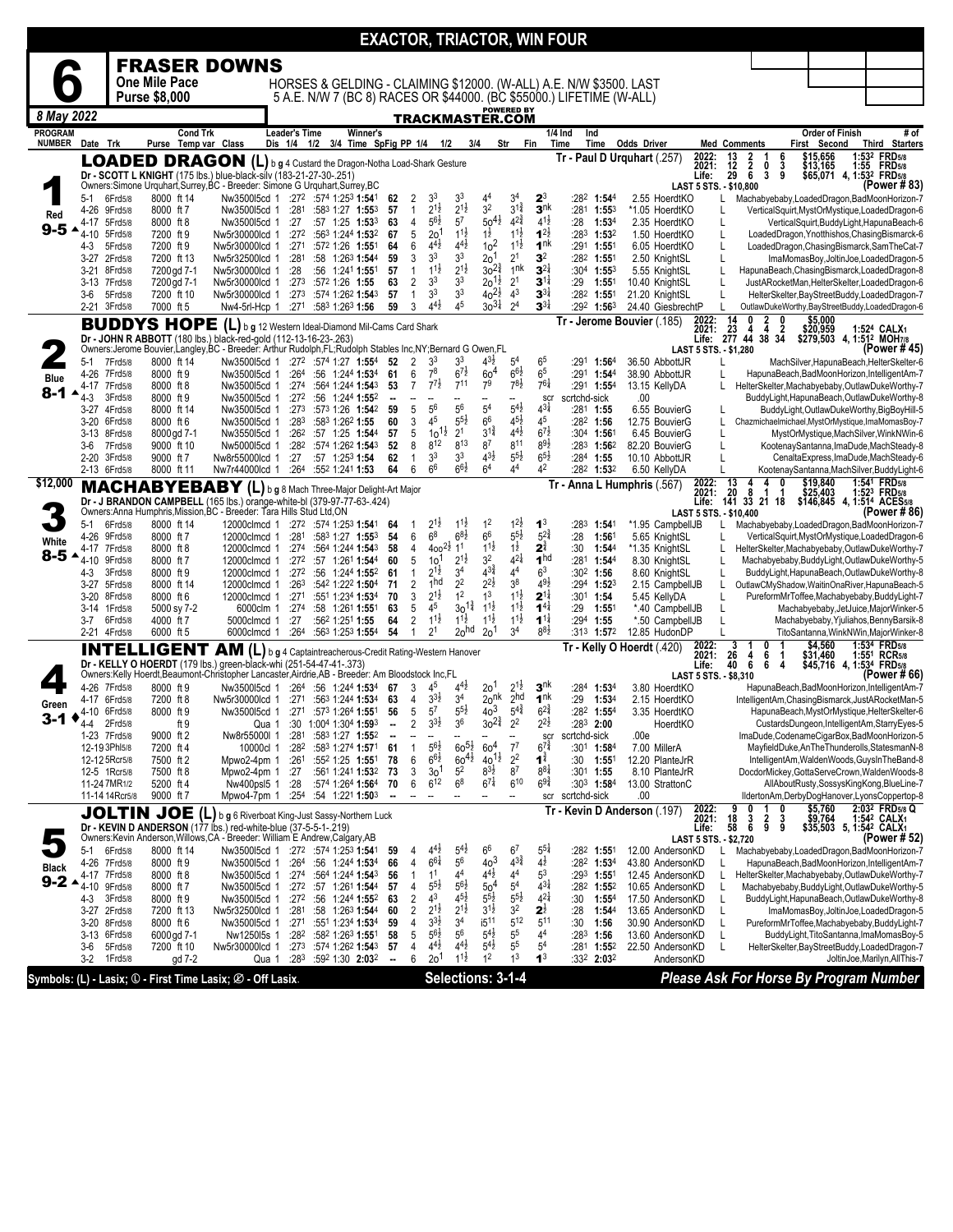# EXACTOR, TRIACTOR, WIN FOUR

## 6 — FRASER DOWNS

**One Mile Pace — Purse $8,000**

HORSES & GELDING - CLAIMING $12000. (W-ALL) A.E. N/W $3500. LAST 5 A.E. N/W 7 (BC 8) RACES OR $44000. (BC $55000.) LIFETIME (W-ALL)

8 May 2022 — TRACKMASTER.COM

---

### 1 — Red — 9-5 — LOADED DRAGON (L)

b g 4 Custard the Dragon-Notha Load-Shark Gesture
Dr - SCOTT L KNIGHT (175 lbs.) blue-black-silv (183-21-27-30-.251)
Owners:Simone Urquhart,Surrey,BC - Breeder: Simone G Urquhart,Surrey,BC
Tr - Paul D Urquhart (.257)

2022: 13 2 1 6 $15,656 1:53² FRD5/8 — 2021: 12 2 0 3 $13,165 1:55 FRD5/8 — Life: 29 6 3 9 $65,071 4, 1:53² FRD5/8 — LAST 5 STS. - $10,800 — (Power # 83)

| Date | Trk | Purse | Cond Trk | Class | Leader's Time | Winner's Time | SpFig | PP | 1/4 | 1/2 | 3/4 | Str | Fin | 1/4 Ind Time | Ind Time | Odds | Driver | Med | Order of Finish |
|---|---|---|---|---|---|---|---|---|---|---|---|---|---|---|---|---|---|---|---|
| 5-1 | 6Frd5/8 | 8000 | ft 14 | Nw3500l5cd 1 | :27² :57⁴ 1:25³ | 1:54¹ | 62 | 2 | 3³ | 3³ | 4⁴ | 3⁴ | 2³ | :28² | 1:54⁴ | 2.55 | HoerdtKO | L | Machabyebaby,LoadedDragon,BadMoonHorizon-7 |
| 4-26 | 9Frd5/8 | 8000 | ft 7 | Nw3500l5cd 1 | :28¹ :58³ 1:27 | 1:55³ | 57 | 1 | 2^1½ | 2^1½ | 3² | 3^1¾ | 3^nk | :28¹ | 1:55³ | *1.05 | HoerdtKO | L | VerticalSquirt,MystOrMystique,LoadedDragon-6 |
| 4-17 | 5Frd5/8 | 8000 | ft 8 | Nw3500l5cd 1 | :27 :57 1:25 | 1:53³ | 63 | 4 | 5^6½ | 5⁷ | 5o^4½ | 4^2¾ | 4^1½ | :28 | 1:53⁴ | 2.35 | HoerdtKO | L | VerticalSquirt,BuddyLight,HapunaBeach-6 |
| 4-10 | 5Frd5/8 | 7200 | ft 9 | Nw5r30000lcd 1 | :27² :56³ 1:24⁴ | 1:53² | 67 | 5 | 2o¹ | 1^1½ | 1½ | 1^1½ | 1^2½ | :28³ | 1:53² | 1.50 | HoerdtKO | L | LoadedDragon,Ynotthishos,ChasingBismarck-6 |
| 4-3 | 5Frd5/8 | 7200 | ft 9 | Nw5r30000lcd 1 | :27¹ :57² 1:26 | 1:55¹ | 64 | 6 | 4^4½ | 4^4½ | 1o² | 1^1½ | 1^nk | :29¹ | 1:55¹ | 6.05 | HoerdtKO | L | LoadedDragon,ChasingBismarck,SamTheCat-7 |
| 3-27 | 2Frd5/8 | 7200 | ft 13 | Nw5r32500lcd 1 | :28¹ :58 1:26³ | 1:54⁴ | 59 | 3 | 3³ | 3³ | 2o¹ | 2¹ | 3² | :28² | 1:55¹ | 2.50 | KnightSL | L | ImaMomasBoy,JoltinJoe,LoadedDragon-5 |
| 3-21 | 8Frd5/8 | 7200 | gd 7-1 | Nw5r30000lcd 1 | :28 :56 1:24¹ | 1:55¹ | 57 | 1 | 1^1½ | 2^1½ | 3o^2¾ | 1^nk | 3^2¼ | :30⁴ | 1:55³ | 5.55 | KnightSL | L | HapunaBeach,ChasingBismarck,LoadedDragon-8 |
| 3-13 | 7Frd5/8 | 7200 | gd 7-1 | Nw5r30000lcd 1 | :27³ :57² 1:26 | 1:55 | 63 | 2 | 3³ | 3³ | 2o^1½ | 2¹ | 3^1¼ | :29 | 1:55¹ | 10.40 | KnightSL | L | JustARocketMan,HelterSkelter,LoadedDragon-6 |
| 3-6 | 5Frd5/8 | 7200 | ft 10 | Nw5r30000lcd 1 | :27³ :57⁴ 1:26² | 1:54³ | 57 | 1 | 3³ | 3³ | 4o^2½ | 4³ | 3^3¼ | :28² | 1:55¹ | 21.20 | KnightSL | L | HelterSkelter,BayStreetBuddy,LoadedDragon-7 |
| 2-21 | 3Frd5/8 | 7000 | ft 5 | Nw4-5rl-Hcp 1 | :27¹ :58³ 1:26³ | 1:56 | 59 | 3 | 4^4½ | 4⁵ | 3o^3¼ | 2⁴ | 3^3¾ | :29² | 1:56³ | 24.40 | GiesbrechtP | L | OutlawDukeWorthy,BayStreetBuddy,LoadedDragon-6 |

---

### 2 — Blue — 8-1 — BUDDYS HOPE (L)

b g 12 Western Ideal-Diamond Mill-Cams Card Shark
Dr - JOHN R ABBOTT (180 lbs.) black-red-gold (112-13-16-23-.263)
Owners:Jerome Bouvier,Langley,BC - Breeder: Arthur Rudolph,FL;Rudolph Stables Inc,NY;Bernard G Owen,FL
Tr - Jerome Bouvier (.185)

2022: 14 0 2 0 $5,000 — 2021: 23 4 4 2 $20,959 1:52⁴ CALX1 — Life: 277 44 38 34 $279,503 4, 1:51² MOH7/8 — LAST 5 STS. - $1,280 — (Power # 45)

| Date | Trk | Purse | Cond Trk | Class | Leader's Time | Winner's Time | SpFig | PP | 1/4 | 1/2 | 3/4 | Str | Fin | 1/4 Ind Time | Ind Time | Odds | Driver | Med | Order of Finish |
|---|---|---|---|---|---|---|---|---|---|---|---|---|---|---|---|---|---|---|---|
| 5-1 | 7Frd5/8 | 8000 | ft 14 | Nw3500l5cd 1 | :27² :57⁴ 1:27² | 1:55⁴ | 52 | 2 | 3³ | 3³ | 4^3½ | 5⁴ | 6⁵ | :29¹ | 1:56⁴ | 36.50 | AbbottJR | L | MachSilver,HapunaBeach,HelterSkelter-6 |
| 4-26 | 7Frd5/8 | 8000 | ft 9 | Nw3500l5cd 1 | :26⁴ :56 1:24⁴ | 1:53⁴ | 61 | 6 | 7⁸ | 6^7½ | 6o⁴ | 6^6½ | 6⁵ | :29¹ | 1:54⁴ | 38.90 | AbbottJR | L | HapunaBeach,BadMoonHorizon,IntelligentAm-7 |
| 4-17 | 7Frd5/8 | 8000 | ft 8 | Nw3500l5cd 1 | :27⁴ :56⁴ 1:24⁴ | 1:54³ | 53 | 7 | 7^7½ | 7¹¹ | 7⁹ | 7^8½ | 7^6¼ | :29¹ | 1:55⁴ | 13.15 | KellyDA | L | HelterSkelter,Machabyebaby,OutlawDukeWorthy-7 |
| 4-3 | 3Frd5/8 | 8000 | ft 9 | Nw3500l5cd 1 | :27² :56 1:24⁴ | 1:55² | -- | -- | -- | -- | -- | -- | scr | scrtchd-sick | | .00 | | | BuddyLight,HapunaBeach,OutlawDukeWorthy-8 |
| 3-27 | 4Frd5/8 | 8000 | ft 14 | Nw3500l5cd 1 | :27³ :57³ 1:26 | 1:54² | 59 | 5 | 5⁶ | 5⁶ | 5⁴ | 5^4½ | 4^3¼ | :28¹ | 1:55 | 6.55 | BouvierG | L | BuddyLight,OutlawDukeWorthy,BigBoyHill-5 |
| 3-20 | 6Frd5/8 | 8000 | ft 6 | Nw3500l5cd 1 | :28³ :58³ 1:26² | 1:55 | 60 | 3 | 4⁵ | 5^5½ | 6⁶ | 4^5½ | 4⁵ | :28² | 1:56 | 12.75 | BouvierG | L | Chazmichaelmichael,MystOrMystique,ImaMomasBoy-7 |
| 3-13 | 8Frd5/8 | 8000 | gd 7-1 | Nw3550l5cd 1 | :26² :57 1:25 | 1:54⁴ | 57 | 5 | 1o^1½ | 2¹ | 3^1¾ | 4^4½ | 6^7½ | :30⁴ | 1:56¹ | 6.45 | BouvierG | L | MystOrMystique,MachSilver,WinkNWin-6 |
| 3-6 | 7Frd5/8 | 9000 | ft 10 | Nw5000l5cd 1 | :28² :57⁴ 1:26² | 1:54³ | 52 | 8 | 8¹² | 8¹³ | 8⁷ | 8¹¹ | 8^9½ | :28³ | 1:56² | 82.20 | BouvierG | L | KootenaySantanna,ImaDude,MachSteady-8 |
| 2-20 | 3Frd5/8 | 9000 | ft 7 | Nw8r55000lcd 1 | :27 :57 1:25³ | 1:54 | 62 | 1 | 3³ | 3³ | 4^3½ | 5^5½ | 6^5½ | :28⁴ | 1:55 | 10.10 | AbbottJR | L | CenaltaExpress,ImaDude,MachSteady-6 |
| 2-13 | 6Frd5/8 | 8000 | ft 11 | Nw7r44000lcd 1 | :26⁴ :55² 1:24¹ | 1:53 | 64 | 6 | 6⁶ | 6^6½ | 6⁴ | 4⁴ | 4² | :28² | 1:53² | 6.50 | KellyDA | L | KootenaySantanna,MachSilver,BuddyLight-6 |

---

### 3 — White — 8-5 — $12,000 — MACHABYEBABY (L)

b g 8 Mach Three-Major Delight-Art Major
Dr - J BRANDON CAMPBELL (165 lbs.) orange-white-bl (379-97-77-63-.424)
Owners:Anna Humphris,Mission,BC - Breeder: Tara Hills Stud Ltd,ON
Tr - Anna L Humphris (.567)

2022: 13 4 4 0 $19,840 1:54¹ FRD5/8 — 2021: 20 8 1 1 $25,403 1:52³ FRD5/8 — Life: 141 33 21 18 $146,845 4, 1:51⁴ ACES5/8 — LAST 5 STS. - $10,400 — (Power # 86)

| Date | Trk | Purse | Cond Trk | Class | Leader's Time | Winner's Time | SpFig | PP | 1/4 | 1/2 | 3/4 | Str | Fin | 1/4 Ind Time | Ind Time | Odds | Driver | Med | Order of Finish |
|---|---|---|---|---|---|---|---|---|---|---|---|---|---|---|---|---|---|---|---|
| 5-1 | 6Frd5/8 | 8000 | ft 14 | 12000clmcd 1 | :27² :57⁴ 1:25³ | 1:54¹ | 64 | 1 | 2^1½ | 1^1½ | 1² | 1^2½ | 1³ | :28³ | 1:54¹ | *1.95 | CampbellJB | L | Machabyebaby,LoadedDragon,BadMoonHorizon-7 |
| 4-26 | 9Frd5/8 | 8000 | ft 7 | 12000clmcd 1 | :28¹ :58³ 1:27 | 1:55³ | 54 | 6 | 6⁸ | 6^8½ | 6⁶ | 5^5½ | 5^2¾ | :28 | 1:56¹ | 5.65 | KnightSL | L | VerticalSquirt,MystOrMystique,LoadedDragon-6 |
| 4-17 | 7Frd5/8 | 8000 | ft 8 | 12000clmcd 1 | :27⁴ :56⁴ 1:24⁴ | 1:54³ | 58 | 4 | 4oo^2½ | 1¹ | 1^1½ | 1½ | 2^¾ | :30 | 1:54⁴ | *1.35 | KnightSL | L | HelterSkelter,Machabyebaby,OutlawDukeWorthy-7 |
| 4-10 | 9Frd5/8 | 8000 | ft 7 | 12000clmcd 1 | :27² :57 1:26¹ | 1:54⁴ | 60 | 5 | 1o¹ | 2^1½ | 3² | 4^2¼ | 1^hd | :28¹ | 1:54⁴ | 8.30 | KnightSL | L | Machabyebaby,BuddyLight,OutlawDukeWorthy-5 |
| 4-3 | 3Frd5/8 | 8000 | ft 9 | 12000clmcd 1 | :27² :56 1:24⁴ | 1:55² | 61 | 1 | 2^1½ | 3⁴ | 4^3¾ | 4⁴ | 6³ | :30² | 1:56 | 8.60 | KnightSL | L | BuddyLight,HapunaBeach,OutlawDukeWorthy-8 |
| 3-27 | 5Frd5/8 | 8000 | ft 14 | 12000clmcd 1 | :26³ :54² 1:22² | 1:50⁴ | 71 | 2 | 1^hd | 2² | 2^2½ | 3⁸ | 4^9½ | :29⁴ | 1:52³ | 2.15 | CampbellJB | L | OutlawCMyShadow,WaitinOnaRiver,HapunaBeach-5 |
| 3-20 | 8Frd5/8 | 8000 | ft 6 | 12000clmcd 1 | :27¹ :55¹ 1:23⁴ | 1:53⁴ | 70 | 3 | 2^1½ | 1² | 1³ | 1^1½ | 2^1¼ | :30¹ | 1:54 | 5.45 | KellyDA | L | PureformMrToffee,Machabyebaby,BuddyLight-7 |
| 3-14 | 1Frd5/8 | 5000 | sy 7-2 | 6000clm 1 | :27⁴ :58 1:26¹ | 1:55¹ | 63 | 5 | 4⁵ | 3o^1¾ | 1^1½ | 1^1½ | 1^4½ | :29 | 1:55¹ | *.40 | CampbellJB | L | Machabyebaby,JetJuice,MajorWinker-5 |
| 3-7 | 6Frd5/8 | 4000 | ft 7 | 5000clmcd 1 | :27 :56² 1:25¹ | 1:55 | 64 | 2 | 1^1½ | 1^1½ | 1^1½ | 1^1½ | 1^1¼ | :29⁴ | 1:55 | *.50 | CampbellJB | L | Machabyebaby,Yjuliahos,BennyBarsik-8 |
| 2-21 | 4Frd5/8 | 6000 | ft 5 | 6000clmcd 1 | :26⁴ :56³ 1:25³ | 1:55⁴ | 54 | 1 | 2¹ | 2o^hd | 2o¹ | 3⁴ | 8^8½ | :31³ | 1:57² | 12.85 | HudonDP | L | TitoSantanna,WinkNWin,MajorWinker-8 |

---

### 4 — Green — 3-1 — INTELLIGENT AM (L)

b g 4 Captaintreacherous-Credit Rating-Western Hanover
Dr - KELLY O HOERDT (179 lbs.) green-black-whi (251-54-47-41-.373)
Owners:Kelly Hoerdt,Beaumont-Christopher Lancaster,Airdrie,AB - Breeder: Am Bloodstock Inc,FL
Tr - Kelly O Hoerdt (.420)

2022: 3 1 0 1 $4,560 1:53⁴ FRD5/8 — 2021: 26 4 6 1 $31,460 1:55¹ RCR5/8 — Life: 40 6 6 4 $45,716 4, 1:53⁴ FRD5/8 — LAST 5 STS. - $8,310 — (Power # 66)

| Date | Trk | Purse | Cond Trk | Class | Leader's Time | Winner's Time | SpFig | PP | 1/4 | 1/2 | 3/4 | Str | Fin | 1/4 Ind Time | Ind Time | Odds | Driver | Med | Order of Finish |
|---|---|---|---|---|---|---|---|---|---|---|---|---|---|---|---|---|---|---|---|
| 4-26 | 7Frd5/8 | 8000 | ft 9 | Nw3500l5cd 1 | :26⁴ :56 1:24⁴ | 1:53⁴ | 67 | 3 | 4⁵ | 4^4½ | 2o¹ | 2^1½ | 3^nk | :28⁴ | 1:53⁴ | 3.80 | HoerdtKO | | HapunaBeach,BadMoonHorizon,IntelligentAm-7 |
| 4-17 | 6Frd5/8 | 7200 | ft 8 | Nw5r30000lcd 1 | :27¹ :56³ 1:24⁴ | 1:53⁴ | 63 | 4 | 3^3½ | 3⁴ | 2o^nk | 2^hd | 1^nk | :29 | 1:53⁴ | 2.15 | HoerdtKO | | IntelligentAm,ChasingBismarck,JustARocketMan-5 |
| 4-10 | 6Frd5/8 | 8000 | ft 9 | Nw3500l5cd 1 | :27¹ :57³ 1:26⁴ | 1:55¹ | 56 | 5 | 5⁷ | 5^5½ | 4o³ | 5^4¾ | 6^2¾ | :28² | 1:55⁴ | 3.35 | HoerdtKO | | HapunaBeach,MystOrMystique,HelterSkelter-6 |
| 4-4 | 2Frd5/8 | | ft 9 | Qua 1 | :30 1:00⁴ 1:30⁴ | 1:59³ | -- | 2 | 3^3½ | 3⁶ | 3o^2¾ | 2² | 2^2½ | :28³ | 2:00 | | HoerdtKO | | CustardsDungeon,IntelligentAm,StarryEyes-5 |
| 1-23 | 7Frd5/8 | 9000 | ft 2 | Nw8r55000l 1 | :28¹ :58³ 1:27 | 1:55² | -- | -- | -- | -- | -- | -- | scr | scrtchd-sick | | .00e | HoerdtKO | | ImaDude,CodenameCigarBox,BadMoonHorizon-5 |
| 12-19 | 3Phl5/8 | 7200 | ft 4 | 10000cl 1 | :28² :58³ 1:27⁴ | 1:57¹ | 61 | 1 | 5^6½ | 6o^5½ | 6o⁴ | 7⁷ | 6^7¾ | :30¹ | 1:58⁴ | 7.00 | MillerA | | MayfieldDuke,AnTheThunderolls,StatesmanN-8 |
| 12-12 | 5Rcr5/8 | 7500 | ft 2 | Mpwo2-4pm 1 | :26¹ :55² 1:25 | 1:55¹ | 78 | 6 | 6^6½ | 6o^4½ | 4o^1½ | 2² | 1^¾ | :30 | 1:55¹ | 12.20 | PlanteJR | | IntelligentAm,WaldenWoods,GuysInTheBand-8 |
| 12-5 | 1Rcr5/8 | 7500 | ft 8 | Mpwo2-4pm 1 | :27 :56¹ 1:24¹ | 1:53² | 73 | 3 | 3o¹ | 5² | 8^3½ | 8⁷ | 8^8¼ | :30¹ | 1:55 | 8.10 | PlanteJR | | DocdorMickey,GottaServeCrown,WaldenWoods-8 |
| 11-24 | 7MR1/2 | 5200 | ft 4 | Nw400psl5 1 | :28 :57⁴ 1:26⁴ | 1:56⁴ | 70 | 6 | 6¹² | 6⁸ | 6^7¼ | 6¹⁰ | 6^9¾ | :30³ | 1:58⁴ | 13.00 | StrattonC | | AllAboutRusty,SossysKingKong,BlueLine-7 |
| 11-14 | 14Rcr5/8 | 9000 | ft 7 | Mpwo4-7pm 1 | :25⁴ :54 1:22¹ | 1:50³ | -- | -- | -- | -- | -- | -- | scr | scrtchd-sick | | .00 | | | IldertonAm,DerbyDogHanover,LyonsCoppertop-8 |

---

### 5 — Black — 9-2 — JOLTIN JOE (L)

b g 6 Riverboat King-Just Sassy-Northern Luck
Dr - KEVIN D ANDERSON (177 lbs.) red-white-blue (37-5-5-1-.219)
Owners:Kevin Anderson,Willows,CA - Breeder: William E Andrew,Calgary,AB
Tr - Kevin D Anderson (.197)

2022: 9 0 1 0 $5,760 2:03² FRD5/8 Q — 2021: 18 3 2 3 $9,764 1:54² CALX1 — Life: 58 6 9 9 $35,503 5, 1:54² CALX1 — LAST 5 STS. - $2,720 — (Power # 52)

| Date | Trk | Purse | Cond Trk | Class | Leader's Time | Winner's Time | SpFig | PP | 1/4 | 1/2 | 3/4 | Str | Fin | 1/4 Ind Time | Ind Time | Odds | Driver | Med | Order of Finish |
|---|---|---|---|---|---|---|---|---|---|---|---|---|---|---|---|---|---|---|---|
| 5-1 | 6Frd5/8 | 8000 | ft 14 | Nw3500l5cd 1 | :27² :57⁴ 1:25³ | 1:54¹ | 59 | 4 | 4^4½ | 5^4½ | 6⁶ | 6⁷ | 5^5¼ | :28² | 1:55¹ | 12.00 | AndersonKD | L | Machabyebaby,LoadedDragon,BadMoonHorizon-7 |
| 4-26 | 7Frd5/8 | 8000 | ft 9 | Nw3500l5cd 1 | :26⁴ :56 1:24⁴ | 1:53⁴ | 66 | 4 | 6^6¼ | 5⁶ | 4o³ | 4^3¾ | 4^½ | :28² | 1:53⁴ | 43.80 | AndersonKD | L | HapunaBeach,BadMoonHorizon,IntelligentAm-7 |
| 4-17 | 7Frd5/8 | 8000 | ft 8 | Nw3500l5cd 1 | :27⁴ :56⁴ 1:24⁴ | 1:54³ | 56 | 1 | 1¹ | 4⁴ | 4^4½ | 4⁴ | 5³ | :29³ | 1:55¹ | 12.45 | AndersonKD | L | HelterSkelter,Machabyebaby,OutlawDukeWorthy-7 |
| 4-10 | 9Frd5/8 | 8000 | ft 7 | Nw3500l5cd 1 | :27² :57 1:26¹ | 1:54⁴ | 57 | 4 | 5^5½ | 5^6½ | 5o⁴ | 5⁴ | 4^3¼ | :28² | 1:55² | 10.65 | AndersonKD | L | Machabyebaby,BuddyLight,OutlawDukeWorthy-5 |
| 4-3 | 3Frd5/8 | 8000 | ft 9 | Nw3500l5cd 1 | :27² :56 1:24⁴ | 1:55² | 63 | 2 | 4³ | 4^5½ | 5^5½ | 5^5½ | 4^2¼ | :30 | 1:55⁴ | 17.50 | AndersonKD | L | BuddyLight,HapunaBeach,OutlawDukeWorthy-8 |
| 3-27 | 2Frd5/8 | 7200 | ft 13 | Nw5r32500lcd 1 | :28¹ :58 1:26³ | 1:54⁴ | 60 | 2 | 2^1½ | 2^1½ | 3^1½ | 3² | 2^½ | :28 | 1:54⁴ | 13.65 | AndersonKD | L | ImaMomasBoy,JoltinJoe,LoadedDragon-5 |
| 3-20 | 8Frd5/8 | 8000 | ft 6 | Nw3500l5cd 1 | :27¹ :55¹ 1:23⁴ | 1:53⁴ | 59 | 4 | 3^3½ | 3⁴ | i5¹¹ | 5¹² | 5¹¹ | :30 | 1:56 | 30.90 | AndersonKD | L | PureformMrToffee,Machabyebaby,BuddyLight-7 |
| 3-13 | 6Frd5/8 | 6000 | gd 7-1 | Nw1250l5s 1 | :28² :58² 1:26³ | 1:55¹ | 58 | 5 | 5^6½ | 5⁶ | 5^4½ | 5⁵ | 4⁴ | :28³ | 1:56 | 13.60 | AndersonKD | L | BuddyLight,TitoSantanna,ImaMomasBoy-5 |
| 3-6 | 5Frd5/8 | 7200 | ft 10 | Nw5r30000lcd 1 | :27³ :57⁴ 1:26² | 1:54³ | 57 | 4 | 4^4½ | 4^4½ | 5^4½ | 5^5½ | 5⁴ | :28¹ | 1:55² | 22.50 | AndersonKD | L | HelterSkelter,BayStreetBuddy,LoadedDragon-7 |
| 3-2 | 1Frd5/8 | | gd 7-2 | Qua 1 | :28³ :59² 1:30 | 2:03² | -- | 6 | 2o¹ | 1^1½ | 1² | 1³ | 1³ | :33² | 2:03² | | AndersonKD | | JoltinJoe,Marilyn,AllThis-7 |

---

Symbols: (L) - Lasix; ① - First Time Lasix; ⊘ - Off Lasix.

**Selections: 3-1-4**

*Please Ask For Horse By Program Number*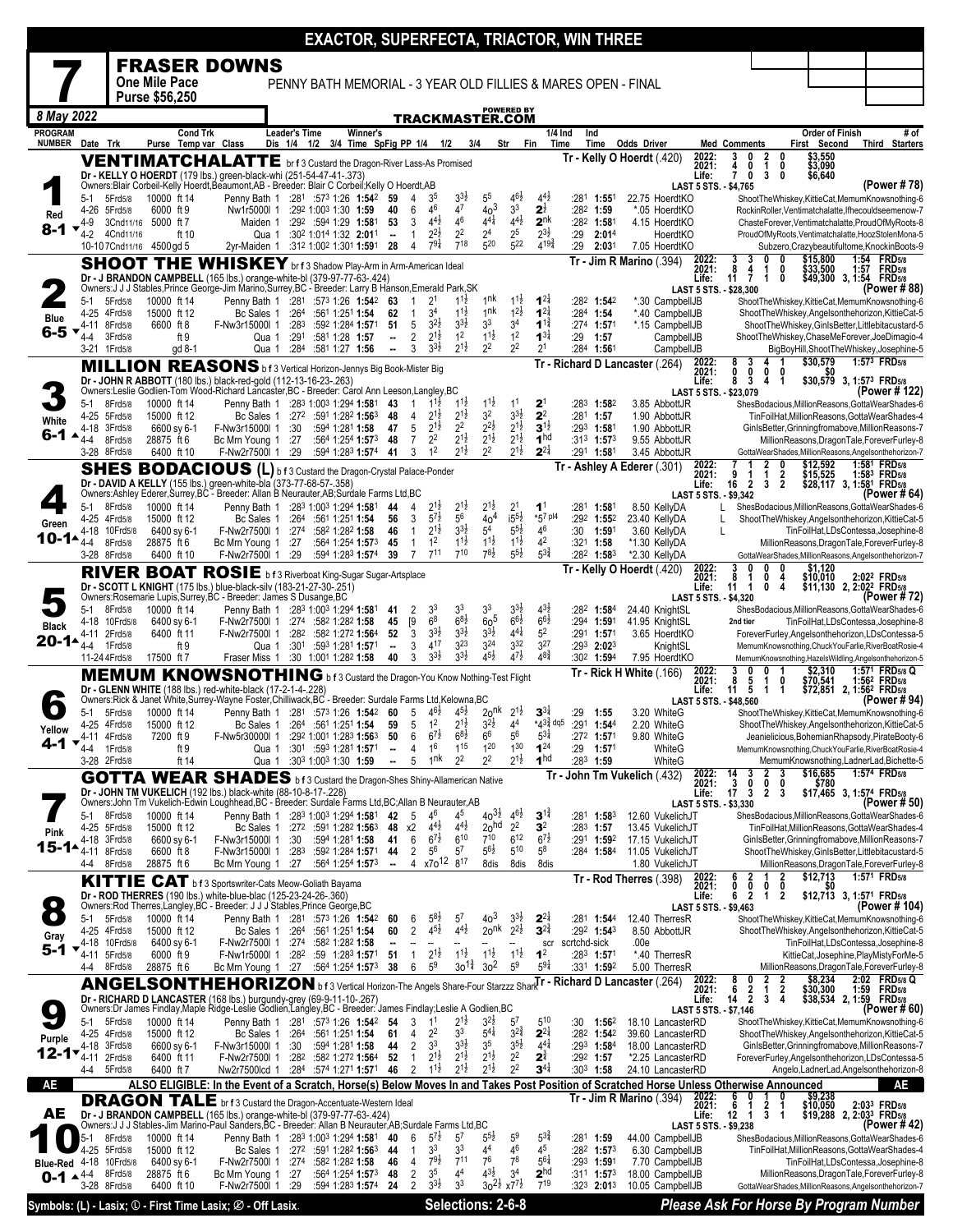# EXACTOR, SUPERFECTA, TRIACTOR, WIN THREE

## 7 — FRASER DOWNS

**One Mile Pace** — **Purse $56,250**

PENNY BATH MEMORIAL - 3 YEAR OLD FILLIES & MARES OPEN - FINAL

*8 May 2022* — TRACKMASTER.COM (Powered by)

Column key: PROGRAM NUMBER | Date Trk | Purse | Cond Trk Temp var | Class | Leader's Time Dis 1/4 1/2 3/4 | Winner's Time | SpFig | PP | 1/4 | 1/2 | 3/4 | Str | Fin | 1/4 Ind Time | Ind Time | Odds | Driver | Med | Comments / Order of Finish | # of Starters

---

### 1 — VENTIMATCHALATTE (Red, 8-1)

br f 3 Custard the Dragon-River Lass-As Promised
Dr - KELLY O HOERDT (179 lbs.) green-black-whi (251-54-47-41-.373)
Owners: Blair Corbeil-Kelly Hoerdt,Beaumont,AB - Breeder: Blair C Corbeil;Kelly O Hoerdt,AB
Tr - Kelly O Hoerdt (.420)

| | Starts | 1st | 2nd | 3rd | Earnings | Best |
|---|---|---|---|---|---|---|
| 2022: | 3 | 0 | 2 | 0 | $3,550 | |
| 2021: | 4 | 0 | 1 | 0 | $3,090 | |
| Life: | 7 | 0 | 3 | 0 | $6,640 | |

LAST 5 STS. - $4,765 (Power # 78)

| Date | Trk | Purse | Cond | Class | Leader's Time | Winner's | SpFig | PP | 1/4 | 1/2 | 3/4 | Str | Fin | 1/4 Ind | Ind Time | Odds Driver | Order of Finish |
|---|---|---|---|---|---|---|---|---|---|---|---|---|---|---|---|---|---|
| 5-1 | 5Frd5/8 | 10000 | ft 14 | Penny Bath 1 | :281 :573 1:26 | 1:54² | 59 | 4 | 3⁵ | 3³½ | 5⁵ | 4⁶½ | 4⁴¾ | :281 | 1:55¹ | 22.75 HoerdtKO | ShootTheWhiskey,KittieCat,MemumKnowsnothing-6 |
| 4-26 | 5Frd5/8 | 6000 | ft 9 | Nw1r5000l 1 | :292 1:003 1:30 | 1:59 | 40 | 6 | 4⁶ | 4⁷ | 4o³ | 3³ | 2½ | :282 | 1:59 | *.05 HoerdtKO | RockinRoller,Ventimatchalatte,Ifhecouldseemenow-7 |
| 4-9 | 3Cnd11/16 | 5000 | ft 7 | Maiden 1 | :292 :594 1:29 | 1:58¹ | 53 | 3 | 4⁴½ | 4⁶ | 4⁴¾ | 4⁴½ | 2nk | :282 | 1:58¹ | 4.15 HoerdtKO | ChasteForever,Ventimatchalatte,ProudOfMyRoots-8 |
| 4-2 | 4Cnd11/16 | | ft 10 | Qua 1 | :30² 1:01⁴ 1:32 | 2:01¹ | -- | 1 | 2²½ | 2² | 2⁴ | 2⁵ | 2³½ | :29 | 2:01⁴ | HoerdtKO | ProudOfMyRoots,Ventimatchalatte,HoozStolenMona-5 |
| 10-10 | 7Cnd11/16 | 4500 | gd 5 | 2yr-Maiden 1 | :312 1:002 1:301 | 1:59¹ | 28 | 4 | 7⁹¼ | 7¹⁸ | 5²⁰ | 5²² | 4¹⁹¾ | :29 | 2:03¹ | 7.05 HoerdtKO | Subzero,Crazybeautifultome,KnockinBoots-9 |

---

### 2 — SHOOT THE WHISKEY (Blue, 6-5)

br f 3 Shadow Play-Arm in Arm-American Ideal
Dr - J BRANDON CAMPBELL (165 lbs.) orange-white-bl (379-97-77-63-.424)
Owners: J J J Stables,Prince George-Jim Marino,Surrey,BC - Breeder: Larry B Hanson,Emerald Park,SK
Tr - Jim R Marino (.394)

| | Starts | 1st | 2nd | 3rd | Earnings | Best |
|---|---|---|---|---|---|---|
| 2022: | 3 | 3 | 0 | 0 | $15,800 | 1:54 FRD5/8 |
| 2021: | 8 | 4 | 1 | 0 | $33,500 | 1:57 FRD5/8 |
| Life: | 11 | 7 | 1 | 0 | $49,300 | 3, 1:54 FRD5/8 |

LAST 5 STS. - $28,300 (Power # 88)

| Date | Trk | Purse | Cond | Class | Leader's Time | Winner's | SpFig | PP | 1/4 | 1/2 | 3/4 | Str | Fin | 1/4 Ind | Ind Time | Odds Driver | Order of Finish |
|---|---|---|---|---|---|---|---|---|---|---|---|---|---|---|---|---|---|
| 5-1 | 5Frd5/8 | 10000 | ft 14 | Penny Bath 1 | :281 :573 1:26 | 1:54² | 63 | 1 | 2¹ | 1¹½ | 1nk | 1¹½ | 1²¼ | :282 | 1:54² | *.30 CampbellJB | ShootTheWhiskey,KittieCat,MemumKnowsnothing-6 |
| 4-25 | 4Frd5/8 | 15000 | ft 12 | Bc Sales 1 | :264 :561 1:251 | 1:54 | 62 | 1 | 3⁴ | 1¹½ | 1nk | 1²½ | 1²¾ | :284 | 1:54 | *.40 CampbellJB | ShootTheWhiskey,Angelsonthehorizon,KittieCat-5 |
| 4-11 | 8Frd5/8 | 6600 | ft 8 | F-Nw3r15000l 1 | :283 :592 1:284 | 1:57¹ | 51 | 5 | 3²½ | 3³½ | 3³ | 3⁴ | 1¹¾ | :274 | 1:57¹ | *.15 CampbellJB | ShootTheWhiskey,GinlsBetter,Littlebitacustard-5 |
| 4-4 | 3Frd5/8 | | ft 9 | Qua 1 | :291 :581 1:28 | 1:57 | -- | 2 | 2¹½ | 1² | 1¹½ | 1² | 1³¾ | :29 | 1:57 | CampbellJB | ShootTheWhiskey,ChaseMeForever,JoeDimagio-4 |
| 3-21 | 1Frd5/8 | | gd 8-1 | Qua 1 | :284 :581 1:27 | 1:56 | -- | 3 | 3³½ | 2¹½ | 2² | 2² | 2¹ | :284 | 1:56¹ | CampbellJB | BigBoyHill,ShootTheWhiskey,Josephine-5 |

---

### 3 — MILLION REASONS (White, 6-1)

b f 3 Vertical Horizon-Jennys Big Book-Mister Big
Dr - JOHN R ABBOTT (180 lbs.) black-red-gold (112-13-16-23-.263)
Owners: Leslie Godlien-Tom Wood-Richard Lancaster,BC - Breeder: Carol Ann Leeson,Langley,BC
Tr - Richard D Lancaster (.264)

| | Starts | 1st | 2nd | 3rd | Earnings | Best |
|---|---|---|---|---|---|---|
| 2022: | 8 | 3 | 4 | 1 | $30,579 | 1:57³ FRD5/8 |
| 2021: | 0 | 0 | 0 | 0 | $0 | |
| Life: | 8 | 3 | 4 | 1 | $30,579 | 3, 1:57³ FRD5/8 |

LAST 5 STS. - $23,079 (Power # 122)

| Date | Trk | Purse | Cond | Class | Leader's Time | Winner's | SpFig | PP | 1/4 | 1/2 | 3/4 | Str | Fin | 1/4 Ind | Ind Time | Odds Driver | Order of Finish |
|---|---|---|---|---|---|---|---|---|---|---|---|---|---|---|---|---|---|
| 5-1 | 8Frd5/8 | 10000 | ft 14 | Penny Bath 1 | :283 1:003 1:294 | 1:58¹ | 43 | 1 | 1¹½ | 1¹½ | 1¹½ | 1¹ | 2¹ | :283 | 1:58² | 3.85 AbbottJR | ShesBodacious,MillionReasons,GottaWearShades-6 |
| 4-25 | 5Frd5/8 | 15000 | ft 12 | Bc Sales 1 | :272 :591 1:282 | 1:56³ | 48 | 4 | 2¹½ | 2¹½ | 3² | 3³½ | 2² | :281 | 1:57 | 1.90 AbbottJR | TinFoilHat,MillionReasons,GottaWearShades-4 |
| 4-18 | 3Frd5/8 | 6600 | sy 6-1 | F-Nw3r15000l 1 | :30 :594 1:281 | 1:58 | 47 | 5 | 2¹½ | 2² | 2²½ | 2¹½ | 3¹½ | :293 | 1:58¹ | 1.90 AbbottJR | GinlsBetter,Grinningfromabove,MillionReasons-7 |
| 4-4 | 8Frd5/8 | 28875 | ft 6 | Bc Mrn Young 1 | :27 :564 1:254 | 1:57³ | 48 | 7 | 2² | 2¹½ | 2¹½ | 2¹½ | 1hd | :313 | 1:57³ | 9.55 AbbottJR | MillionReasons,DragonTale,ForeverFurley-8 |
| 3-28 | 8Frd5/8 | 6400 | ft 10 | F-Nw2r7500l 1 | :29 :594 1:283 | 1:57⁴ | 41 | 3 | 1² | 2¹½ | 2² | 2¹½ | 2²¼ | :291 | 1:58¹ | 3.45 AbbottJR | GottaWearShades,MillionReasons,Angelsonthehorizon-7 |

---

### 4 — SHES BODACIOUS (L) (Green, 10-1)

b f 3 Custard the Dragon-Crystal Palace-Ponder
Dr - DAVID A KELLY (155 lbs.) green-white-bla (373-77-68-57-.358)
Owners: Ashley Ederer,Surrey,BC - Breeder: Allan B Neurauter,AB;Surdale Farms Ltd,BC
Tr - Ashley A Ederer (.301)

| | Starts | 1st | 2nd | 3rd | Earnings | Best |
|---|---|---|---|---|---|---|
| 2022: | 7 | 1 | 2 | 0 | $12,592 | 1:58¹ FRD5/8 |
| 2021: | 9 | 1 | 1 | 2 | $15,525 | 1:58³ FRD5/8 |
| Life: | 16 | 2 | 3 | 2 | $28,117 | 3, 1:58¹ FRD5/8 |

LAST 5 STS. - $9,342 (Power # 64)

| Date | Trk | Purse | Cond | Class | Leader's Time | Winner's | SpFig | PP | 1/4 | 1/2 | 3/4 | Str | Fin | 1/4 Ind | Ind Time | Odds Driver | Med | Order of Finish |
|---|---|---|---|---|---|---|---|---|---|---|---|---|---|---|---|---|---|---|
| 5-1 | 8Frd5/8 | 10000 | ft 14 | Penny Bath 1 | :283 1:003 1:294 | 1:58¹ | 44 | 4 | 2¹½ | 2¹½ | 2¹½ | 2¹ | 1¹ | :281 | 1:58¹ | 8.50 KellyDA | L | ShesBodacious,MillionReasons,GottaWearShades-6 |
| 4-25 | 4Frd5/8 | 15000 | ft 12 | Bc Sales 1 | :264 :561 1:251 | 1:54 | 56 | 3 | 5⁷½ | 5⁶ | 4o⁴ | i5⁵½ | *5⁷ pl4 | :292 | 1:55² | 23.40 KellyDA | L | ShootTheWhiskey,Angelsonthehorizon,KittieCat-5 |
| 4-18 | 10Frd5/8 | 6400 | sy 6-1 | F-Nw2r7500l 1 | :274 :582 1:282 | 1:58 | 46 | 1 | 2¹½ | 3³½ | 5⁴ | 5⁵½ | 4⁶ | :30 | 1:59¹ | 3.60 KellyDA | L | TinFoilHat,LDsContessa,Josephine-8 |
| 4-4 | 8Frd5/8 | 28875 | ft 6 | Bc Mrn Young 1 | :27 :564 1:254 | 1:57³ | 45 | 1 | 1² | 1¹½ | 1¹½ | 1¹½ | 4² | :321 | 1:58 | *1.30 KellyDA | | MillionReasons,DragonTale,ForeverFurley-8 |
| 3-28 | 8Frd5/8 | 6400 | ft 10 | F-Nw2r7500l 1 | :29 :594 1:283 | 1:57⁴ | 39 | 7 | 7¹¹ | 7¹⁰ | 7⁸½ | 5⁵½ | 5³¾ | :282 | 1:58³ | *2.30 KellyDA | | GottaWearShades,MillionReasons,Angelsonthehorizon-7 |

---

### 5 — RIVER BOAT ROSIE (Black, 20-1)

b f 3 Riverboat King-Sugar Sugar-Artsplace
Dr - SCOTT L KNIGHT (175 lbs.) blue-black-silv (183-21-27-30-.251)
Owners: Rosemarie Lupis,Surrey,BC - Breeder: James S Dusange,BC
Tr - Kelly O Hoerdt (.420)

| | Starts | 1st | 2nd | 3rd | Earnings | Best |
|---|---|---|---|---|---|---|
| 2022: | 3 | 0 | 0 | 0 | $1,120 | |
| 2021: | 8 | 1 | 0 | 4 | $10,010 | 2:02² FRD5/8 |
| Life: | 11 | 1 | 0 | 4 | $11,130 | 2, 2:02² FRD5/8 |

LAST 5 STS. - $4,320 (Power # 72)

| Date | Trk | Purse | Cond | Class | Leader's Time | Winner's | SpFig | PP | 1/4 | 1/2 | 3/4 | Str | Fin | 1/4 Ind | Ind Time | Odds Driver | Order of Finish |
|---|---|---|---|---|---|---|---|---|---|---|---|---|---|---|---|---|---|
| 5-1 | 8Frd5/8 | 10000 | ft 14 | Penny Bath 1 | :283 1:003 1:294 | 1:58¹ | 41 | 2 | 3³ | 3³ | 3³ | 3³½ | 4³½ | :282 | 1:58⁴ | 24.40 KnightSL | ShesBodacious,MillionReasons,GottaWearShades-6 |
| 4-18 | 10Frd5/8 | 6400 | sy 6-1 | F-Nw2r7500l 1 | :274 :582 1:282 | 1:58 | 45 | [9 | 6⁸ | 6⁸½ | 6o⁵ | 6⁶½ | 6⁶½ | :294 | 1:59¹ | 41.95 KnightSL | 2nd tier — TinFoilHat,LDsContessa,Josephine-8 |
| 4-11 | 2Frd5/8 | 6400 | ft 11 | F-Nw2r7500l 1 | :282 :582 1:272 | 1:56⁴ | 52 | 3 | 3³½ | 3³½ | 3³½ | 4⁴¼ | 5² | :291 | 1:57¹ | 3.65 HoerdtKO | ForeverFurley,Angelsonthehorizon,LDsContessa-5 |
| 4-4 | 1Frd5/8 | | ft 9 | Qua 1 | :301 :593 1:281 | 1:57¹ | -- | 3 | 4¹⁷ | 3²³ | 3²⁴ | 3³² | 3²⁷ | :293 | 2:02³ | KnightSL | MemumKnowsnothing,ChuckYouFarlie,RiverBoatRosie-4 |
| 11-24 | 4Frd5/8 | 17500 | ft 7 | Fraser Miss 1 | :30 1:001 1:282 | 1:58 | 40 | 3 | 3³½ | 3³½ | 4⁵½ | 4⁷½ | 4⁸¾ | :302 | 1:59⁴ | 7.95 HoerdtKO | MemumKnowsnothing,HazelsWildling,Angelsonthehorizon-5 |

---

### 6 — MEMUM KNOWSNOTHING (Yellow, 4-1)

b f 3 Custard the Dragon-You Know Nothing-Test Flight
Dr - GLENN WHITE (188 lbs.) red-white-black (17-2-1-4-.228)
Owners: Rick & Janet White,Surrey-Wayne Foster,Chilliwack,BC - Breeder: Surdale Farms Ltd,Kelowna,BC
Tr - Rick H White (.166)

| | Starts | 1st | 2nd | 3rd | Earnings | Best |
|---|---|---|---|---|---|---|
| 2022: | 3 | 0 | 0 | 1 | $2,310 | 1:57¹ FRD5/8 Q |
| 2021: | 8 | 5 | 1 | 0 | $70,541 | 1:56² FRD5/8 |
| Life: | 11 | 5 | 1 | 1 | $72,851 | 2, 1:56² FRD5/8 |

LAST 5 STS. - $48,560 (Power # 94)

| Date | Trk | Purse | Cond | Class | Leader's Time | Winner's | SpFig | PP | 1/4 | 1/2 | 3/4 | Str | Fin | 1/4 Ind | Ind Time | Odds Driver | Order of Finish |
|---|---|---|---|---|---|---|---|---|---|---|---|---|---|---|---|---|---|
| 5-1 | 5Frd5/8 | 10000 | ft 14 | Penny Bath 1 | :281 :573 1:26 | 1:54² | 60 | 5 | 4⁶½ | 4⁵½ | 2onk | 2¹½ | 3³¼ | :29 | 1:55 | 3.20 WhiteG | ShootTheWhiskey,KittieCat,MemumKnowsnothing-6 |
| 4-25 | 4Frd5/8 | 15000 | ft 12 | Bc Sales 1 | :264 :561 1:251 | 1:54 | 59 | 5 | 1² | 2¹½ | 3²½ | 4⁴ | *4³¾ dq5 | :291 | 1:54⁴ | 2.20 WhiteG | ShootTheWhiskey,Angelsonthehorizon,KittieCat-5 |
| 4-11 | 4Frd5/8 | 7200 | ft 9 | F-Nw5r30000l 1 | :292 1:001 1:283 | 1:56³ | 50 | 6 | 6⁷½ | 6⁸½ | 6⁶ | 5⁶ | 5³¼ | :272 | 1:57¹ | 9.80 WhiteG | Jeanielicious,BohemianRhapsody,PirateBooty-6 |
| 4-4 | 1Frd5/8 | | ft 9 | Qua 1 | :301 :593 1:281 | 1:57¹ | -- | 4 | 1⁶ | 1¹⁵ | 1²⁰ | 1³⁰ | 1²⁴ | :29 | 1:57¹ | WhiteG | MemumKnowsnothing,ChuckYouFarlie,RiverBoatRosie-4 |
| 3-28 | 2Frd5/8 | | ft 14 | Qua 1 | :303 1:003 1:30 | 1:59 | -- | 5 | 1nk | 2² | 2² | 2¹½ | 1hd | :283 | 1:59 | WhiteG | MemumKnowsnothing,LadnerLad,Bichette-5 |

---

### 7 — GOTTA WEAR SHADES (Pink, 15-1)

b f 3 Custard the Dragon-Shes Shiny-Allamerican Native
Dr - JOHN TM VUKELICH (192 lbs.) black-white (88-10-8-17-.228)
Owners: John Tm Vukelich-Edwin Loughhead,BC - Breeder: Surdale Farms Ltd,BC;Allan B Neurauter,AB
Tr - John Tm Vukelich (.432)

| | Starts | 1st | 2nd | 3rd | Earnings | Best |
|---|---|---|---|---|---|---|
| 2022: | 14 | 3 | 2 | 3 | $16,685 | 1:57⁴ FRD5/8 |
| 2021: | 3 | 0 | 0 | 0 | $780 | |
| Life: | 17 | 3 | 2 | 3 | $17,465 | 3, 1:57⁴ FRD5/8 |

LAST 5 STS. - $3,330 (Power # 50)

| Date | Trk | Purse | Cond | Class | Leader's Time | Winner's | SpFig | PP | 1/4 | 1/2 | 3/4 | Str | Fin | 1/4 Ind | Ind Time | Odds Driver | Order of Finish |
|---|---|---|---|---|---|---|---|---|---|---|---|---|---|---|---|---|---|
| 5-1 | 8Frd5/8 | 10000 | ft 14 | Penny Bath 1 | :283 1:003 1:294 | 1:58¹ | 42 | 5 | 4⁶ | 4⁵ | 40³½ | 4⁶½ | 3¹¾ | :281 | 1:58³ | 12.60 VukelichJT | ShesBodacious,MillionReasons,GottaWearShades-6 |
| 4-25 | 5Frd5/8 | 15000 | ft 12 | Bc Sales 1 | :272 :591 1:282 | 1:56³ | 48 | x2 | 4⁴½ | 4⁴½ | 2ohd | 2² | 3² | :283 | 1:57 | 13.45 VukelichJT | TinFoilHat,MillionReasons,GottaWearShades-4 |
| 4-18 | 3Frd5/8 | 6600 | sy 6-1 | F-Nw3r15000l 1 | :30 :594 1:281 | 1:58 | 41 | 6 | 6⁷½ | 6¹⁰ | 7¹⁰ | 6¹² | 6⁷½ | :291 | 1:59² | 17.15 VukelichJT | GinlsBetter,Grinningfromabove,MillionReasons-7 |
| 4-11 | 8Frd5/8 | 6600 | ft 8 | F-Nw3r15000l 1 | :283 :592 1:284 | 1:57¹ | 44 | 2 | 5⁶ | 5⁷ | 5⁶½ | 5¹⁰ | 5⁸ | :284 | 1:58⁴ | 11.05 VukelichJT | ShootTheWhiskey,GinlsBetter,Littlebitacustard-5 |
| 4-4 | 8Frd5/8 | 28875 | ft 6 | Bc Mrn Young 1 | :27 :564 1:254 | 1:57³ | -- | 4 | x7o¹² | 8¹⁷ | 8dis | 8dis | 8dis | | | 1.80 VukelichJT | MillionReasons,DragonTale,ForeverFurley-8 |

---

### 8 — KITTIE CAT (Gray, 5-1)

b f 3 Sportswriter-Cats Meow-Goliath Bayama
Dr - ROD THERRES (190 lbs.) white-blue-blac (125-23-24-26-.360)
Owners: Rod Therres,Langley,BC - Breeder: J J J Stables,Prince George,BC
Tr - Rod Therres (.398)

| | Starts | 1st | 2nd | 3rd | Earnings | Best |
|---|---|---|---|---|---|---|
| 2022: | 6 | 2 | 1 | 2 | $12,713 | 1:57¹ FRD5/8 |
| 2021: | 0 | 0 | 0 | 0 | $0 | |
| Life: | 6 | 2 | 1 | 2 | $12,713 | 3, 1:57¹ FRD5/8 |

LAST 5 STS. - $9,463 (Power # 104)

| Date | Trk | Purse | Cond | Class | Leader's Time | Winner's | SpFig | PP | 1/4 | 1/2 | 3/4 | Str | Fin | 1/4 Ind | Ind Time | Odds Driver | Order of Finish |
|---|---|---|---|---|---|---|---|---|---|---|---|---|---|---|---|---|---|
| 5-1 | 5Frd5/8 | 10000 | ft 14 | Penny Bath 1 | :281 :573 1:26 | 1:54² | 60 | 6 | 5⁸½ | 5⁷ | 4o³ | 3³½ | 2²¼ | :281 | 1:54⁴ | 12.40 TherresR | ShootTheWhiskey,KittieCat,MemumKnowsnothing-6 |
| 4-25 | 4Frd5/8 | 15000 | ft 12 | Bc Sales 1 | :264 :561 1:251 | 1:54 | 60 | 2 | 4⁵½ | 4⁴½ | 2onk | 2²½ | 3²¾ | :292 | 1:54³ | 8.50 AbbottJR | ShootTheWhiskey,Angelsonthehorizon,KittieCat-5 |
| 4-18 | 10Frd5/8 | 6400 | sy 6-1 | F-Nw2r7500l 1 | :274 :582 1:282 | 1:58 | -- | -- | -- | -- | -- | -- | scr | scrtchd-sick | | .00e | TinFoilHat,LDsContessa,Josephine-8 |
| 4-11 | 5Frd5/8 | 6000 | ft 9 | F-Nw1r5000l 1 | :282 :59 1:283 | 1:57¹ | 51 | 1 | 2¹½ | 1¹½ | 1¹½ | 1¹½ | 1² | :283 | 1:57¹ | *.40 TherresR | KittieCat,Josephine,PlayMistyForMe-5 |
| 4-4 | 8Frd5/8 | 28875 | ft 6 | Bc Mrn Young 1 | :27 :564 1:254 | 1:57³ | 38 | 6 | 5⁹ | 3o¹¾ | 3o² | 5⁹ | 5⁹¼ | :331 | 1:59² | 5.00 TherresR | MillionReasons,DragonTale,ForeverFurley-8 |

---

### 9 — ANGELSONTHEHORIZON (Purple, 12-1)

b f 3 Vertical Horizon-The Angels Share-Four Starzzz Shark
Dr - RICHARD D LANCASTER (168 lbs.) burgundy-grey (69-9-11-10-.267)
Owners: Dr James Findlay,Maple Ridge-Leslie Godlien,Langley,BC - Breeder: James Findlay;Leslie A Godlien,BC
Tr - Richard D Lancaster (.264)

| | Starts | 1st | 2nd | 3rd | Earnings | Best |
|---|---|---|---|---|---|---|
| 2022: | 8 | 0 | 2 | 2 | $8,234 | 2:02 FRD5/8 Q |
| 2021: | 6 | 2 | 1 | 2 | $30,300 | 1:59 FRD5/8 |
| Life: | 14 | 2 | 3 | 4 | $38,534 | 2, 1:59 FRD5/8 |

LAST 5 STS. - $7,146 (Power # 60)

| Date | Trk | Purse | Cond | Class | Leader's Time | Winner's | SpFig | PP | 1/4 | 1/2 | 3/4 | Str | Fin | 1/4 Ind | Ind Time | Odds Driver | Order of Finish |
|---|---|---|---|---|---|---|---|---|---|---|---|---|---|---|---|---|---|
| 5-1 | 5Frd5/8 | 10000 | ft 14 | Penny Bath 1 | :281 :573 1:26 | 1:54² | 54 | 3 | 1¹ | 2¹½ | 3²½ | 5⁷ | 5¹⁰ | :30 | 1:56² | 18.10 LancasterRD | ShootTheWhiskey,KittieCat,MemumKnowsnothing-6 |
| 4-25 | 4Frd5/8 | 15000 | ft 12 | Bc Sales 1 | :264 :561 1:251 | 1:54 | 61 | 4 | 2² | 3³ | 5⁴¼ | 3²¾ | 2²¼ | :282 | 1:54² | 39.60 LancasterRD | ShootTheWhiskey,Angelsonthehorizon,KittieCat-5 |
| 4-18 | 3Frd5/8 | 6600 | sy 6-1 | F-Nw3r15000l 1 | :30 :594 1:281 | 1:58 | 44 | 2 | 3³ | 3³½ | 3⁵ | 3⁵½ | 4⁴¼ | :293 | 1:58⁴ | 18.00 LancasterRD | GinlsBetter,Grinningfromabove,MillionReasons-7 |
| 4-11 | 2Frd5/8 | 6400 | ft 11 | F-Nw2r7500l 1 | :282 :582 1:272 | 1:56⁴ | 52 | 1 | 2¹½ | 2¹½ | 2¹½ | 2² | 2¾ | :292 | 1:57 | *2.25 LancasterRD | ForeverFurley,Angelsonthehorizon,LDsContessa-5 |
| 4-4 | 5Frd5/8 | 6400 | ft 7 | Nw2r7500lcd 1 | :284 :574 1:271 | 1:57¹ | 46 | 2 | 1¹½ | 2¹½ | 2¹½ | 2² | 3⁴¾ | :303 | 1:58 | 24.10 LancasterRD | Angelo,LadnerLad,Angelsonthehorizon-8 |

---

**AE — ALSO ELIGIBLE: In the Event of a Scratch, Horse(s) Below Moves In and Takes Post Position of Scratched Horse Unless Otherwise Announced**

### AE 10 — DRAGON TALE (Blue-Red, 0-1)

br f 3 Custard the Dragon-Accentuate-Western Ideal
Dr - J BRANDON CAMPBELL (165 lbs.) orange-white-bl (379-97-77-63-.424)
Owners: J J J Stables-Jim Marino-Paul Sanders,BC - Breeder: Allan B Neurauter,AB;Surdale Farms Ltd,BC
Tr - Jim R Marino (.394)

| | Starts | 1st | 2nd | 3rd | Earnings | Best |
|---|---|---|---|---|---|---|
| 2022: | 6 | 0 | 1 | 0 | $9,238 | |
| 2021: | 6 | 1 | 2 | 1 | $10,050 | 2:03³ FRD5/8 |
| Life: | 12 | 1 | 3 | 1 | $19,288 | 2, 2:03³ FRD5/8 |

LAST 5 STS. - $9,238 (Power # 42)

| Date | Trk | Purse | Cond | Class | Leader's Time | Winner's | SpFig | PP | 1/4 | 1/2 | 3/4 | Str | Fin | 1/4 Ind | Ind Time | Odds Driver | Order of Finish |
|---|---|---|---|---|---|---|---|---|---|---|---|---|---|---|---|---|---|
| 5-1 | 8Frd5/8 | 10000 | ft 14 | Penny Bath 1 | :283 1:003 1:294 | 1:58¹ | 40 | 6 | 5⁷½ | 5⁷ | 5⁵½ | 5⁹ | 5³¾ | :281 | 1:59 | 44.00 CampbellJB | ShesBodacious,MillionReasons,GottaWearShades-6 |
| 4-25 | 5Frd5/8 | 15000 | ft 12 | Bc Sales 1 | :272 :591 1:282 | 1:56³ | 44 | 1 | 3³ | 3³ | 4⁴ | 4⁶ | 4⁵ | :282 | 1:57³ | 6.30 CampbellJB | TinFoilHat,MillionReasons,GottaWearShades-4 |
| 4-18 | 10Frd5/8 | 6400 | sy 6-1 | F-Nw2r7500l 1 | :274 :582 1:282 | 1:58 | 46 | 4 | 7⁹½ | 7¹¹ | 7⁶ | 7⁸ | 5⁶¼ | :293 | 1:59¹ | 7.70 CampbellJB | TinFoilHat,LDsContessa,Josephine-8 |
| 4-4 | 8Frd5/8 | 28875 | ft 6 | Bc Mrn Young 1 | :27 :564 1:254 | 1:57³ | 48 | 2 | 3⁵ | 4⁴ | 4³½ | 3⁴ | 2hd | :311 | 1:57³ | 18.00 CampbellJB | MillionReasons,DragonTale,ForeverFurley-8 |
| 3-28 | 8Frd5/8 | 6400 | ft 10 | F-Nw2r7500l 1 | :29 :594 1:283 | 1:57⁴ | 24 | 2 | 3³½ | 3³ | 3o²½ | x7⁷½ | 7¹⁹ | :323 | 2:01³ | 10.05 CampbellJB | GottaWearShades,MillionReasons,Angelsonthehorizon-7 |

---

Symbols: (L) - Lasix; ① - First Time Lasix; ② - Off Lasix.

**Selections: 2-6-8**

*Please Ask For Horse By Program Number*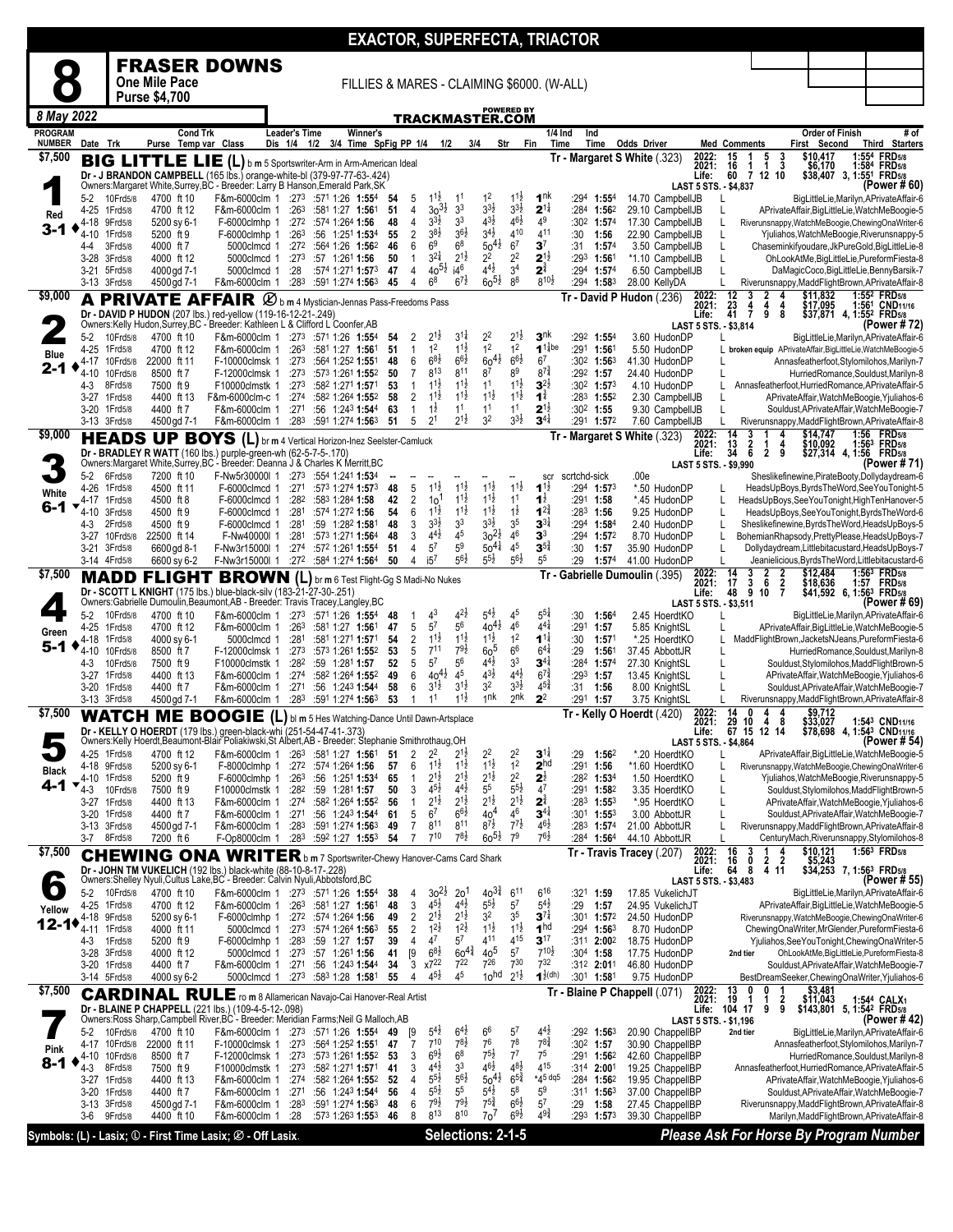# EXACTOR, SUPERFECTA, TRIACTOR

## 8 — FRASER DOWNS

**One Mile Pace — Purse $4,700**

FILLIES & MARES - CLAIMING $6000. (W-ALL)

8 May 2022 — TRACKMASTER.COM (Powered by)

---

### 1 — $7,500 — BIG LITTLE LIE (L) — Red — 3-1

b m 5 Sportswriter-Arm in Arm-American Ideal

Dr - J BRANDON CAMPBELL (165 lbs.) orange-white-bl (379-97-77-63-.424)

Owners:Margaret White,Surrey,BC - Breeder: Larry B Hanson,Emerald Park,SK

Tr - Margaret S White (.323)

| | Starts | 1st | 2nd | 3rd | Earnings | Record |
|---|---|---|---|---|---|---|
| 2022: | 15 | 1 | 5 | 3 | $10,417 | 1:554 FRD5/8 |
| 2021: | 16 | 1 | 1 | 3 | $6,170 | 1:584 FRD5/8 |
| Life: | 60 | 7 | 12 | 10 | $38,407 | 3, 1:551 FRD5/8 |

LAST 5 STS. - $4,837 — (Power # 60)

| Date | Trk | Purse | Cond Trk | Class | 1/4 | 1/2 | 3/4 | Time | SpFig | PP | 1/4 | 1/2 | 3/4 | Str | Fin | 1/4 Ind | Ind Time | Odds | Driver | Med | Order of Finish |
|---|---|---|---|---|---|---|---|---|---|---|---|---|---|---|---|---|---|---|---|---|---|
| 5-2 | 10Frd5/8 | 4700 | ft 10 | F&m-6000clm 1 | :273 | :571 | 1:26 | 1:554 | 54 | 5 | 1 1½ | 1 1 | 1 2 | 1 1½ | 1 nk | :294 | 1:554 | 14.70 | CampbellJB | L | BigLittleLie,Marilyn,APrivateAffair-6 |
| 4-25 | 1Frd5/8 | 4700 | ft 12 | F&m-6000clm 1 | :263 | :581 | 1:27 | 1:561 | 51 | 4 | 3o 3½ | 3 3 | 3 3½ | 3 3½ | 2 1¼ | :284 | 1:562 | 29.10 | CampbellJB | L | APrivateAffair,BigLittleLie,WatchMeBoogie-5 |
| 4-18 | 9Frd5/8 | 5200 | sy 6-1 | F-6000clmhp 1 | :272 | :574 | 1:264 | 1:56 | 48 | 4 | 3 3½ | 3 3 | 4 3½ | 4 6½ | 4 9 | :302 | 1:574 | 17.30 | CampbellJB | L | Riverunsnappy,WatchMeBoogie,ChewingOnaWriter-6 |
| 4-10 | 1Frd5/8 | 5200 | ft 9 | F-6000clmhp 1 | :263 | :56 | 1:251 | 1:534 | 55 | 2 | 3 8½ | 3 6½ | 3 4½ | 4 10 | 4 11 | :30 | 1:56 | 22.90 | CampbellJB | L | Yjuliahos,WatchMeBoogie,Riverunsnappy-5 |
| 4-4 | 3Frd5/8 | 4000 | ft 7 | 5000clmcd 1 | :272 | :564 | 1:26 | 1:562 | 46 | 6 | 6 9 | 6 8 | 5o 4½ | 6 7 | 3 7 | :31 | 1:574 | 3.50 | CampbellJB | L | Chaseminkifyoudare,JkPureGold,BigLittleLie-8 |
| 3-28 | 3Frd5/8 | 4000 | ft 12 | 5000clmcd 1 | :273 | :57 | 1:261 | 1:56 | 50 | 1 | 3 2¾ | 2 1½ | 2 2 | 2 2 | 2 1½ | :293 | 1:561 | *1.10 | CampbellJB | L | OhLookAtMe,BigLittleLie,PureformFiesta-8 |
| 3-21 | 5Frd5/8 | 4000 | gd 7-1 | 5000clmcd 1 | :28 | :574 | 1:271 | 1:573 | 47 | 4 | 4o 5½ | i4 6 | 4 4½ | 3 4 | 2 ¾ | :294 | 1:574 | 6.50 | CampbellJB | L | DaMagicCoco,BigLittleLie,BennyBarsik-7 |
| 3-13 | 3Frd5/8 | 4500 | gd 7-1 | F&m-6000clm 1 | :283 | :591 | 1:274 | 1:563 | 45 | 4 | 6 8 | 6 7½ | 6o 5½ | 8 8 | 8 10½ | :294 | 1:583 | 28.00 | KellyDA | L | Riverunsnappy,MaddFlightBrown,APrivateAffair-8 |

---

### 2 — $9,000 — A PRIVATE AFFAIR (Off Lasix) — Blue — 2-1

b m 4 Mystician-Jennas Pass-Freedoms Pass

Dr - DAVID P HUDON (207 lbs.) red-yellow (119-16-12-21-.249)

Owners:Kelly Hudon,Surrey,BC - Breeder: Kathleen L & Clifford L Coonfer,AB

Tr - David P Hudon (.236)

| | Starts | 1st | 2nd | 3rd | Earnings | Record |
|---|---|---|---|---|---|---|
| 2022: | 12 | 3 | 2 | 4 | $11,832 | 1:552 FRD5/8 |
| 2021: | 23 | 4 | 4 | 4 | $17,095 | 1:561 CND11/16 |
| Life: | 41 | 7 | 9 | 8 | $37,871 | 4, 1:552 FRD5/8 |

LAST 5 STS. - $3,814 — (Power # 72)

| Date | Trk | Purse | Cond Trk | Class | 1/4 | 1/2 | 3/4 | Time | SpFig | PP | 1/4 | 1/2 | 3/4 | Str | Fin | 1/4 Ind | Ind Time | Odds | Driver | Med | Order of Finish |
|---|---|---|---|---|---|---|---|---|---|---|---|---|---|---|---|---|---|---|---|---|---|
| 5-2 | 10Frd5/8 | 4700 | ft 10 | F&m-6000clm 1 | :273 | :571 | 1:26 | 1:554 | 54 | 2 | 2 1½ | 3 1¼ | 2 2 | 2 1½ | 3 nk | :292 | 1:554 | 3.60 | HudonDP | L | BigLittleLie,Marilyn,APrivateAffair-6 |
| 4-25 | 1Frd5/8 | 4700 | ft 12 | F&m-6000clm 1 | :263 | :581 | 1:27 | 1:561 | 51 | 1 | 1 2 | 1 1½ | 1 2 | 1 2 | 1 1¼be | :291 | 1:561 | 5.50 | HudonDP | L broken equip | APrivateAffair,BigLittleLie,WatchMeBoogie-5 |
| 4-17 | 10Frd5/8 | 22000 | ft 11 | F-10000clmsk 1 | :273 | :564 | 1:252 | 1:551 | 48 | 6 | 6 8½ | 6 6½ | 6o 4½ | 6 6½ | 6 7 | :302 | 1:563 | 41.30 | HudonDP | L | Annasfeatherfoot,Stylomilohos,Marilyn-7 |
| 4-10 | 10Frd5/8 | 8500 | ft 7 | F-12000clmsk 1 | :273 | :573 | 1:261 | 1:552 | 50 | 7 | 8 13 | 8 11 | 8 7 | 8 9 | 8 7¾ | :292 | 1:57 | 24.40 | HudonDP | L | HurriedRomance,Souldust,Marilyn-8 |
| 4-3 | 8Frd5/8 | 7500 | ft 9 | F10000clmstk 1 | :273 | :582 | 1:271 | 1:571 | 53 | 1 | 1 1½ | 1 1½ | 1 1 | 1 1½ | 3 2½ | :302 | 1:573 | 4.10 | HudonDP | L | Annasfeatherfoot,HurriedRomance,APrivateAffair-5 |
| 3-27 | 1Frd5/8 | 4400 | ft 13 | F&m-6000clm-c 1 | :274 | :582 | 1:264 | 1:552 | 58 | 2 | 1 1½ | 1 1½ | 1 1½ | 1 1½ | 1 ¾ | :283 | 1:552 | 2.30 | CampbellJB | L | APrivateAffair,WatchMeBoogie,Yjuliahos-6 |
| 3-20 | 1Frd5/8 | 4400 | ft 7 | F&m-6000clm 1 | :271 | :56 | 1:243 | 1:544 | 63 | 1 | 1 ½ | 1 1 | 1 1 | 1 1 | 2 1½ | :302 | 1:55 | 9.30 | CampbellJB | L | Souldust,APrivateAffair,WatchMeBoogie-7 |
| 3-13 | 3Frd5/8 | 4500 | gd 7-1 | F&m-6000clm 1 | :283 | :591 | 1:274 | 1:563 | 51 | 5 | 2 1 | 2 1½ | 3 2 | 3 3½ | 3 4¼ | :291 | 1:572 | 7.60 | CampbellJB | L | Riverunsnappy,MaddFlightBrown,APrivateAffair-8 |

---

### 3 — $9,000 — HEADS UP BOYS (L) — White — 6-1

br m 4 Vertical Horizon-Inez Seelster-Camluck

Dr - BRADLEY R WATT (160 lbs.) purple-green-wh (62-5-7-5-.170)

Owners:Margaret White,Surrey,BC - Breeder: Deanna J & Charles K Merritt,BC

Tr - Margaret S White (.323)

| | Starts | 1st | 2nd | 3rd | Earnings | Record |
|---|---|---|---|---|---|---|
| 2022: | 14 | 3 | 1 | 4 | $14,747 | 1:56 FRD5/8 |
| 2021: | 13 | 2 | 1 | 4 | $10,092 | 1:563 FRD5/8 |
| Life: | 34 | 6 | 2 | 9 | $27,314 | 4, 1:56 FRD5/8 |

LAST 5 STS. - $9,990 — (Power # 71)

| Date | Trk | Purse | Cond Trk | Class | 1/4 | 1/2 | 3/4 | Time | SpFig | PP | 1/4 | 1/2 | 3/4 | Str | Fin | 1/4 Ind | Ind Time | Odds | Driver | Med | Order of Finish |
|---|---|---|---|---|---|---|---|---|---|---|---|---|---|---|---|---|---|---|---|---|---|
| 5-2 | 6Frd5/8 | 7200 | ft 10 | F-Nw5r30000l 1 | :273 | :554 | 1:241 | 1:534 | -- | | -- | -- | -- | -- | scr | scrtchd-sick | | .00e | | | Sheslikefinewine,PirateBooty,Dollydaydream-6 |
| 4-26 | 1Frd5/8 | 4500 | ft 11 | F-6000clmcd 1 | :271 | :573 | 1:274 | 1:573 | 48 | 5 | 1 1½ | 1 1½ | 1 1½ | 1 1½ | 1 1½ | :294 | 1:573 | *.50 | HudonDP | L | HeadsUpBoys,ByrdsTheWord,SeeYouTonight-5 |
| 4-17 | 1Frd5/8 | 4500 | ft 8 | F-6000clmcd 1 | :282 | :583 | 1:284 | 1:58 | 42 | 2 | 1o 1 | 1 1½ | 1 1½ | 1 1 | 1 ½ | :291 | 1:58 | *.45 | HudonDP | L | HeadsUpBoys,SeeYouTonight,HighTenHanover-5 |
| 4-10 | 3Frd5/8 | 4500 | ft 9 | F-6000clmcd 1 | :281 | :574 | 1:272 | 1:56 | 54 | 6 | 1 1½ | 1 1½ | 1 1½ | 1 ½ | 1 2¾ | :283 | 1:56 | 9.25 | HudonDP | L | HeadsUpBoys,SeeYouTonight,ByrdsTheWord-6 |
| 4-3 | 2Frd5/8 | 4500 | ft 9 | F-6000clmcd 1 | :281 | :59 | 1:282 | 1:581 | 48 | 3 | 3 3½ | 3 3 | 3 3½ | 3 5 | 3 3¼ | :294 | 1:584 | 2.40 | HudonDP | L | Sheslikefinewine,ByrdsTheWord,HeadsUpBoys-5 |
| 3-27 | 10Frd5/8 | 22500 | ft 14 | F-Nw40000l 1 | :281 | :573 | 1:271 | 1:564 | 48 | 3 | 4 4½ | 4 5 | 3o 2½ | 4 6 | 3 3 | :294 | 1:572 | 8.70 | HudonDP | L | BohemianRhapsody,PrettyPlease,HeadsUpBoys-7 |
| 3-21 | 3Frd5/8 | 6600 | gd 8-1 | F-Nw3r15000l 1 | :274 | :572 | 1:261 | 1:554 | 51 | 4 | 5 7 | 5 9 | 5o 4¼ | 4 5 | 3 5¾ | :30 | 1:57 | 35.90 | HudonDP | L | Dollydaydream,Littlebitacustard,HeadsUpBoys-7 |
| 3-14 | 4Frd5/8 | 6600 | sy 6-2 | F-Nw3r15000l 1 | :272 | :584 | 1:274 | 1:564 | 50 | 4 | i5 7 | 5 6½ | 5 5½ | 5 6½ | 5 5 | :29 | 1:574 | 41.00 | HudonDP | L | Jeanielicious,ByrdsTheWord,Littlebitacustard-6 |

---

### 4 — $7,500 — MADD FLIGHT BROWN (L) — Green — 5-1

br m 6 Test Flight-Gg S Madi-No Nukes

Dr - SCOTT L KNIGHT (175 lbs.) blue-black-silv (183-21-27-30-.251)

Owners:Gabrielle Dumoulin,Beaumont,AB - Breeder: Travis Tracey,Langley,BC

Tr - Gabrielle Dumoulin (.395)

| | Starts | 1st | 2nd | 3rd | Earnings | Record |
|---|---|---|---|---|---|---|
| 2022: | 14 | 3 | 2 | 2 | $12,484 | 1:563 FRD5/8 |
| 2021: | 17 | 3 | 6 | 2 | $18,636 | 1:57 FRD5/8 |
| Life: | 48 | 9 | 10 | 7 | $41,592 | 6, 1:563 FRD5/8 |

LAST 5 STS. - $3,511 — (Power # 69)

| Date | Trk | Purse | Cond Trk | Class | 1/4 | 1/2 | 3/4 | Time | SpFig | PP | 1/4 | 1/2 | 3/4 | Str | Fin | 1/4 Ind | Ind Time | Odds | Driver | Med | Order of Finish |
|---|---|---|---|---|---|---|---|---|---|---|---|---|---|---|---|---|---|---|---|---|---|
| 5-2 | 10Frd5/8 | 4700 | ft 10 | F&m-6000clm 1 | :273 | :571 | 1:26 | 1:554 | 48 | 1 | 4 3 | 4 2½ | 5 4¾ | 4 5 | 5 5¾ | :30 | 1:564 | 2.45 | HoerdtKO | L | BigLittleLie,Marilyn,APrivateAffair-6 |
| 4-25 | 1Frd5/8 | 4700 | ft 12 | F&m-6000clm 1 | :263 | :581 | 1:27 | 1:561 | 47 | 5 | 5 7 | 5 6 | 4o 4½ | 4 6 | 4 4¼ | :291 | 1:57 | 5.85 | KnightSL | L | APrivateAffair,BigLittleLie,WatchMeBoogie-5 |
| 4-18 | 1Frd5/8 | 4000 | sy 6-1 | 5000clmcd 1 | :281 | :581 | 1:271 | 1:571 | 54 | 2 | 1 1½ | 1 1½ | 1 1½ | 1 2 | 1 1¼ | :30 | 1:571 | *.25 | HoerdtKO | L | MaddFlightBrown,JacketsNJeans,PureformFiesta-6 |
| 4-10 | 10Frd5/8 | 8500 | ft 7 | F-12000clmsk 1 | :273 | :573 | 1:261 | 1:552 | 53 | 5 | 7 11 | 7 9½ | 6o 5 | 6 6 | 6 4¼ | :29 | 1:561 | 37.45 | AbbottJR | L | HurriedRomance,Souldust,Marilyn-8 |
| 4-3 | 10Frd5/8 | 7500 | ft 9 | F10000clmstk 1 | :282 | :59 | 1:281 | 1:57 | 52 | 5 | 5 7 | 5 6 | 4 4½ | 3 3 | 3 4¼ | :284 | 1:574 | 27.30 | KnightSL | L | Souldust,Stylomilohos,MaddFlightBrown-5 |
| 3-27 | 1Frd5/8 | 4400 | ft 13 | F&m-6000clm 1 | :274 | :582 | 1:264 | 1:552 | 49 | 6 | 4o 4½ | 4 5 | 4 3½ | 4 4½ | 6 7¾ | :293 | 1:57 | 13.45 | KnightSL | L | APrivateAffair,WatchMeBoogie,Yjuliahos-6 |
| 3-20 | 1Frd5/8 | 4400 | ft 7 | F&m-6000clm 1 | :271 | :56 | 1:243 | 1:544 | 58 | 6 | 3 1½ | 3 1½ | 3 2 | 3 3½ | 4 5¾ | :31 | 1:56 | 8.00 | KnightSL | L | Souldust,APrivateAffair,WatchMeBoogie-7 |
| 3-13 | 3Frd5/8 | 4500 | gd 7-1 | F&m-6000clm 1 | :283 | :591 | 1:274 | 1:563 | 53 | 1 | 1 1 | 1 1½ | 1 nk | 2 nk | 2 2 | :291 | 1:57 | 3.75 | KnightSL | L | Riverunsnappy,MaddFlightBrown,APrivateAffair-8 |

---

### 5 — $7,500 — WATCH ME BOOGIE (L) — Black — 4-1

bl m 5 Hes Watching-Dance Until Dawn-Artsplace

Dr - KELLY O HOERDT (179 lbs.) green-black-whi (251-54-47-41-.373)

Owners:Kelly Hoerdt,Beaumont-Blair Poliakiwski,St Albert,AB - Breeder: Stephanie Smithrothaug,OH

Tr - Kelly O Hoerdt (.420)

| | Starts | 1st | 2nd | 3rd | Earnings | Record |
|---|---|---|---|---|---|---|
| 2022: | 14 | 0 | 4 | 4 | $9,712 | |
| 2021: | 29 | 10 | 4 | 8 | $33,027 | 1:543 CND11/16 |
| Life: | 67 | 15 | 12 | 14 | $78,698 | 4, 1:543 CND11/16 |

LAST 5 STS. - $4,864 — (Power # 54)

| Date | Trk | Purse | Cond Trk | Class | 1/4 | 1/2 | 3/4 | Time | SpFig | PP | 1/4 | 1/2 | 3/4 | Str | Fin | 1/4 Ind | Ind Time | Odds | Driver | Med | Order of Finish |
|---|---|---|---|---|---|---|---|---|---|---|---|---|---|---|---|---|---|---|---|---|---|
| 4-25 | 1Frd5/8 | 4700 | ft 12 | F&m-6000clm 1 | :263 | :581 | 1:27 | 1:561 | 51 | 2 | 2 2 | 2 1½ | 2 2 | 2 2 | 3 1¼ | :29 | 1:562 | *.20 | HoerdtKO | L | APrivateAffair,BigLittleLie,WatchMeBoogie-5 |
| 4-18 | 9Frd5/8 | 5200 | sy 6-1 | F-8000clmhp 1 | :272 | :574 | 1:264 | 1:56 | 57 | 6 | 1 1½ | 1 1½ | 1 1½ | 1 2 | 2 hd | :291 | 1:56 | *1.60 | HoerdtKO | L | Riverunsnappy,WatchMeBoogie,ChewingOnaWriter-6 |
| 4-10 | 1Frd5/8 | 5200 | ft 9 | F-6000clmhp 1 | :263 | :56 | 1:251 | 1:534 | 65 | 1 | 2 1½ | 2 1½ | 2 1½ | 2 2 | 2 ½ | :282 | 1:534 | 1.50 | HoerdtKO | L | Yjuliahos,WatchMeBoogie,Riverunsnappy-5 |
| 4-3 | 10Frd5/8 | 7500 | ft 9 | F10000clmstk 1 | :282 | :59 | 1:281 | 1:57 | 50 | 3 | 4 5½ | 4 4½ | 5 5 | 5 5½ | 4 7 | :291 | 1:582 | 3.35 | HoerdtKO | L | Souldust,Stylomilohos,MaddFlightBrown-5 |
| 3-27 | 1Frd5/8 | 4400 | ft 13 | F&m-6000clm 1 | :274 | :582 | 1:264 | 1:552 | 56 | 1 | 2 1½ | 2 1½ | 2 1½ | 2 1½ | 2 ¾ | :283 | 1:553 | *.95 | HoerdtKO | L | APrivateAffair,WatchMeBoogie,Yjuliahos-6 |
| 3-20 | 1Frd5/8 | 4400 | ft 7 | F&m-6000clm 1 | :271 | :56 | 1:243 | 1:544 | 61 | 5 | 6 7 | 6 6½ | 4o 4 | 4 6 | 3 4¼ | :301 | 1:553 | 3.00 | AbbottJR | L | Souldust,APrivateAffair,WatchMeBoogie-7 |
| 3-13 | 3Frd5/8 | 4500 | gd 7-1 | F&m-6000clm 1 | :283 | :591 | 1:274 | 1:563 | 49 | 7 | 8 11 | 8 11 | 8 7½ | 7 7½ | 4 6½ | :283 | 1:574 | 21.00 | AbbottJR | L | Riverunsnappy,MaddFlightBrown,APrivateAffair-8 |
| 3-7 | 8Frd5/8 | 7200 | ft 6 | F-Op8000clm 1 | :283 | :592 | 1:27 | 1:553 | 54 | 7 | 7 10 | 7 8½ | 6o 5¼ | 7 9 | 7 6½ | :284 | 1:564 | 44.10 | AbbottJR | L | CenturyMach,Riverunsnappy,Stylomilohos-8 |

---

### 6 — $7,500 — CHEWING ONA WRITER — Yellow — 12-1

b m 7 Sportswriter-Chewy Hanover-Cams Card Shark

Dr - JOHN TM VUKELICH (192 lbs.) black-white (88-10-8-17-.228)

Owners:Shelley Nyuli,Cultus Lake,BC - Breeder: Calvin Nyuli,Abbotsford,BC

Tr - Travis Tracey (.207)

| | Starts | 1st | 2nd | 3rd | Earnings | Record |
|---|---|---|---|---|---|---|
| 2022: | 16 | 3 | 1 | 4 | $10,121 | 1:563 FRD5/8 |
| 2021: | 16 | 0 | 2 | 2 | $5,243 | |
| Life: | 64 | 8 | 4 | 11 | $34,253 | 7, 1:563 FRD5/8 |

LAST 5 STS. - $3,483 — (Power # 55)

| Date | Trk | Purse | Cond Trk | Class | 1/4 | 1/2 | 3/4 | Time | SpFig | PP | 1/4 | 1/2 | 3/4 | Str | Fin | 1/4 Ind | Ind Time | Odds | Driver | Med | Order of Finish |
|---|---|---|---|---|---|---|---|---|---|---|---|---|---|---|---|---|---|---|---|---|---|
| 5-2 | 10Frd5/8 | 4700 | ft 10 | F&m-6000clm 1 | :273 | :571 | 1:26 | 1:554 | 38 | 4 | 3o 2½ | 2o 1 | 4o 3¾ | 6 11 | 6 16 | :321 | 1:59 | 17.85 | VukelichJT | | BigLittleLie,Marilyn,APrivateAffair-6 |
| 4-25 | 1Frd5/8 | 4700 | ft 12 | F&m-6000clm 1 | :263 | :581 | 1:27 | 1:561 | 48 | 3 | 4 5½ | 4 4½ | 5 5½ | 5 7 | 5 4½ | :29 | 1:57 | 24.95 | VukelichJT | | APrivateAffair,BigLittleLie,WatchMeBoogie-5 |
| 4-18 | 9Frd5/8 | 5200 | sy 6-1 | F-6000clmhp 1 | :272 | :574 | 1:264 | 1:56 | 49 | 2 | 2 1½ | 2 1½ | 3 2 | 3 5 | 3 7¼ | :301 | 1:572 | 24.50 | HudonDP | | Riverunsnappy,WatchMeBoogie,ChewingOnaWriter-6 |
| 4-11 | 1Frd5/8 | 4000 | ft 11 | 5000clmcd 1 | :273 | :574 | 1:264 | 1:563 | 55 | 2 | 1 2½ | 1 2½ | 1 1½ | 1 1½ | 1 hd | :294 | 1:563 | 8.70 | HudonDP | | ChewingOnaWriter,MrGlender,PureformFiesta-6 |
| 4-3 | 1Frd5/8 | 5200 | ft 9 | F-6000clmhp 1 | :283 | :59 | 1:27 | 1:57 | 39 | 4 | 4 7 | 5 7 | 4 11 | 4 15 | 3 17 | :311 | 2:002 | 18.75 | HudonDP | | Yjuliahos,SeeYouTonight,ChewingOnaWriter-5 |
| 3-28 | 3Frd5/8 | 4000 | ft 12 | 5000clmcd 1 | :273 | :57 | 1:261 | 1:56 | 41 | [9 | 6 8½ | 6o 4¾ | 4o 5 | 5 7 | 7 10½ | :304 | 1:58 | 17.75 | HudonDP | 2nd tier | OhLookAtMe,BigLittleLie,PureformFiesta-8 |
| 3-20 | 1Frd5/8 | 4400 | ft 7 | F&m-6000clm 1 | :271 | :56 | 1:243 | 1:544 | 34 | 3 | x7 22 | 7 22 | 7 26 | 7 30 | 7 32 | :312 | 2:011 | 46.80 | HudonDP | | Souldust,APrivateAffair,WatchMeBoogie-7 |
| 3-14 | 5Frd5/8 | 4000 | sy 6-2 | 5000clmcd 1 | :273 | :583 | 1:28 | 1:581 | 55 | 4 | 4 5½ | 4 5 | 1o hd | 2 1½ | 1 ½(dh) | :301 | 1:581 | 9.75 | HudonDP | | BestDreamSeeker,ChewingOnaWriter,Yjuliahos-6 |

---

### 7 — $7,500 — CARDINAL RULE — Pink — 8-1

ro m 8 Allamerican Navajo-Cai Hanover-Real Artist

Dr - BLAINE P CHAPPELL (221 lbs.) (109-4-5-12-.098)

Owners:Ross Sharp,Campbell River,BC - Breeder: Meridian Farms;Neil G Malloch,AB

Tr - Blaine P Chappell (.071)

| | Starts | 1st | 2nd | 3rd | Earnings | Record |
|---|---|---|---|---|---|---|
| 2022: | 13 | 0 | 0 | 1 | $3,481 | |
| 2021: | 19 | 1 | 1 | 2 | $11,043 | 1:544 CALX1 |
| Life: | 104 | 17 | 9 | 9 | $143,801 | 5, 1:542 FRD5/8 |

LAST 5 STS. - $1,196 — (Power # 42)

| Date | Trk | Purse | Cond Trk | Class | 1/4 | 1/2 | 3/4 | Time | SpFig | PP | 1/4 | 1/2 | 3/4 | Str | Fin | 1/4 Ind | Ind Time | Odds | Driver | Med | Order of Finish |
|---|---|---|---|---|---|---|---|---|---|---|---|---|---|---|---|---|---|---|---|---|---|
| 5-2 | 10Frd5/8 | 4700 | ft 10 | F&m-6000clm 1 | :273 | :571 | 1:26 | 1:554 | 49 | [9 | 5 4½ | 6 4½ | 6 6 | 5 7 | 4 4½ | :292 | 1:563 | 20.90 | ChappellBP | 2nd tier | BigLittleLie,Marilyn,APrivateAffair-6 |
| 4-17 | 10Frd5/8 | 22000 | ft 11 | F-10000clmsk 1 | :273 | :564 | 1:252 | 1:551 | 47 | 7 | 7 10 | 7 8½ | 7 6 | 7 8 | 7 8¾ | :302 | 1:57 | 30.90 | ChappellBP | | Annasfeatherfoot,Stylomilohos,Marilyn-7 |
| 4-10 | 10Frd5/8 | 8500 | ft 7 | F-12000clmsk 1 | :273 | :573 | 1:261 | 1:552 | 53 | 3 | 6 9½ | 6 8 | 7 5½ | 7 7 | 7 5 | :291 | 1:562 | 42.60 | ChappellBP | | HurriedRomance,Souldust,Marilyn-8 |
| 4-3 | 8Frd5/8 | 7500 | ft 9 | F10000clmstk 1 | :273 | :582 | 1:271 | 1:571 | 41 | 3 | 4 4½ | 3 3 | 4 6½ | 4 8½ | 4 15 | :314 | 2:001 | 19.25 | ChappellBP | | Annasfeatherfoot,HurriedRomance,APrivateAffair-5 |
| 3-27 | 1Frd5/8 | 4400 | ft 13 | F&m-6000clm 1 | :274 | :582 | 1:264 | 1:552 | 52 | 4 | 5 5½ | 5 6½ | 5o 4½ | 6 5¾ | *4 5 dq5 | :284 | 1:562 | 19.95 | ChappellBP | | APrivateAffair,WatchMeBoogie,Yjuliahos-6 |
| 3-20 | 1Frd5/8 | 4400 | ft 7 | F&m-6000clm 1 | :271 | :56 | 1:243 | 1:544 | 56 | 4 | 5 5½ | 5 5 | 5 4½ | 5 8 | 5 9 | :311 | 1:563 | 37.00 | ChappellBP | | Souldust,APrivateAffair,WatchMeBoogie-7 |
| 3-13 | 3Frd5/8 | 4500 | gd 7-1 | F&m-6000clm 1 | :283 | :591 | 1:274 | 1:563 | 48 | 6 | 7 9½ | 7 9½ | 7 5¾ | 6 6½ | 5 7 | :29 | 1:58 | 27.45 | ChappellBP | | Riverunsnappy,MaddFlightBrown,APrivateAffair-8 |
| 3-6 | 9Frd5/8 | 4400 | ft 10 | F&m-6000clm 1 | :28 | :573 | 1:263 | 1:553 | 46 | 8 | 8 13 | 8 10 | 7o 7 | 6 9½ | 4 9¾ | :293 | 1:573 | 39.30 | ChappellBP | | Marilyn,MaddFlightBrown,APrivateAffair-8 |

---

Symbols: (L) - Lasix; ① - First Time Lasix; Ⓧ - Off Lasix.

**Selections: 2-1-5**

*Please Ask For Horse By Program Number*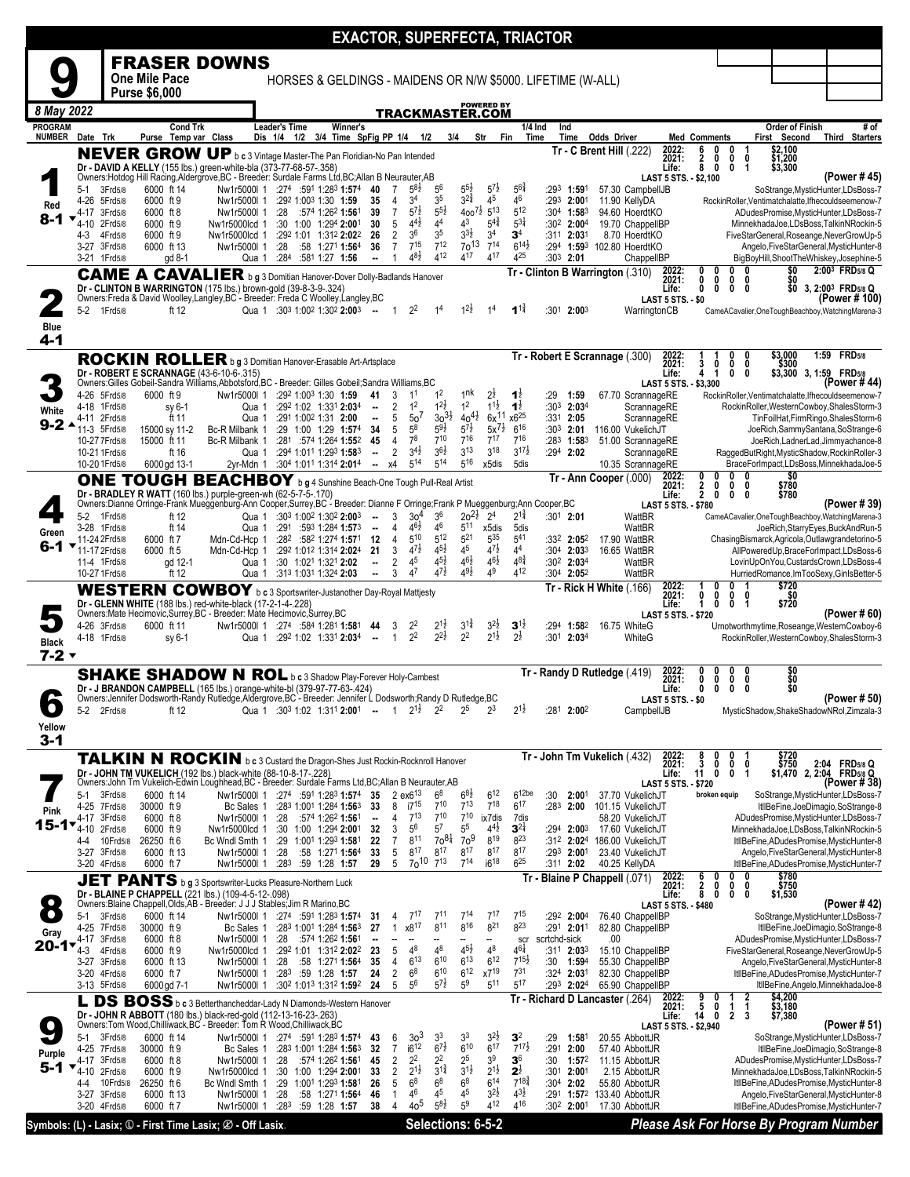# EXACTOR, SUPERFECTA, TRIACTOR

## 9 — FRASER DOWNS

**One Mile Pace** — HORSES & GELDINGS - MAIDENS OR N/W $5000. LIFETIME (W-ALL)
**Purse $6,000**

*8 May 2022* — TRACKMASTER.COM

---

### 1 — Red — 8-1 — NEVER GROW UP
b c 3 Vintage Master-The Pan Floridian-No Pan Intended
Dr - DAVID A KELLY (155 lbs.) green-white-bla (373-77-68-57-.358)
Owners:Hotdog Hill Racing,Aldergrove,BC - Breeder: Surdale Farms Ltd,BC;Allan B Neurauter,AB
Tr - C Brent Hill (.222)

| | Starts | W | P | S | Earnings |
|---|---|---|---|---|---|
| 2022: | 6 | 0 | 0 | 1 | $2,100 |
| 2021: | 2 | 0 | 0 | 0 | $1,200 |
| Life: | 8 | 0 | 0 | 1 | $3,300 |

LAST 5 STS. - $2,100 — (Power # 45)

| Date Trk | Purse | Cond | Class | 1/4 | 1/2 | 3/4 | Time | SpFig | PP | 1/4 | 1/2 | 3/4 | Str | Fin | 1/4 Ind | Ind Time | Odds Driver | Order of Finish |
|---|---|---|---|---|---|---|---|---|---|---|---|---|---|---|---|---|---|---|
| 5-1 3Frd5/8 | 6000 | ft 14 | Nw1r5000l 1 | :274 | :591 | 1:283 | 1:574 | 40 | 7 | 5⁸½ | 5⁶ | 5⁵½ | 5⁷½ | 5⁶¾ | :293 | 1:591 | 57.30 CampbellJB | SoStrange,MysticHunter,LDsBoss-7 |
| 4-26 5Frd5/8 | 6000 | ft 9 | Nw1r5000l 1 | :292 | 1:003 | 1:30 | 1:59 | 35 | 4 | 3⁴ | 3⁵ | 3²¾ | 4⁵ | 4⁶ | :293 | 2:001 | 11.90 KellyDA | RockinRoller,Ventimatchalatte,Ifhecouldseemenow-7 |
| 4-17 3Frd5/8 | 6000 | ft 8 | Nw1r5000l 1 | :28 | :574 | 1:262 | 1:561 | 39 | 7 | 5⁷½ | 5⁵½ | 4oo⁷½ | 5¹³ | 5¹² | :304 | 1:583 | 94.60 HoerdtKO | ADudesPromise,MysticHunter,LDsBoss-7 |
| 4-10 2Frd5/8 | 6000 | ft 9 | Nw1r5000lcd 1 | :30 | 1:00 | 1:294 | 2:001 | 30 | 5 | 4⁴½ | 4⁴ | 4³ | 5⁴¾ | 5³¼ | :302 | 2:004 | 19.70 ChappellBP | MinnekhadaJoe,LDsBoss,TalkinNRockin-5 |
| 4-3 4Frd5/8 | 6000 | ft 9 | Nw1r5000lcd 1 | :292 | 1:01 | 1:312 | 2:022 | 26 | 2 | 3⁶ | 3⁵ | 3³½ | 3⁴ | 3⁴ | :311 | 2:031 | 8.70 HoerdtKO | FiveStarGeneral,Roseange,NeverGrowUp-5 |
| 3-27 3Frd5/8 | 6000 | ft 13 | Nw1r5000l 1 | :28 | :58 | 1:271 | 1:564 | 36 | 7 | 7¹⁵ | 7¹² | 7o¹³ | 7¹⁴ | 6¹⁴½ | :294 | 1:593 | 102.80 HoerdtKO | Angelo,FiveStarGeneral,MysticHunter-8 |
| 3-21 1Frd5/8 | | gd 8-1 | Qua 1 | :284 | :581 | 1:27 | 1:56 | -- | 1 | 4⁸½ | 4¹² | 4¹⁷ | 4¹⁷ | 4²⁵ | :303 | 2:01 | ChappellBP | BigBoyHill,ShootTheWhiskey,Josephine-5 |

---

### 2 — Blue — 4-1 — CAME A CAVALIER
b g 3 Domitian Hanover-Dolly-Badlands Hanover
Dr - CLINTON B WARRINGTON (175 lbs.) brown-gold (39-8-3-9-.324)
Owners:Freda & David Woolley,Langley,BC - Breeder: Freda C Woolley,Langley,BC
Tr - Clinton B Warrington (.310)

| | Starts | W | P | S | Earnings | |
|---|---|---|---|---|---|---|
| 2022: | 0 | 0 | 0 | 0 | $0 | 2:00³ FRD5/8 Q |
| 2021: | 0 | 0 | 0 | 0 | $0 | |
| Life: | 0 | 0 | 0 | 0 | $0 | 3, 2:00³ FRD5/8 Q |

LAST 5 STS. - $0 — (Power # 100)

| Date Trk | Purse | Cond | Class | 1/4 | 1/2 | 3/4 | Time | SpFig | PP | 1/4 | 1/2 | 3/4 | Str | Fin | 1/4 Ind | Ind Time | Odds Driver | Order of Finish |
|---|---|---|---|---|---|---|---|---|---|---|---|---|---|---|---|---|---|---|
| 5-2 1Frd5/8 | | ft 12 | Qua 1 | :303 | 1:002 | 1:302 | 2:003 | -- | 1 | 2² | 1⁴ | 1²½ | 1⁴ | 1¹¾ | :301 | 2:003 | WarringtonCB | CameACavalier,OneToughBeachboy,WatchingMarena-3 |

---

### 3 — White — 9-2 ▲ — ROCKIN ROLLER
b g 3 Domitian Hanover-Erasable Art-Artsplace
Dr - ROBERT E SCRANNAGE (43-6-10-6-.315)
Owners:Gilles Gobeil-Sandra Williams,Abbotsford,BC - Breeder: Gilles Gobeil;Sandra Williams,BC
Tr - Robert E Scrannage (.300)

| | Starts | W | P | S | Earnings | |
|---|---|---|---|---|---|---|
| 2022: | 1 | 1 | 0 | 0 | $3,000 | 1:59 FRD5/8 |
| 2021: | 3 | 0 | 0 | 0 | $300 | |
| Life: | 4 | 1 | 0 | 0 | $3,300 | 3, 1:59 FRD5/8 |

LAST 5 STS. - $3,300 — (Power # 44)

| Date Trk | Purse | Cond | Class | 1/4 | 1/2 | 3/4 | Time | SpFig | PP | 1/4 | 1/2 | 3/4 | Str | Fin | 1/4 Ind | Ind Time | Odds Driver | Order of Finish |
|---|---|---|---|---|---|---|---|---|---|---|---|---|---|---|---|---|---|---|
| 4-26 5Frd5/8 | 6000 | ft 9 | Nw1r5000l 1 | :292 | 1:003 | 1:30 | 1:59 | 41 | 3 | 1¹ | 1² | 1nk | 2½ | 1½ | :29 | 1:59 | 67.70 ScrannageRE | RockinRoller,Ventimatchalatte,Ifhecouldseemenow-7 |
| 4-18 1Frd5/8 | | sy 6-1 | Qua 1 | :292 | 1:02 | 1:331 | 2:034 | -- | 2 | 1² | 1²½ | 1² | 1¹½ | 1½ | :303 | 2:034 | ScrannageRE | RockinRoller,WesternCowboy,ShalesStorm-3 |
| 4-11 2Frd5/8 | | ft 11 | Qua 1 | :291 | 1:002 | 1:31 | 2:00 | -- | 5 | 5o⁷ | 3o³½ | 4o⁴½ | 6x¹¹ | x6²⁵ | :331 | 2:05 | ScrannageRE | TinFoilHat,FirmRingo,ShalesStorm-6 |
| 11-3 5Frd5/8 | 15000 | sy 11-2 | Bc-R Milbank 1 | :29 | 1:00 | 1:29 | 1:574 | 34 | 5 | 5⁸ | 5⁹½ | 5⁷½ | 5x⁷½ | 6¹⁶ | :303 | 2:01 | 116.00 VukelichJT | JoeRich,SammySantana,SoStrange-6 |
| 10-27 7Frd5/8 | 15000 | ft 11 | Bc-R Milbank 1 | :281 | :574 | 1:264 | 1:552 | 45 | 4 | 7⁸ | 7¹⁰ | 7¹⁶ | 7¹⁷ | 7¹⁶ | :283 | 1:583 | 51.00 ScrannageRE | JoeRich,LadnerLad,Jimmyachance-8 |
| 10-21 1Frd5/8 | | ft 16 | Qua 1 | :294 | 1:011 | 1:293 | 1:583 | -- | 2 | 3⁴½ | 3⁶½ | 3¹³ | 3¹⁸ | 3¹⁷½ | :294 | 2:02 | ScrannageRE | RaggedButRight,MysticShadow,RockinRoller-3 |
| 10-20 1Frd5/8 | 6000 | gd 13-1 | 2yr-Mdn 1 | :304 | 1:011 | 1:314 | 2:014 | -- | x4 | 5¹⁴ | 5¹⁴ | 5¹⁶ | x5dis | 5dis | | | 10.35 ScrannageRE | BraceForImpact,LDsBoss,MinnekhadaJoe-5 |

---

### 4 — Green — 6-1 ▼ — ONE TOUGH BEACHBOY
b g 4 Sunshine Beach-One Tough Pull-Real Artist
Dr - BRADLEY R WATT (160 lbs.) purple-green-wh (62-5-7-5-.170)
Owners:Dianne Orringe-Frank Mueggenburg-Ann Cooper,Surrey,BC - Breeder: Dianne F Orringe;Frank P Mueggenburg;Ann Cooper,BC
Tr - Ann Cooper (.000)

| | Starts | W | P | S | Earnings |
|---|---|---|---|---|---|
| 2022: | 0 | 0 | 0 | 0 | $0 |
| 2021: | 2 | 0 | 0 | 0 | $780 |
| Life: | 2 | 0 | 0 | 0 | $780 |

LAST 5 STS. - $780 — (Power # 39)

| Date Trk | Purse | Cond | Class | 1/4 | 1/2 | 3/4 | Time | SpFig | PP | 1/4 | 1/2 | 3/4 | Str | Fin | 1/4 Ind | Ind Time | Odds Driver | Order of Finish |
|---|---|---|---|---|---|---|---|---|---|---|---|---|---|---|---|---|---|---|
| 5-2 1Frd5/8 | | ft 12 | Qua 1 | :303 | 1:002 | 1:302 | 2:003 | -- | 3 | 3o⁴ | 3⁶ | 2o²½ | 2⁴ | 2¹¾ | :301 | 2:01 | WattBR | CameACavalier,OneToughBeachboy,WatchingMarena-3 |
| 3-28 1Frd5/8 | | ft 14 | Qua 1 | :291 | :593 | 1:284 | 1:573 | -- | 4 | 4⁶½ | 4⁶ | 5¹¹ | x5dis | 5dis | | | WattBR | JoeRich,StarryEyes,BuckAndRun-5 |
| 11-24 2Frd5/8 | 6000 | ft 7 | Mdn-Cd-Hcp 1 | :282 | :582 | 1:274 | 1:571 | 12 | 4 | 5¹⁰ | 5¹² | 5²¹ | 5³⁵ | 5⁴¹ | :332 | 2:052 | 17.90 WattBR | ChasingBismarck,Agricola,Outlawgrandetorino-5 |
| 11-17 2Frd5/8 | 6000 | ft 5 | Mdn-Cd-Hcp 1 | :292 | 1:012 | 1:314 | 2:024 | 21 | 3 | 4⁷½ | 4⁵½ | 4⁵ | 4⁷½ | 4⁴ | :304 | 2:033 | 16.65 WattBR | AllPoweredUp,BraceForImpact,LDsBoss-6 |
| 11-4 1Frd5/8 | | gd 12-1 | Qua 1 | :30 | 1:021 | 1:321 | 2:02 | -- | 2 | 4⁵ | 4⁵½ | 4⁶½ | 4⁶½ | 4⁸¾ | :302 | 2:034 | WattBR | LovinUpOnYou,CustardsCrown,LDsBoss-4 |
| 10-27 1Frd5/8 | | ft 12 | Qua 1 | :313 | 1:031 | 1:324 | 2:03 | -- | 3 | 4⁷ | 4⁷½ | 4⁹½ | 4⁹ | 4¹² | :304 | 2:052 | WattBR | HurriedRomance,ImTooSexy,GinIsBetter-5 |

---

### 5 — Black — 7-2 ▼ — WESTERN COWBOY
b c 3 Sportswriter-Justanother Day-Royal Mattjesty
Dr - GLENN WHITE (188 lbs.) red-white-black (17-2-1-4-.228)
Owners:Mate Hecimovic,Surrey,BC - Breeder: Mate Hecimovic,Surrey,BC
Tr - Rick H White (.166)

| | Starts | W | P | S | Earnings |
|---|---|---|---|---|---|
| 2022: | 1 | 0 | 0 | 1 | $720 |
| 2021: | 0 | 0 | 0 | 0 | $0 |
| Life: | 1 | 0 | 0 | 1 | $720 |

LAST 5 STS. - $720 — (Power # 60)

| Date Trk | Purse | Cond | Class | 1/4 | 1/2 | 3/4 | Time | SpFig | PP | 1/4 | 1/2 | 3/4 | Str | Fin | 1/4 Ind | Ind Time | Odds Driver | Order of Finish |
|---|---|---|---|---|---|---|---|---|---|---|---|---|---|---|---|---|---|---|
| 4-26 3Frd5/8 | 6000 | ft 11 | Nw1r5000l 1 | :274 | :584 | 1:281 | 1:581 | 44 | 3 | 2² | 2¹½ | 3¹¾ | 3²½ | 3¹½ | :294 | 1:582 | 16.75 WhiteG | Urnotworthmytime,Roseange,WesternCowboy-6 |
| 4-18 1Frd5/8 | | sy 6-1 | Qua 1 | :292 | 1:02 | 1:331 | 2:034 | -- | 1 | 2² | 2²½ | 2² | 2¹½ | 2½ | :301 | 2:034 | WhiteG | RockinRoller,WesternCowboy,ShalesStorm-3 |

---

### 6 — Yellow — 3-1 — SHAKE SHADOW N ROL
b c 3 Shadow Play-Forever Holy-Cambest
Dr - J BRANDON CAMPBELL (165 lbs.) orange-white-bl (379-97-77-63-.424)
Owners:Jennifer Dodsworth-Randy Rutledge,Aldergrove,BC - Breeder: Jennifer L Dodsworth;Randy D Rutledge,BC
Tr - Randy D Rutledge (.419)

| | Starts | W | P | S | Earnings |
|---|---|---|---|---|---|
| 2022: | 0 | 0 | 0 | 0 | $0 |
| 2021: | 0 | 0 | 0 | 0 | $0 |
| Life: | 0 | 0 | 0 | 0 | $0 |

LAST 5 STS. - $0 — (Power # 50)

| Date Trk | Purse | Cond | Class | 1/4 | 1/2 | 3/4 | Time | SpFig | PP | 1/4 | 1/2 | 3/4 | Str | Fin | 1/4 Ind | Ind Time | Odds Driver | Order of Finish |
|---|---|---|---|---|---|---|---|---|---|---|---|---|---|---|---|---|---|---|
| 5-2 2Frd5/8 | | ft 12 | Qua 1 | :303 | 1:02 | 1:311 | 2:001 | -- | 1 | 2¹½ | 2² | 2⁵ | 2³ | 2¹½ | :281 | 2:002 | CampbellJB | MysticShadow,ShakeShadowNRol,Zimzala-3 |

---

### 7 — Pink — 15-1 ▼ — TALKIN N ROCKIN
b c 3 Custard the Dragon-Shes Just Rockin-Rocknroll Hanover
Dr - JOHN TM VUKELICH (192 lbs.) black-white (88-10-8-17-.228)
Owners:John Tm Vukelich-Edwin Loughhead,BC - Breeder: Surdale Farms Ltd,BC;Allan B Neurauter,AB
Tr - John Tm Vukelich (.432)

| | Starts | W | P | S | Earnings | |
|---|---|---|---|---|---|---|
| 2022: | 8 | 0 | 0 | 1 | $720 | |
| 2021: | 3 | 0 | 0 | 0 | $750 | 2:04 FRD5/8 Q |
| Life: | 11 | 0 | 0 | 1 | $1,470 | 2, 2:04 FRD5/8 Q |

LAST 5 STS. - $720 — (Power # 38)

| Date Trk | Purse | Cond | Class | 1/4 | 1/2 | 3/4 | Time | SpFig | PP | 1/4 | 1/2 | 3/4 | Str | Fin | 1/4 Ind | Ind Time | Odds Driver | Order of Finish |
|---|---|---|---|---|---|---|---|---|---|---|---|---|---|---|---|---|---|---|
| 5-1 3Frd5/8 | 6000 | ft 14 | Nw1r5000l 1 | :274 | :591 | 1:283 | 1:574 | 35 | 2 | ex6¹³ | 6⁸½ | 6⁸ | 6¹² | 6¹²be | :30 | 2:001 | 37.70 VukelichJT | broken equip — SoStrange,MysticHunter,LDsBoss-7 |
| 4-25 7Frd5/8 | 30000 | ft 9 | Bc Sales 1 | :283 | 1:001 | 1:284 | 1:563 | 33 | 8 | i7¹⁵ | 7¹⁰ | 7¹³ | 7¹⁸ | 6¹⁷ | :283 | 2:00 | 101.15 VukelichJT | ItllBeFine,JoeDimagio,SoStrange-8 |
| 4-17 3Frd5/8 | 6000 | ft 8 | Nw1r5000l 1 | :28 | :574 | 1:262 | 1:561 | -- | 4 | 7¹³ | 7¹⁰ | 7¹⁰ | ix7dis | 7dis | | | 58.20 VukelichJT | ADudesPromise,MysticHunter,LDsBoss-7 |
| 4-10 2Frd5/8 | 6000 | ft 9 | Nw1r5000lcd 1 | :30 | 1:00 | 1:294 | 2:001 | 32 | 3 | 5⁶ | 5⁷ | 5⁵ | 4⁴½ | 3²¼ | :294 | 2:003 | 17.60 VukelichJT | MinnekhadaJoe,LDsBoss,TalkinNRockin-5 |
| 4-4 10Frd5/8 | 26250 | ft 6 | Bc Wnl Smth 1 | :29 | 1:001 | 1:293 | 1:581 | 22 | 7 | 8¹¹ | 7o⁸¼ | 7o⁹ | 8¹⁹ | 8²³ | :312 | 2:024 | 186.00 VukelichJT | ItllBeFine,ADudesPromise,MysticHunter-8 |
| 3-27 3Frd5/8 | 6000 | ft 13 | Nw1r5000l 1 | :28 | :58 | 1:271 | 1:564 | 33 | 5 | 8¹⁷ | 8¹⁷ | 8¹⁷ | 8¹⁷ | 8¹⁷ | :293 | 2:001 | 23.40 VukelichJT | Angelo,FiveStarGeneral,MysticHunter-8 |
| 3-20 4Frd5/8 | 6000 | ft 7 | Nw1r5000l 1 | :283 | :59 | 1:28 | 1:57 | 29 | 5 | 7o¹⁰ | 7¹³ | 7¹⁴ | i6¹⁸ | 6²⁵ | :311 | 2:02 | 40.25 KellyDA | ItllBeFine,ADudesPromise,MysticHunter-7 |

---

### 8 — Gray — 20-1 ▼ — JET PANTS
b g 3 Sportswriter-Lucks Pleasure-Northern Luck
Dr - BLAINE P CHAPPELL (221 lbs.) (109-4-5-12-.098)
Owners:Blaine Chappell,Olds,AB - Breeder: J J J Stables;Jim R Marino,BC
Tr - Blaine P Chappell (.071)

| | Starts | W | P | S | Earnings |
|---|---|---|---|---|---|
| 2022: | 6 | 0 | 0 | 0 | $780 |
| 2021: | 2 | 0 | 0 | 0 | $750 |
| Life: | 8 | 0 | 0 | 0 | $1,530 |

LAST 5 STS. - $480 — (Power # 42)

| Date Trk | Purse | Cond | Class | 1/4 | 1/2 | 3/4 | Time | SpFig | PP | 1/4 | 1/2 | 3/4 | Str | Fin | 1/4 Ind | Ind Time | Odds Driver | Order of Finish |
|---|---|---|---|---|---|---|---|---|---|---|---|---|---|---|---|---|---|---|
| 5-1 3Frd5/8 | 6000 | ft 14 | Nw1r5000l 1 | :274 | :591 | 1:283 | 1:574 | 31 | 4 | 7¹⁷ | 7¹¹ | 7¹⁴ | 7¹⁷ | 7¹⁵ | :292 | 2:004 | 76.40 ChappellBP | SoStrange,MysticHunter,LDsBoss-7 |
| 4-25 7Frd5/8 | 30000 | ft 9 | Bc Sales 1 | :283 | 1:001 | 1:284 | 1:563 | 27 | 1 | x8¹⁷ | 8¹¹ | 8¹⁶ | 8²¹ | 8²³ | :291 | 2:011 | 82.80 ChappellBP | ItllBeFine,JoeDimagio,SoStrange-8 |
| 4-17 3Frd5/8 | 6000 | ft 8 | Nw1r5000l 1 | :28 | :574 | 1:262 | 1:561 | -- | -- | -- | -- | -- | -- | scr | scrtchd-sick | | .00 | ADudesPromise,MysticHunter,LDsBoss-7 |
| 4-3 4Frd5/8 | 6000 | ft 9 | Nw1r5000lcd 1 | :292 | 1:01 | 1:312 | 2:022 | 23 | 5 | 4⁸ | 4⁸ | 4⁵½ | 4⁸ | 4⁶¼ | :311 | 2:033 | 15.10 ChappellBP | FiveStarGeneral,Roseange,NeverGrowUp-5 |
| 3-27 3Frd5/8 | 6000 | ft 13 | Nw1r5000l 1 | :28 | :58 | 1:271 | 1:564 | 35 | 4 | 6¹³ | 6¹⁰ | 6¹³ | 6¹² | 7¹⁵½ | :30 | 1:594 | 55.30 ChappellBP | Angelo,FiveStarGeneral,MysticHunter-8 |
| 3-20 4Frd5/8 | 6000 | ft 7 | Nw1r5000l 1 | :283 | :59 | 1:28 | 1:57 | 24 | 2 | 6⁸ | 6¹⁰ | 6¹² | x7¹⁹ | 7³¹ | :324 | 2:031 | 82.30 ChappellBP | ItllBeFine,ADudesPromise,MysticHunter-7 |
| 3-13 5Frd5/8 | 6000 | gd 7-1 | Nw1r5000l 1 | :302 | 1:013 | 1:312 | 1:592 | 24 | 5 | 5⁶ | 5⁷½ | 5⁹ | 5¹¹ | 5¹⁷ | :293 | 2:024 | 65.90 ChappellBP | ItllBeFine,Angelo,MinnekhadaJoe-5 |

---

### 9 — Purple — 5-1 ▼ — L DS BOSS
b c 3 Betterthancheddar-Lady N Diamonds-Western Hanover
Dr - JOHN R ABBOTT (180 lbs.) black-red-gold (112-13-16-23-.263)
Owners:Tom Wood,Chilliwack,BC - Breeder: Tom R Wood,Chilliwack,BC
Tr - Richard D Lancaster (.264)

| | Starts | W | P | S | Earnings |
|---|---|---|---|---|---|
| 2022: | 9 | 0 | 1 | 2 | $4,200 |
| 2021: | 5 | 0 | 1 | 1 | $3,180 |
| Life: | 14 | 0 | 2 | 3 | $7,380 |

LAST 5 STS. - $2,940 — (Power # 51)

| Date Trk | Purse | Cond | Class | 1/4 | 1/2 | 3/4 | Time | SpFig | PP | 1/4 | 1/2 | 3/4 | Str | Fin | 1/4 Ind | Ind Time | Odds Driver | Order of Finish |
|---|---|---|---|---|---|---|---|---|---|---|---|---|---|---|---|---|---|---|
| 5-1 3Frd5/8 | 6000 | ft 14 | Nw1r5000l 1 | :274 | :591 | 1:283 | 1:574 | 43 | 6 | 3o³ | 3³ | 3³ | 3²½ | 3² | :29 | 1:581 | 20.55 AbbottJR | SoStrange,MysticHunter,LDsBoss-7 |
| 4-25 7Frd5/8 | 30000 | ft 9 | Bc Sales 1 | :283 | 1:001 | 1:284 | 1:563 | 32 | 7 | i6¹² | 6⁷½ | 6¹⁰ | 6¹⁷ | 7¹⁷½ | :291 | 2:00 | 57.40 AbbottJR | ItllBeFine,JoeDimagio,SoStrange-8 |
| 4-17 3Frd5/8 | 6000 | ft 8 | Nw1r5000l 1 | :28 | :574 | 1:262 | 1:561 | 45 | 2 | 2² | 2² | 2⁵ | 3⁹ | 3⁶ | :30 | 1:572 | 11.15 AbbottJR | ADudesPromise,MysticHunter,LDsBoss-7 |
| 4-10 2Frd5/8 | 6000 | ft 9 | Nw1r5000lcd 1 | :30 | 1:00 | 1:294 | 2:001 | 33 | 2 | 2¹½ | 3¹¾ | 3¹½ | 2¹½ | 2½ | :301 | 2:001 | 2.15 AbbottJR | MinnekhadaJoe,LDsBoss,TalkinNRockin-5 |
| 4-4 10Frd5/8 | 26250 | ft 6 | Bc Wnl Smth 1 | :29 | 1:001 | 1:293 | 1:581 | 26 | 5 | 6⁸ | 6⁸ | 6⁸ | 6¹⁴ | 7¹⁸¾ | :304 | 2:02 | 55.80 AbbottJR | ItllBeFine,ADudesPromise,MysticHunter-8 |
| 3-27 3Frd5/8 | 6000 | ft 13 | Nw1r5000l 1 | :28 | :58 | 1:271 | 1:564 | 46 | 1 | 4⁶ | 4⁵ | 4⁵ | 3²½ | 4³½ | :291 | 1:572 | 133.40 AbbottJR | Angelo,FiveStarGeneral,MysticHunter-8 |
| 3-20 4Frd5/8 | 6000 | ft 7 | Nw1r5000l 1 | :283 | :59 | 1:28 | 1:57 | 38 | 4 | 4o⁵ | 5⁸½ | 5⁹ | 4¹² | 4¹⁶ | :302 | 2:001 | 17.30 AbbottJR | ItllBeFine,ADudesPromise,MysticHunter-7 |

---

Symbols: (L) - Lasix; Ⓛ - First Time Lasix; Ⓛ̸ - Off Lasix.

**Selections: 6-5-2**

*Please Ask For Horse By Program Number*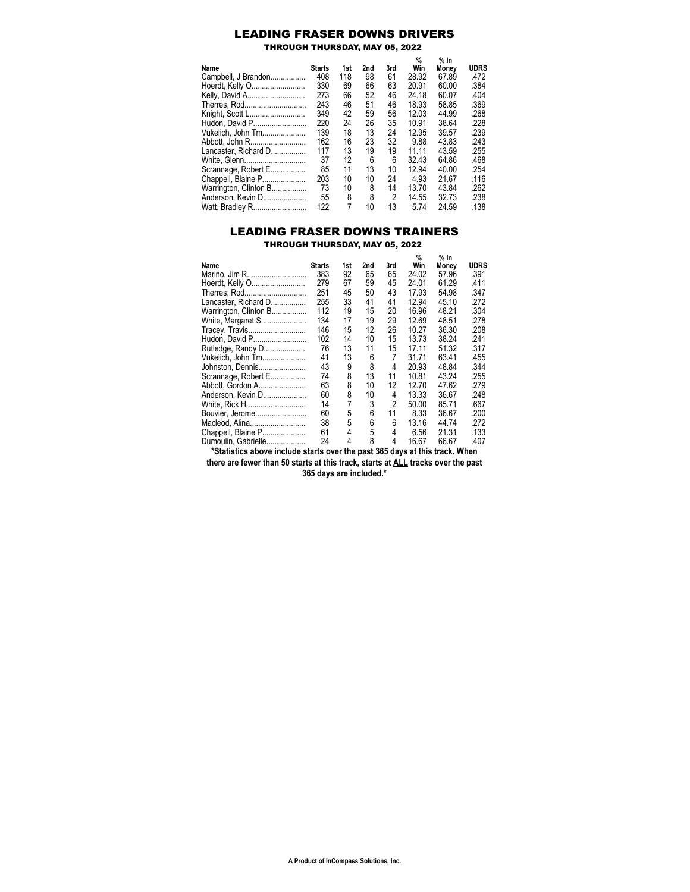# LEADING FRASER DOWNS DRIVERS

### THROUGH THURSDAY, MAY 05, 2022

| Name | Starts | 1st | 2nd | 3rd | % Win | % In Money | UDRS |
|---|---|---|---|---|---|---|---|
| Campbell, J Brandon................. | 408 | 118 | 98 | 61 | 28.92 | 67.89 | .472 |
| Hoerdt, Kelly O.......................... | 330 | 69 | 66 | 63 | 20.91 | 60.00 | .384 |
| Kelly, David A............................ | 273 | 66 | 52 | 46 | 24.18 | 60.07 | .404 |
| Therres, Rod.............................. | 243 | 46 | 51 | 46 | 18.93 | 58.85 | .369 |
| Knight, Scott L............................ | 349 | 42 | 59 | 56 | 12.03 | 44.99 | .268 |
| Hudon, David P.......................... | 220 | 24 | 26 | 35 | 10.91 | 38.64 | .228 |
| Vukelich, John Tm..................... | 139 | 18 | 13 | 24 | 12.95 | 39.57 | .239 |
| Abbott, John R........................... | 162 | 16 | 23 | 32 | 9.88 | 43.83 | .243 |
| Lancaster, Richard D................. | 117 | 13 | 19 | 19 | 11.11 | 43.59 | .255 |
| White, Glenn.............................. | 37 | 12 | 6 | 6 | 32.43 | 64.86 | .468 |
| Scrannage, Robert E................. | 85 | 11 | 13 | 10 | 12.94 | 40.00 | .254 |
| Chappell, Blaine P..................... | 203 | 10 | 10 | 24 | 4.93 | 21.67 | .116 |
| Warrington, Clinton B................. | 73 | 10 | 8 | 14 | 13.70 | 43.84 | .262 |
| Anderson, Kevin D..................... | 55 | 8 | 8 | 2 | 14.55 | 32.73 | .238 |
| Watt, Bradley R.......................... | 122 | 7 | 10 | 13 | 5.74 | 24.59 | .138 |

# LEADING FRASER DOWNS TRAINERS

### THROUGH THURSDAY, MAY 05, 2022

| Name | Starts | 1st | 2nd | 3rd | % Win | % In Money | UDRS |
|---|---|---|---|---|---|---|---|
| Marino, Jim R............................. | 383 | 92 | 65 | 65 | 24.02 | 57.96 | .391 |
| Hoerdt, Kelly O.......................... | 279 | 67 | 59 | 45 | 24.01 | 61.29 | .411 |
| Therres, Rod.............................. | 251 | 45 | 50 | 43 | 17.93 | 54.98 | .347 |
| Lancaster, Richard D................. | 255 | 33 | 41 | 41 | 12.94 | 45.10 | .272 |
| Warrington, Clinton B................. | 112 | 19 | 15 | 20 | 16.96 | 48.21 | .304 |
| White, Margaret S...................... | 134 | 17 | 19 | 29 | 12.69 | 48.51 | .278 |
| Tracey, Travis............................ | 146 | 15 | 12 | 26 | 10.27 | 36.30 | .208 |
| Hudon, David P.......................... | 102 | 14 | 10 | 15 | 13.73 | 38.24 | .241 |
| Rutledge, Randy D.................... | 76 | 13 | 11 | 15 | 17.11 | 51.32 | .317 |
| Vukelich, John Tm..................... | 41 | 13 | 6 | 7 | 31.71 | 63.41 | .455 |
| Johnston, Dennis....................... | 43 | 9 | 8 | 4 | 20.93 | 48.84 | .344 |
| Scrannage, Robert E................. | 74 | 8 | 13 | 11 | 10.81 | 43.24 | .255 |
| Abbott, Gordon A....................... | 63 | 8 | 10 | 12 | 12.70 | 47.62 | .279 |
| Anderson, Kevin D..................... | 60 | 8 | 10 | 4 | 13.33 | 36.67 | .248 |
| White, Rick H............................. | 14 | 7 | 3 | 2 | 50.00 | 85.71 | .667 |
| Bouvier, Jerome......................... | 60 | 5 | 6 | 11 | 8.33 | 36.67 | .200 |
| Macleod, Alina........................... | 38 | 5 | 6 | 6 | 13.16 | 44.74 | .272 |
| Chappell, Blaine P..................... | 61 | 4 | 5 | 4 | 6.56 | 21.31 | .133 |
| Dumoulin, Gabrielle................... | 24 | 4 | 8 | 4 | 16.67 | 66.67 | .407 |

**\*Statistics above include starts over the past 365 days at this track. When there are fewer than 50 starts at this track, starts at ALL tracks over the past 365 days are included.\***

**A Product of InCompass Solutions, Inc.**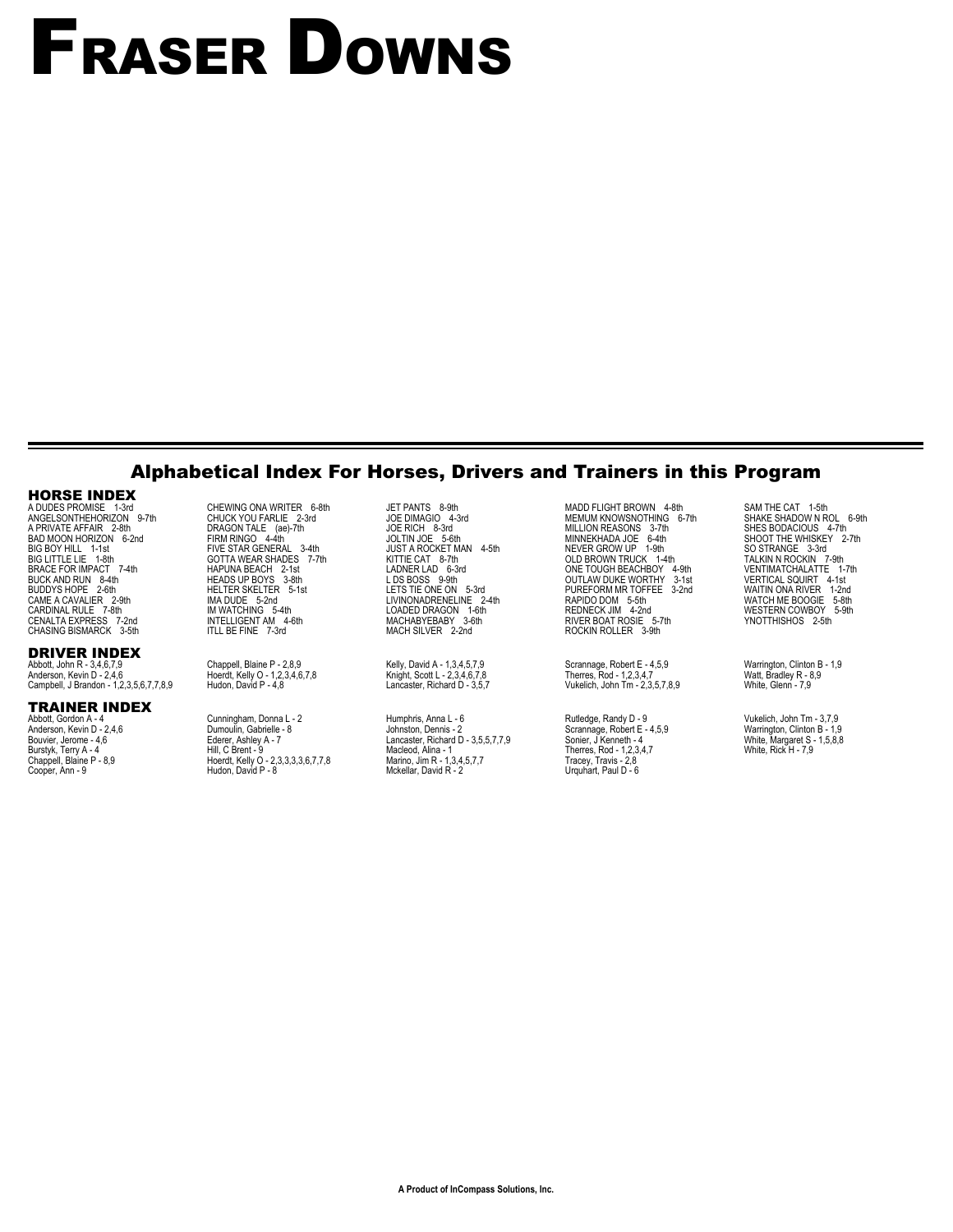# FRASER DOWNS

## Alphabetical Index For Horses, Drivers and Trainers in this Program

### HORSE INDEX

A DUDES PROMISE 1-3rd
ANGELSONTHEHORIZON 9-7th
A PRIVATE AFFAIR 2-8th
BAD MOON HORIZON 6-2nd
BIG BOY HILL 1-1st
BIG LITTLE LIE 1-8th
BRACE FOR IMPACT 7-4th
BUCK AND RUN 8-4th
BUDDYS HOPE 2-6th
CAME A CAVALIER 2-9th
CARDINAL RULE 7-8th
CENALTA EXPRESS 7-2nd
CHASING BISMARCK 3-5th
CHEWING ONA WRITER 6-8th
CHUCK YOU FARLIE 2-3rd
DRAGON TALE (ae)-7th
FIRM RINGO 4-4th
FIVE STAR GENERAL 3-4th
GOTTA WEAR SHADES 7-7th
HAPUNA BEACH 2-1st
HEADS UP BOYS 3-8th
HELTER SKELTER 5-1st
IMA DUDE 5-2nd
IM WATCHING 5-4th
INTELLIGENT AM 4-6th
ITLL BE FINE 7-3rd
JET PANTS 8-9th
JOE DIMAGIO 4-3rd
JOE RICH 8-3rd
JOLTIN JOE 5-6th
JUST A ROCKET MAN 4-5th
KITTIE CAT 8-7th
LADNER LAD 6-3rd
L DS BOSS 9-9th
LETS TIE ONE ON 5-3rd
LIVINONADRENELINE 2-4th
LOADED DRAGON 1-6th
MACHABYEBABY 3-6th
MACH SILVER 2-2nd
MADD FLIGHT BROWN 4-8th
MEMUM KNOWSNOTHING 6-7th
MILLION REASONS 3-7th
MINNEKHADA JOE 6-4th
NEVER GROW UP 1-9th
OLD BROWN TRUCK 1-4th
ONE TOUGH BEACHBOY 4-9th
OUTLAW DUKE WORTHY 3-1st
PUREFORM MR TOFFEE 3-2nd
RAPIDO DOM 5-5th
REDNECK JIM 4-2nd
RIVER BOAT ROSIE 5-7th
ROCKIN ROLLER 3-9th
SAM THE CAT 1-5th
SHAKE SHADOW N ROL 6-9th
SHES BODACIOUS 4-7th
SHOOT THE WHISKEY 2-7th
SO STRANGE 3-3rd
TALKIN N ROCKIN 7-9th
VENTIMATCHALATTE 1-7th
VERTICAL SQUIRT 4-1st
WAITIN ONA RIVER 1-2nd
WATCH ME BOOGIE 5-8th
WESTERN COWBOY 5-9th
YNOTTHISHOS 2-5th

### DRIVER INDEX

Abbott, John R - 3,4,6,7,9
Anderson, Kevin D - 2,4,6
Campbell, J Brandon - 1,2,3,5,6,7,7,8,9
Chappell, Blaine P - 2,8,9
Hoerdt, Kelly O - 1,2,3,4,6,7,8
Hudon, David P - 4,8
Kelly, David A - 1,3,4,5,7,9
Knight, Scott L - 2,3,4,6,7,8
Lancaster, Richard D - 3,5,7
Scrannage, Robert E - 4,5,9
Therres, Rod - 1,2,3,4,7
Vukelich, John Tm - 2,3,5,7,8,9
Warrington, Clinton B - 1,9
Watt, Bradley R - 8,9
White, Glenn - 7,9

### TRAINER INDEX

Abbott, Gordon A - 4
Anderson, Kevin D - 2,4,6
Bouvier, Jerome - 4,6
Burstyk, Terry A - 4
Chappell, Blaine P - 8,9
Cooper, Ann - 9
Cunningham, Donna L - 2
Dumoulin, Gabrielle - 8
Ederer, Ashley A - 7
Hill, C Brent - 9
Hoerdt, Kelly O - 2,3,3,3,3,6,7,7,8
Hudon, David P - 8
Humphris, Anna L - 6
Johnston, Dennis - 2
Lancaster, Richard D - 3,5,5,7,7,9
Macleod, Alina - 1
Marino, Jim R - 1,3,4,5,7,7
Mckellar, David R - 2
Rutledge, Randy D - 9
Scrannage, Robert E - 4,5,9
Sonier, J Kenneth - 4
Therres, Rod - 1,2,3,4,7
Tracey, Travis - 2,8
Urquhart, Paul D - 6
Vukelich, John Tm - 3,7,9
Warrington, Clinton B - 1,9
White, Margaret S - 1,5,8,8
White, Rick H - 7,9

**A Product of InCompass Solutions, Inc.**